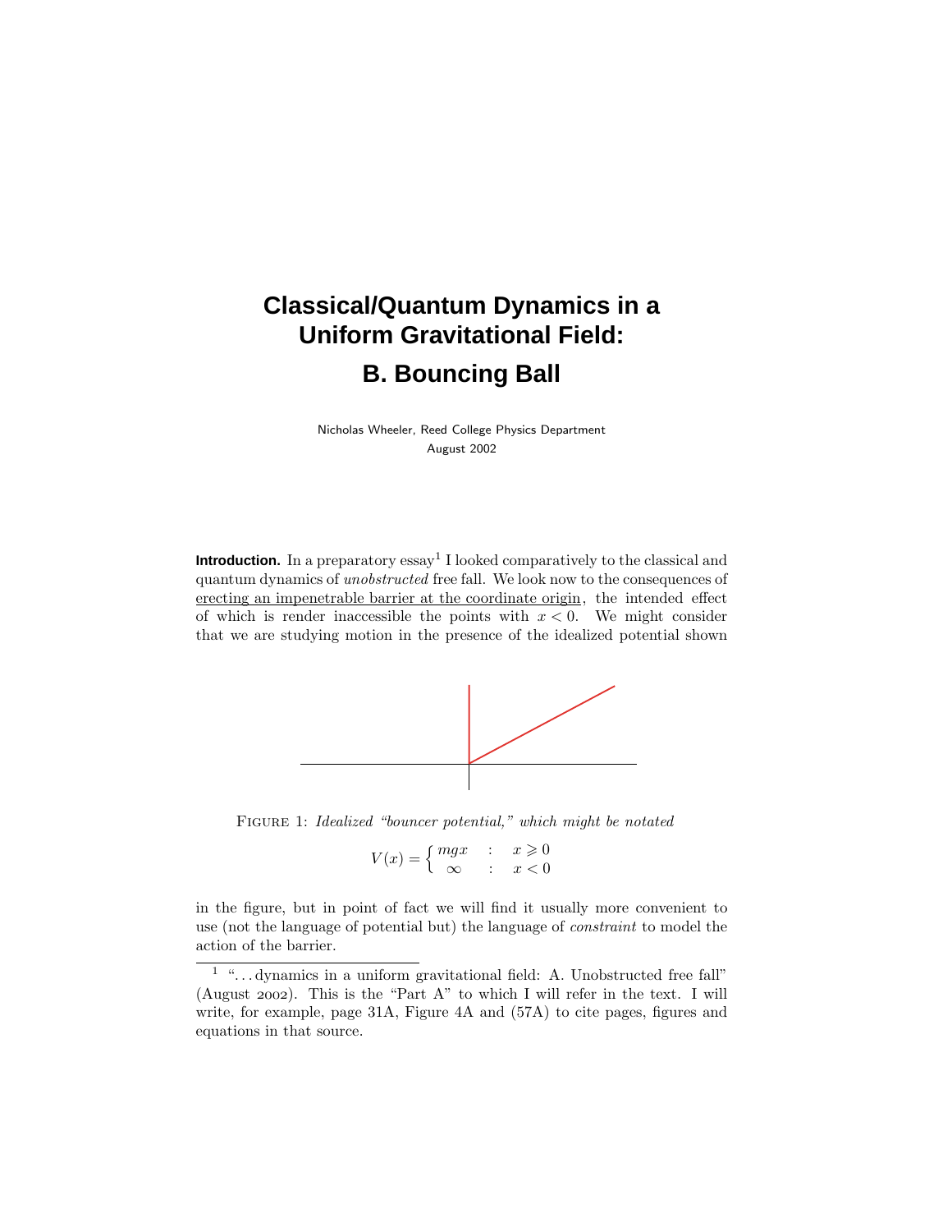# Classical/Quantum Dynamics in a Uniform Gravitational Field:

## B. Bouncing Ball

Nicholas Wheeler, Reed College Physics Department
August 2002

**Introduction.** In a preparatory essay[1] I looked comparatively to the classical and quantum dynamics of *unobstructed* free fall. We look now to the consequences of erecting an impenetrable barrier at the coordinate origin, the intended effect of which is render inaccessible the points with $x < 0$. We might consider that we are studying motion in the presence of the idealized potential shown

FIGURE 1: *Idealized "bouncer potential," which might be notated*

$$V(x) = \begin{cases} mgx & : \quad x \geqslant 0 \\ \infty & : \quad x < 0 \end{cases}$$

in the figure, but in point of fact we will find it usually more convenient to use (not the language of potential but) the language of *constraint* to model the action of the barrier.

---

[1] "...dynamics in a uniform gravitational field: A. Unobstructed free fall" (August 2002). This is the "Part A" to which I will refer in the text. I will write, for example, page 31A, Figure 4A and (57A) to cite pages, figures and equations in that source.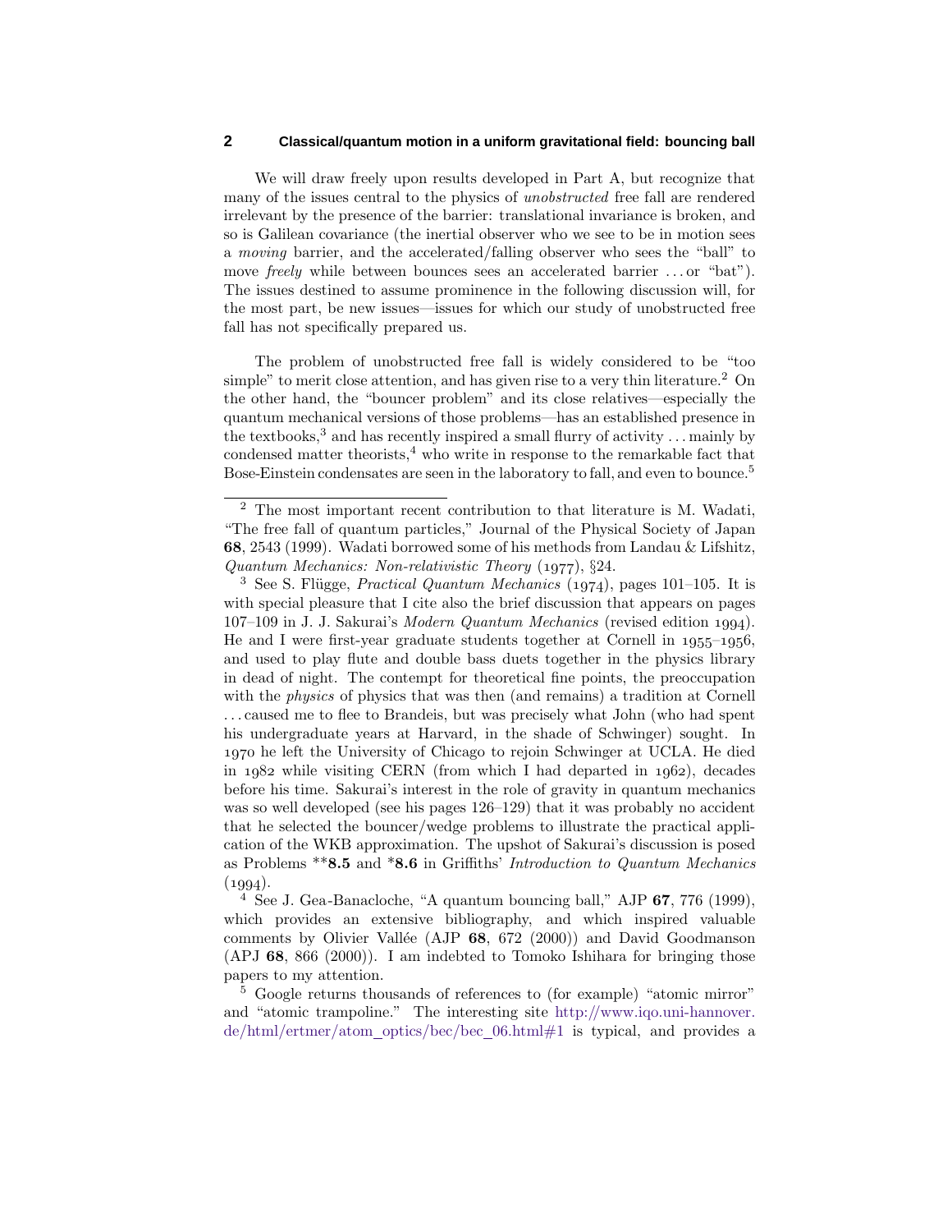We will draw freely upon results developed in Part A, but recognize that many of the issues central to the physics of *unobstructed* free fall are rendered irrelevant by the presence of the barrier: translational invariance is broken, and so is Galilean covariance (the inertial observer who we see to be in motion sees a *moving* barrier, and the accelerated/falling observer who sees the "ball" to move *freely* while between bounces sees an accelerated barrier . . . or "bat"). The issues destined to assume prominence in the following discussion will, for the most part, be new issues—issues for which our study of unobstructed free fall has not specifically prepared us.

The problem of unobstructed free fall is widely considered to be "too simple" to merit close attention, and has given rise to a very thin literature.[2] On the other hand, the "bouncer problem" and its close relatives—especially the quantum mechanical versions of those problems—has an established presence in the textbooks,[3] and has recently inspired a small flurry of activity . . . mainly by condensed matter theorists,[4] who write in response to the remarkable fact that Bose-Einstein condensates are seen in the laboratory to fall, and even to bounce.[5]

---

[2] The most important recent contribution to that literature is M. Wadati, "The free fall of quantum particles," Journal of the Physical Society of Japan **68**, 2543 (1999). Wadati borrowed some of his methods from Landau & Lifshitz, *Quantum Mechanics: Non-relativistic Theory* (1977), §24.

[3] See S. Flügge, *Practical Quantum Mechanics* (1974), pages 101–105. It is with special pleasure that I cite also the brief discussion that appears on pages 107–109 in J. J. Sakurai's *Modern Quantum Mechanics* (revised edition 1994). He and I were first-year graduate students together at Cornell in 1955–1956, and used to play flute and double bass duets together in the physics library in dead of night. The contempt for theoretical fine points, the preoccupation with the *physics* of physics that was then (and remains) a tradition at Cornell . . . caused me to flee to Brandeis, but was precisely what John (who had spent his undergraduate years at Harvard, in the shade of Schwinger) sought. In 1970 he left the University of Chicago to rejoin Schwinger at UCLA. He died in 1982 while visiting CERN (from which I had departed in 1962), decades before his time. Sakurai's interest in the role of gravity in quantum mechanics was so well developed (see his pages 126–129) that it was probably no accident that he selected the bouncer/wedge problems to illustrate the practical application of the WKB approximation. The upshot of Sakurai's discussion is posed as Problems ****8.5** and ***8.6** in Griffiths' *Introduction to Quantum Mechanics* (1994).

[4] See J. Gea-Banacloche, "A quantum bouncing ball," AJP **67**, 776 (1999), which provides an extensive bibliography, and which inspired valuable comments by Olivier Vallée (AJP **68**, 672 (2000)) and David Goodmanson (APJ **68**, 866 (2000)). I am indebted to Tomoko Ishihara for bringing those papers to my attention.

[5] Google returns thousands of references to (for example) "atomic mirror" and "atomic trampoline." The interesting site http://www.iqo.uni-hannover.de/html/ertmer/atom_optics/bec/bec_06.html#1 is typical, and provides a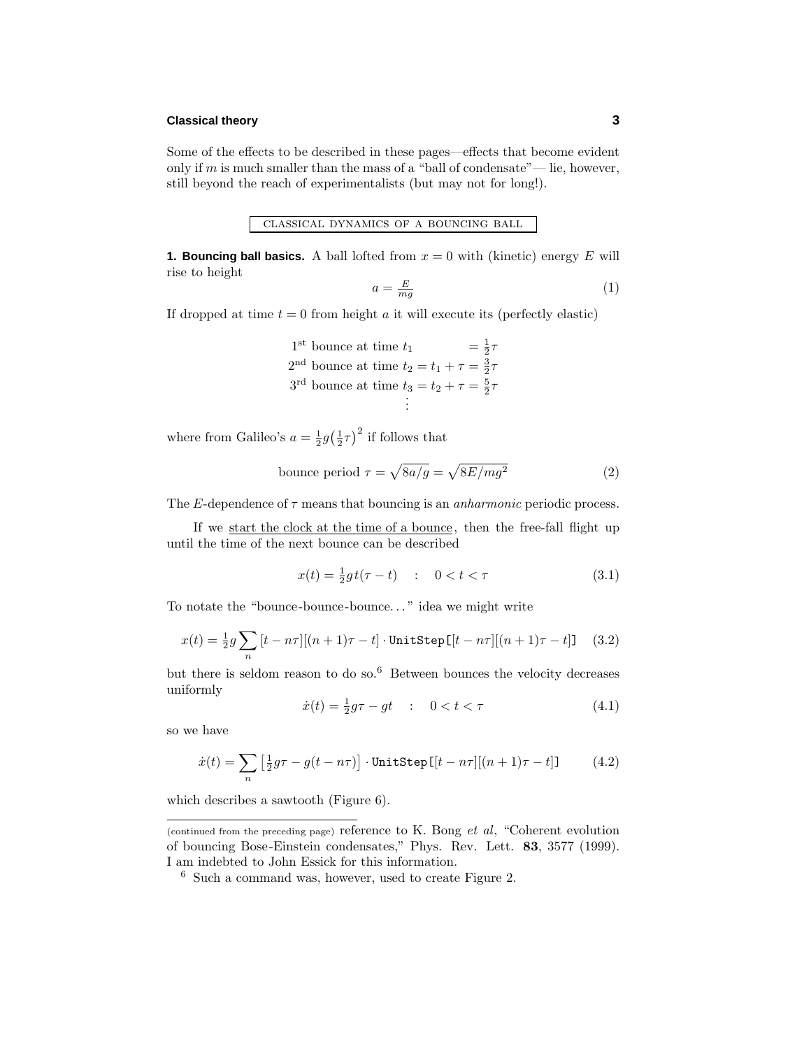Some of the effects to be described in these pages—effects that become evident only if $m$ is much smaller than the mass of a "ball of condensate"— lie, however, still beyond the reach of experimentalists (but may not for long!).

## CLASSICAL DYNAMICS OF A BOUNCING BALL

**1. Bouncing ball basics.** A ball lofted from $x = 0$ with (kinetic) energy $E$ will rise to height

$$a = \tfrac{E}{mg} \tag{1}$$

If dropped at time $t = 0$ from height $a$ it will execute its (perfectly elastic)

$$\begin{aligned}
1^{\text{st}} \text{ bounce at time } t_1 \qquad\qquad &= \tfrac{1}{2}\tau \\
2^{\text{nd}} \text{ bounce at time } t_2 = t_1 + \tau &= \tfrac{3}{2}\tau \\
3^{\text{rd}} \text{ bounce at time } t_3 = t_2 + \tau &= \tfrac{5}{2}\tau \\
&\vdots
\end{aligned}$$

where from Galileo's $a = \frac{1}{2}g\big(\frac{1}{2}\tau\big)^2$ if follows that

$$\text{bounce period } \tau = \sqrt{8a/g} = \sqrt{8E/mg^2} \tag{2}$$

The $E$-dependence of $\tau$ means that bouncing is an *anharmonic* periodic process.

If we <u>start the clock at the time of a bounce</u>, then the free-fall flight up until the time of the next bounce can be described

$$x(t) = \tfrac{1}{2}gt(\tau - t) \quad : \quad 0 < t < \tau \tag{3.1}$$

To notate the "bounce-bounce-bounce. . . " idea we might write

$$x(t) = \tfrac{1}{2}g\sum_n\,[t - n\tau][(n+1)\tau - t]\cdot \texttt{UnitStep}\texttt{[}[t - n\tau][(n+1)\tau - t]\texttt{]} \tag{3.2}$$

but there is seldom reason to do so.[6] Between bounces the velocity decreases uniformly

$$\dot{x}(t) = \tfrac{1}{2}g\tau - gt \quad : \quad 0 < t < \tau \tag{4.1}$$

so we have

$$\dot{x}(t) = \sum_n \big[\tfrac{1}{2}g\tau - g(t - n\tau)\big]\cdot \texttt{UnitStep}\texttt{[}[t - n\tau][(n+1)\tau - t]\texttt{]} \tag{4.2}$$

which describes a sawtooth (Figure 6).

---

(continued from the preceding page) reference to K. Bong *et al*, "Coherent evolution of bouncing Bose-Einstein condensates," Phys. Rev. Lett. **83**, 3577 (1999). I am indebted to John Essick for this information.

[6] Such a command was, however, used to create Figure 2.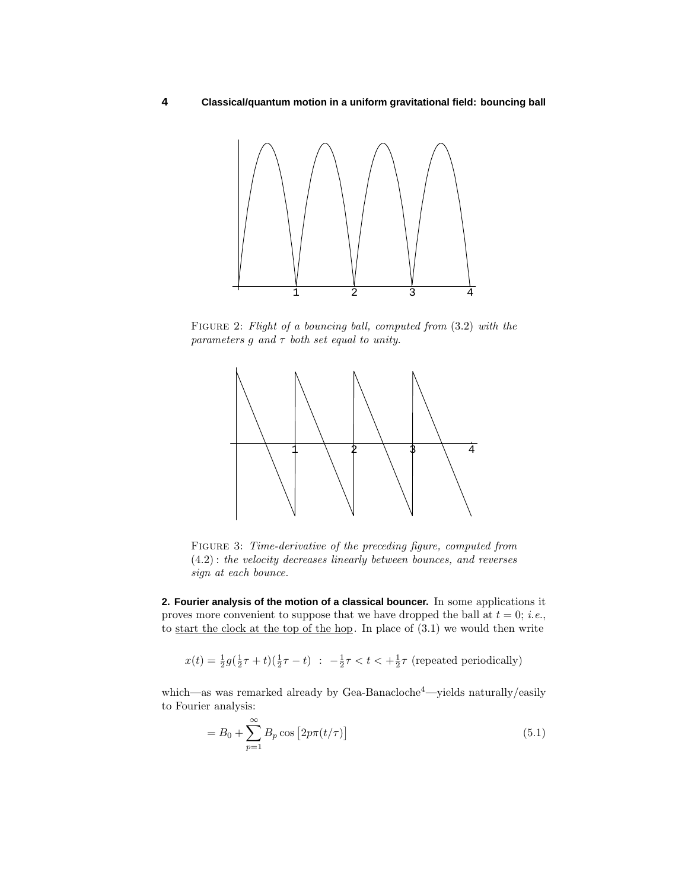FIGURE 2: *Flight of a bouncing ball, computed from* (3.2) *with the parameters* $g$ *and* $\tau$ *both set equal to unity.*

FIGURE 3: *Time-derivative of the preceding figure, computed from* (4.2) : *the velocity decreases linearly between bounces, and reverses sign at each bounce.*

**2. Fourier analysis of the motion of a classical bouncer.** In some applications it proves more convenient to suppose that we have dropped the ball at $t = 0$; *i.e.*, to start the clock at the top of the hop. In place of (3.1) we would then write

$$x(t) = \tfrac{1}{2}g(\tfrac{1}{2}\tau + t)(\tfrac{1}{2}\tau - t) \;\;:\;\; -\tfrac{1}{2}\tau < t < +\tfrac{1}{2}\tau \text{ (repeated periodically)}$$

which—as was remarked already by Gea-Banacloche[4]—yields naturally/easily to Fourier analysis:

$$= B_0 + \sum_{p=1}^{\infty} B_p \cos\left[2p\pi(t/\tau)\right] \tag{5.1}$$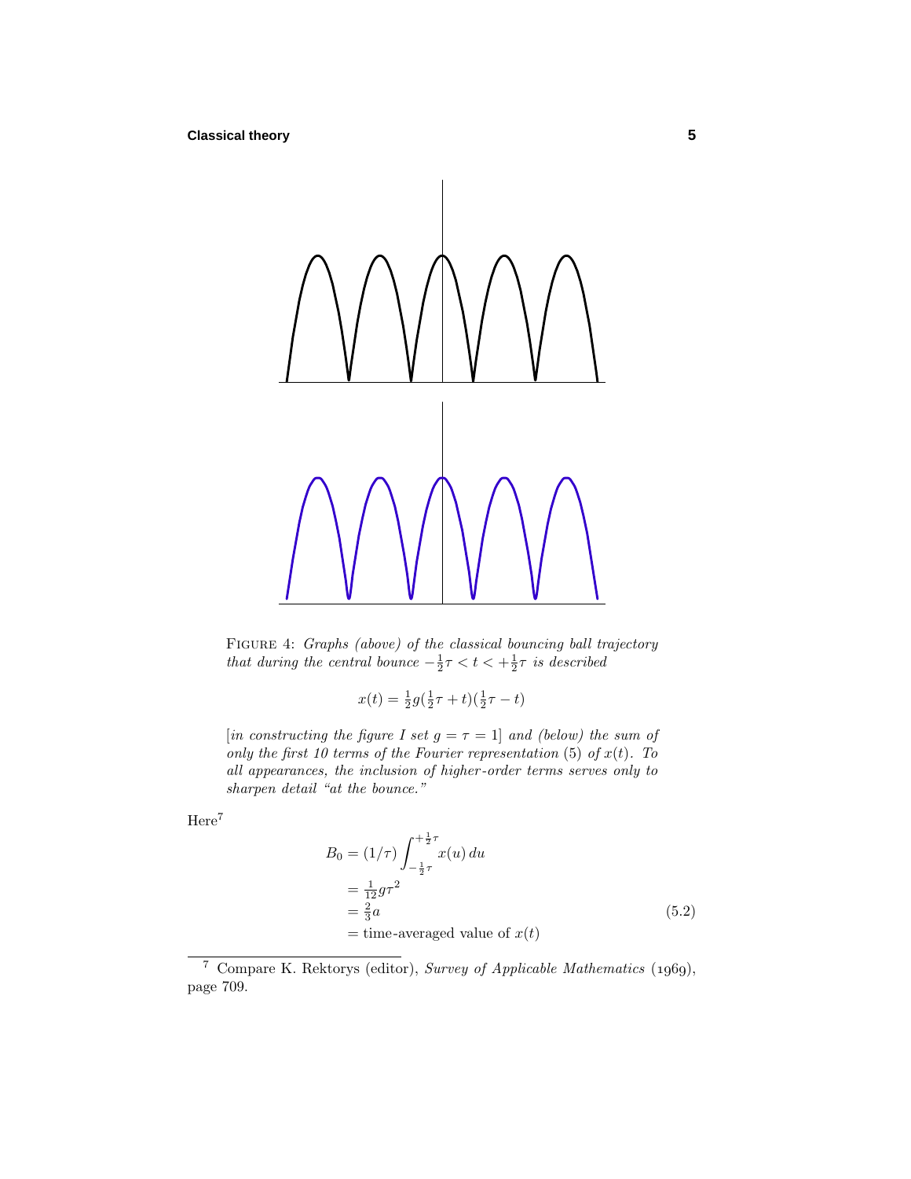FIGURE 4: *Graphs (above) of the classical bouncing ball trajectory that during the central bounce $-\frac{1}{2}\tau < t < +\frac{1}{2}\tau$ is described*

$$x(t) = \tfrac{1}{2}g(\tfrac{1}{2}\tau + t)(\tfrac{1}{2}\tau - t)$$

[*in constructing the figure I set $g = \tau = 1$*] *and (below) the sum of only the first 10 terms of the Fourier representation* (5) *of $x(t)$. To all appearances, the inclusion of higher-order terms serves only to sharpen detail "at the bounce."*

Here[7]

$$\begin{aligned}
B_0 &= (1/\tau)\int_{-\frac{1}{2}\tau}^{+\frac{1}{2}\tau} x(u)\,du \\
&= \tfrac{1}{12}g\tau^2 \\
&= \tfrac{2}{3}a \\
&= \text{time-averaged value of } x(t)
\end{aligned} \tag{5.2}$$

[7] Compare K. Rektorys (editor), *Survey of Applicable Mathematics* (1969), page 709.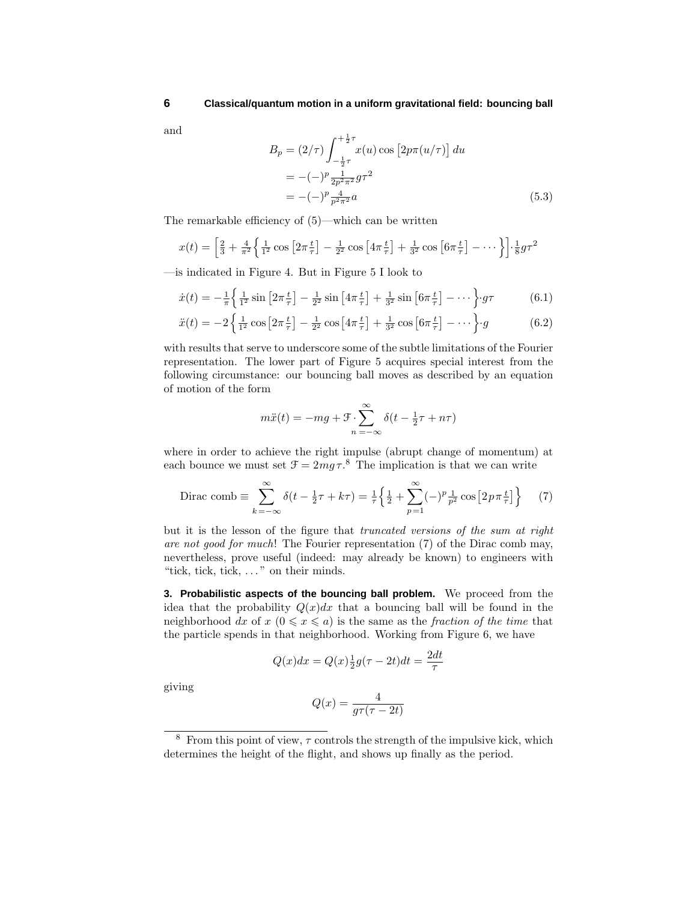and

$$
\begin{aligned}
B_p &= (2/\tau)\int_{-\frac{1}{2}\tau}^{+\frac{1}{2}\tau} x(u)\cos\big[2p\pi(u/\tau)\big]\,du \\
&= -(-)^p \tfrac{1}{2p^2\pi^2} g\tau^2 \\
&= -(-)^p \tfrac{4}{p^2\pi^2} a
\end{aligned}
\tag{5.3}
$$

The remarkable efficiency of (5)—which can be written

$$
x(t) = \Big[\tfrac{2}{3} + \tfrac{4}{\pi^2}\Big\{\tfrac{1}{1^2}\cos\big[2\pi\tfrac{t}{\tau}\big] - \tfrac{1}{2^2}\cos\big[4\pi\tfrac{t}{\tau}\big] + \tfrac{1}{3^2}\cos\big[6\pi\tfrac{t}{\tau}\big] - \cdots\Big\}\Big]\cdot\tfrac{1}{8}g\tau^2
$$

—is indicated in Figure 4. But in Figure 5 I look to

$$
\dot{x}(t) = -\tfrac{1}{\pi}\Big\{\tfrac{1}{1^2}\sin\big[2\pi\tfrac{t}{\tau}\big] - \tfrac{1}{2^2}\sin\big[4\pi\tfrac{t}{\tau}\big] + \tfrac{1}{3^2}\sin\big[6\pi\tfrac{t}{\tau}\big] - \cdots\Big\}\cdot g\tau \tag{6.1}
$$

$$
\ddot{x}(t) = -2\Big\{\tfrac{1}{1^2}\cos\big[2\pi\tfrac{t}{\tau}\big] - \tfrac{1}{2^2}\cos\big[4\pi\tfrac{t}{\tau}\big] + \tfrac{1}{3^2}\cos\big[6\pi\tfrac{t}{\tau}\big] - \cdots\Big\}\cdot g \tag{6.2}
$$

with results that serve to underscore some of the subtle limitations of the Fourier representation. The lower part of Figure 5 acquires special interest from the following circumstance: our bouncing ball moves as described by an equation of motion of the form

$$
m\ddot{x}(t) = -mg + \mathcal{F}\cdot\sum_{n=-\infty}^{\infty}\delta(t - \tfrac{1}{2}\tau + n\tau)
$$

where in order to achieve the right impulse (abrupt change of momentum) at each bounce we must set $\mathcal{F} = 2mg\tau$.[8] The implication is that we can write

$$
\text{Dirac comb} \equiv \sum_{k=-\infty}^{\infty}\delta(t - \tfrac{1}{2}\tau + k\tau) = \tfrac{1}{\tau}\Big\{\tfrac{1}{2} + \sum_{p=1}^{\infty}(-)^p\tfrac{1}{p^2}\cos\big[2p\pi\tfrac{t}{\tau}\big]\Big\} \tag{7}
$$

but it is the lesson of the figure that *truncated versions of the sum at right are not good for much*! The Fourier representation (7) of the Dirac comb may, nevertheless, prove useful (indeed: may already be known) to engineers with "tick, tick, tick, ..." on their minds.

**3. Probabilistic aspects of the bouncing ball problem.** We proceed from the idea that the probability $Q(x)dx$ that a bouncing ball will be found in the neighborhood $dx$ of $x$ ($0 \leqslant x \leqslant a$) is the same as the *fraction of the time* that the particle spends in that neighborhood. Working from Figure 6, we have

$$
Q(x)dx = Q(x)\tfrac{1}{2}g(\tau - 2t)dt = \frac{2dt}{\tau}
$$

giving

$$
Q(x) = \frac{4}{g\tau(\tau - 2t)}
$$

[8] From this point of view, $\tau$ controls the strength of the impulsive kick, which determines the height of the flight, and shows up finally as the period.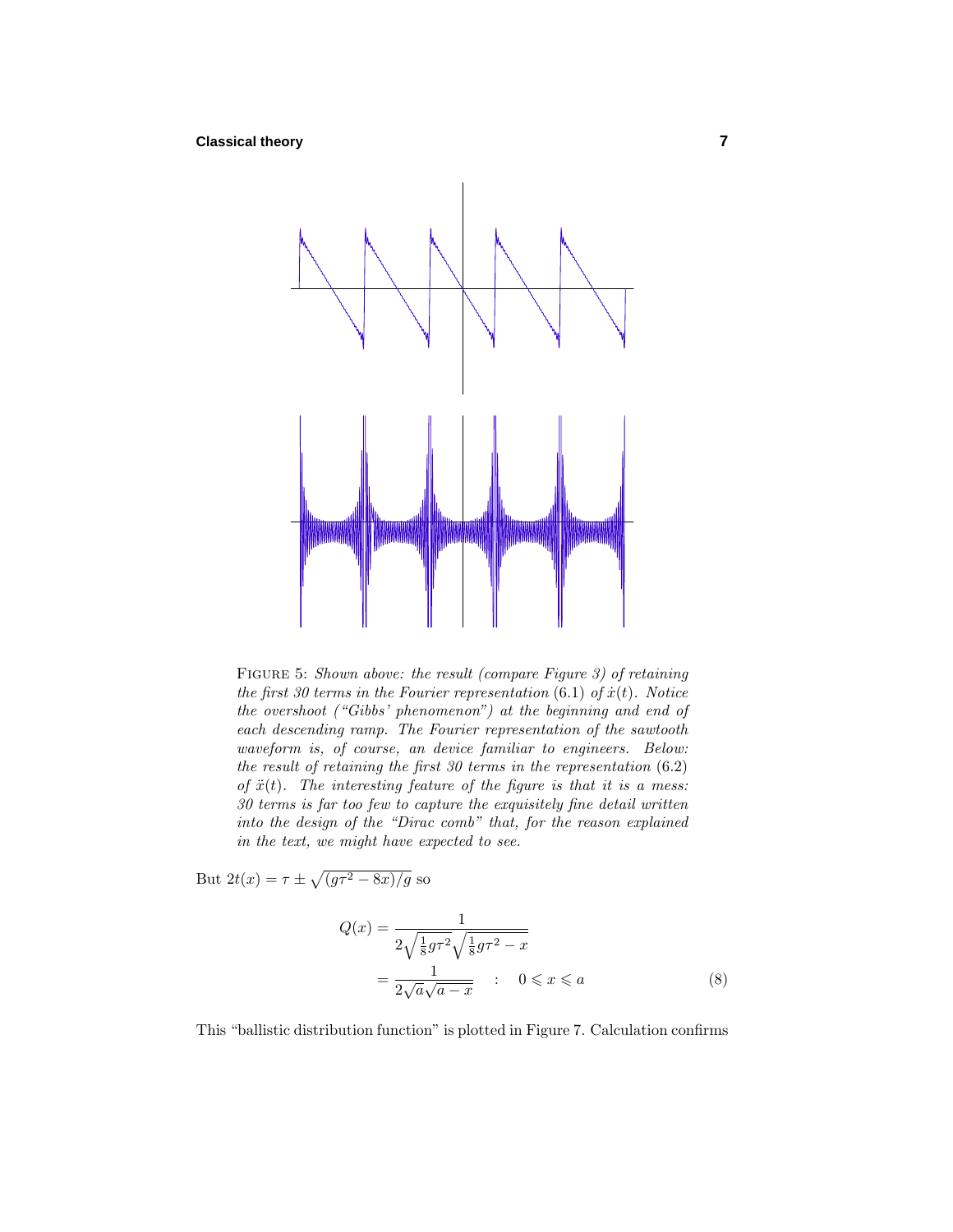FIGURE 5: *Shown above: the result (compare Figure 3) of retaining the first 30 terms in the Fourier representation* (6.1) *of* $\dot{x}(t)$*. Notice the overshoot ("Gibbs' phenomenon") at the beginning and end of each descending ramp. The Fourier representation of the sawtooth waveform is, of course, an device familiar to engineers. Below: the result of retaining the first 30 terms in the representation* (6.2) *of* $\ddot{x}(t)$*. The interesting feature of the figure is that it is a mess: 30 terms is far too few to capture the exquisitely fine detail written into the design of the "Dirac comb" that, for the reason explained in the text, we might have expected to see.*

But $2t(x) = \tau \pm \sqrt{(g\tau^2 - 8x)/g}$ so

$$
\begin{aligned}
Q(x) &= \frac{1}{2\sqrt{\frac{1}{8}g\tau^2}\sqrt{\frac{1}{8}g\tau^2 - x}} \\
&= \frac{1}{2\sqrt{a}\sqrt{a-x}} \quad : \quad 0 \leqslant x \leqslant a
\end{aligned}
\tag{8}
$$

This "ballistic distribution function" is plotted in Figure 7. Calculation confirms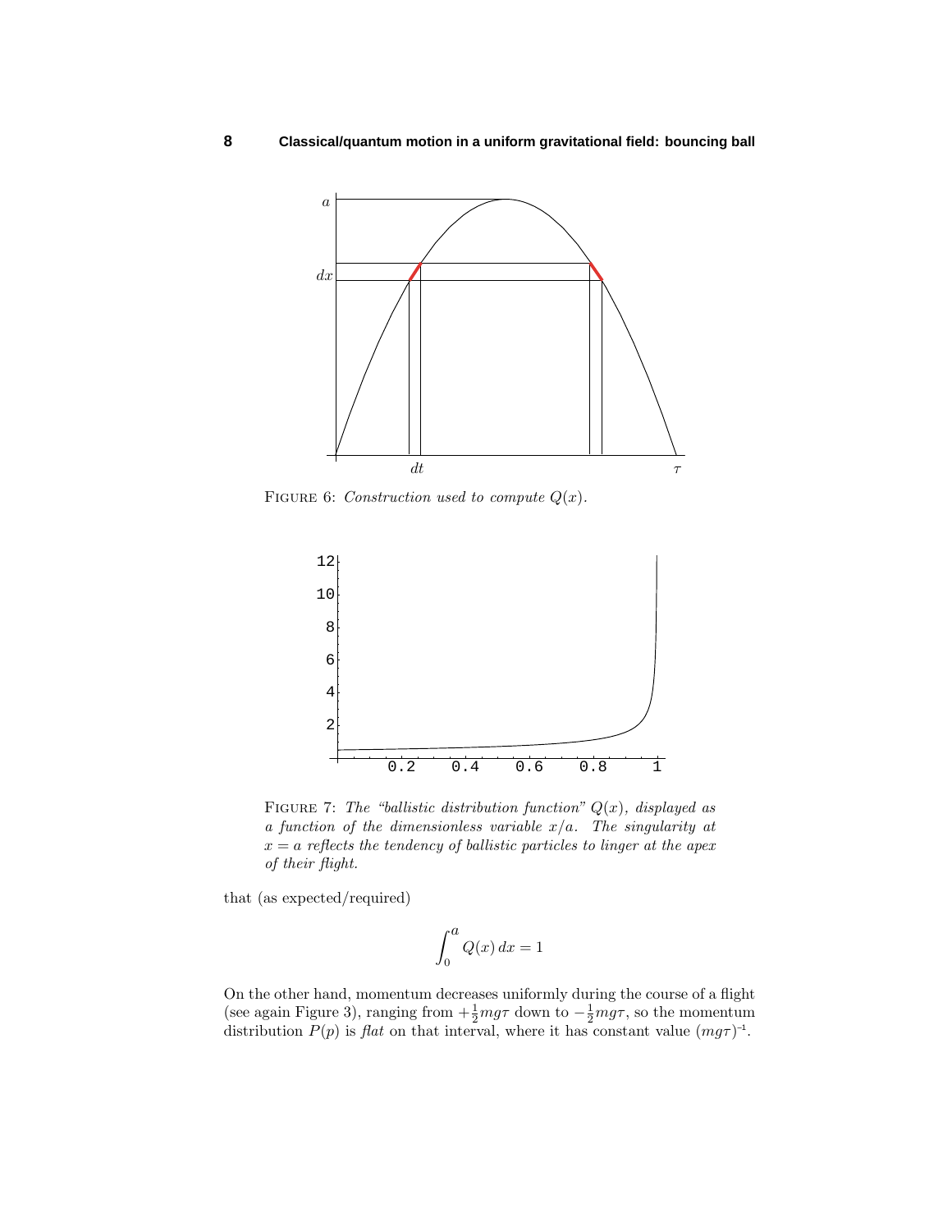FIGURE 6: *Construction used to compute $Q(x)$.*

FIGURE 7: *The "ballistic distribution function" $Q(x)$, displayed as a function of the dimensionless variable $x/a$. The singularity at $x = a$ reflects the tendency of ballistic particles to linger at the apex of their flight.*

that (as expected/required)

$$\int_0^a Q(x)\,dx = 1$$

On the other hand, momentum decreases uniformly during the course of a flight (see again Figure 3), ranging from $+\frac{1}{2}mg\tau$ down to $-\frac{1}{2}mg\tau$, so the momentum distribution $P(p)$ is *flat* on that interval, where it has constant value $(mg\tau)^{-1}$.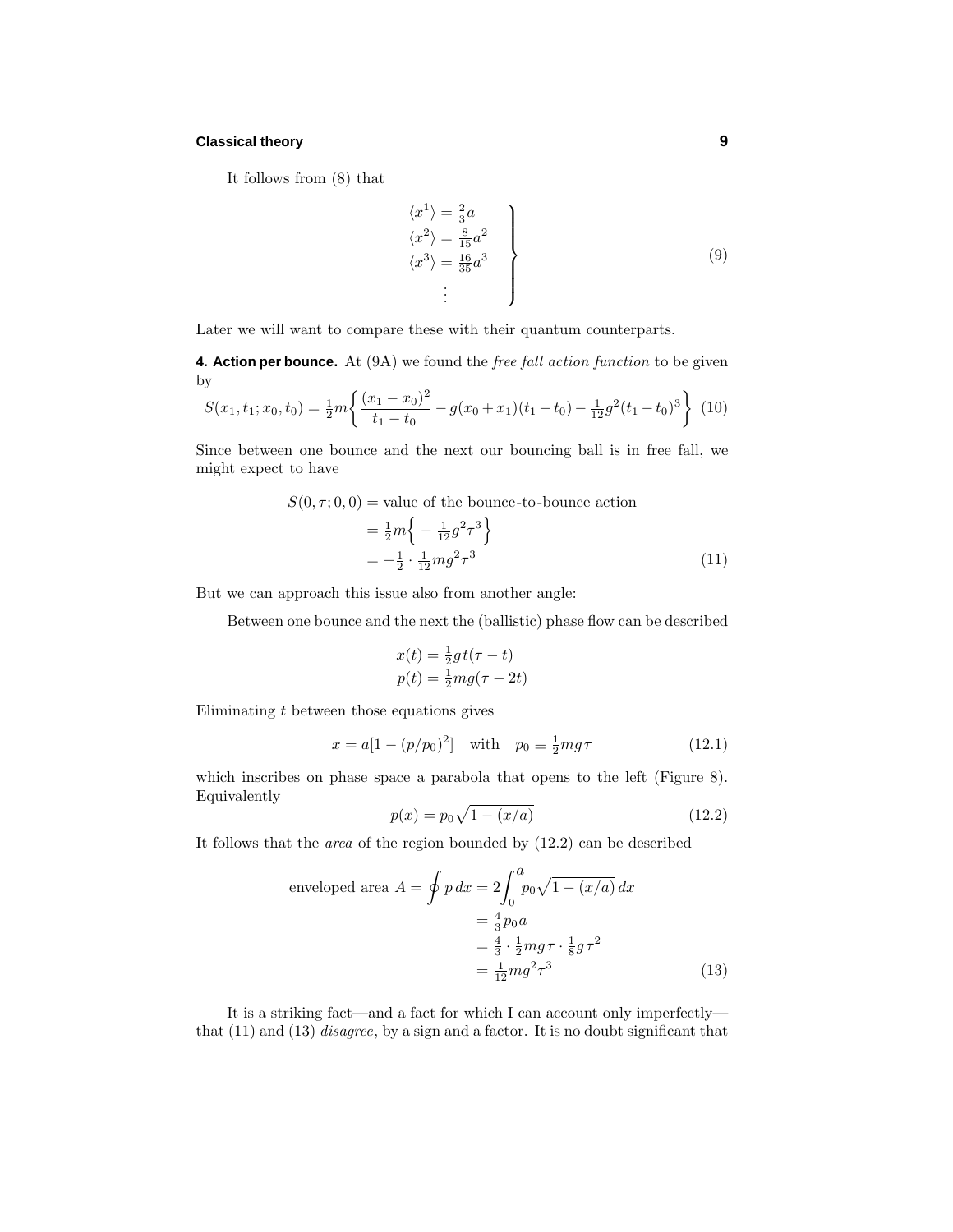It follows from (8) that

$$
\left.
\begin{aligned}
\langle x^1 \rangle &= \tfrac{2}{3}a \\
\langle x^2 \rangle &= \tfrac{8}{15}a^2 \\
\langle x^3 \rangle &= \tfrac{16}{35}a^3 \\
&\;\;\vdots
\end{aligned}
\right\}
\tag{9}
$$

Later we will want to compare these with their quantum counterparts.

**4. Action per bounce.** At (9A) we found the *free fall action function* to be given by

$$
S(x_1, t_1; x_0, t_0) = \tfrac{1}{2}m\left\{ \frac{(x_1 - x_0)^2}{t_1 - t_0} - g(x_0 + x_1)(t_1 - t_0) - \tfrac{1}{12}g^2(t_1 - t_0)^3 \right\} \tag{10}
$$

Since between one bounce and the next our bouncing ball is in free fall, we might expect to have

$$
\begin{aligned}
S(0, \tau; 0, 0) &= \text{value of the bounce-to-bounce action} \\
&= \tfrac{1}{2}m\left\{ -\tfrac{1}{12}g^2\tau^3 \right\} \\
&= -\tfrac{1}{2} \cdot \tfrac{1}{12}mg^2\tau^3
\end{aligned}
\tag{11}
$$

But we can approach this issue also from another angle:

Between one bounce and the next the (ballistic) phase flow can be described

$$
\begin{aligned}
x(t) &= \tfrac{1}{2}gt(\tau - t) \\
p(t) &= \tfrac{1}{2}mg(\tau - 2t)
\end{aligned}
$$

Eliminating $t$ between those equations gives

$$
x = a[1 - (p/p_0)^2] \quad \text{with} \quad p_0 \equiv \tfrac{1}{2}mg\tau \tag{12.1}
$$

which inscribes on phase space a parabola that opens to the left (Figure 8). Equivalently

$$
p(x) = p_0\sqrt{1 - (x/a)} \tag{12.2}
$$

It follows that the *area* of the region bounded by (12.2) can be described

$$
\begin{aligned}
\text{enveloped area } A = \oint p\,dx &= 2\int_0^a p_0\sqrt{1 - (x/a)}\,dx \\
&= \tfrac{4}{3}p_0 a \\
&= \tfrac{4}{3} \cdot \tfrac{1}{2}mg\tau \cdot \tfrac{1}{8}g\tau^2 \\
&= \tfrac{1}{12}mg^2\tau^3
\end{aligned}
\tag{13}
$$

It is a striking fact—and a fact for which I can account only imperfectly—that (11) and (13) *disagree*, by a sign and a factor. It is no doubt significant that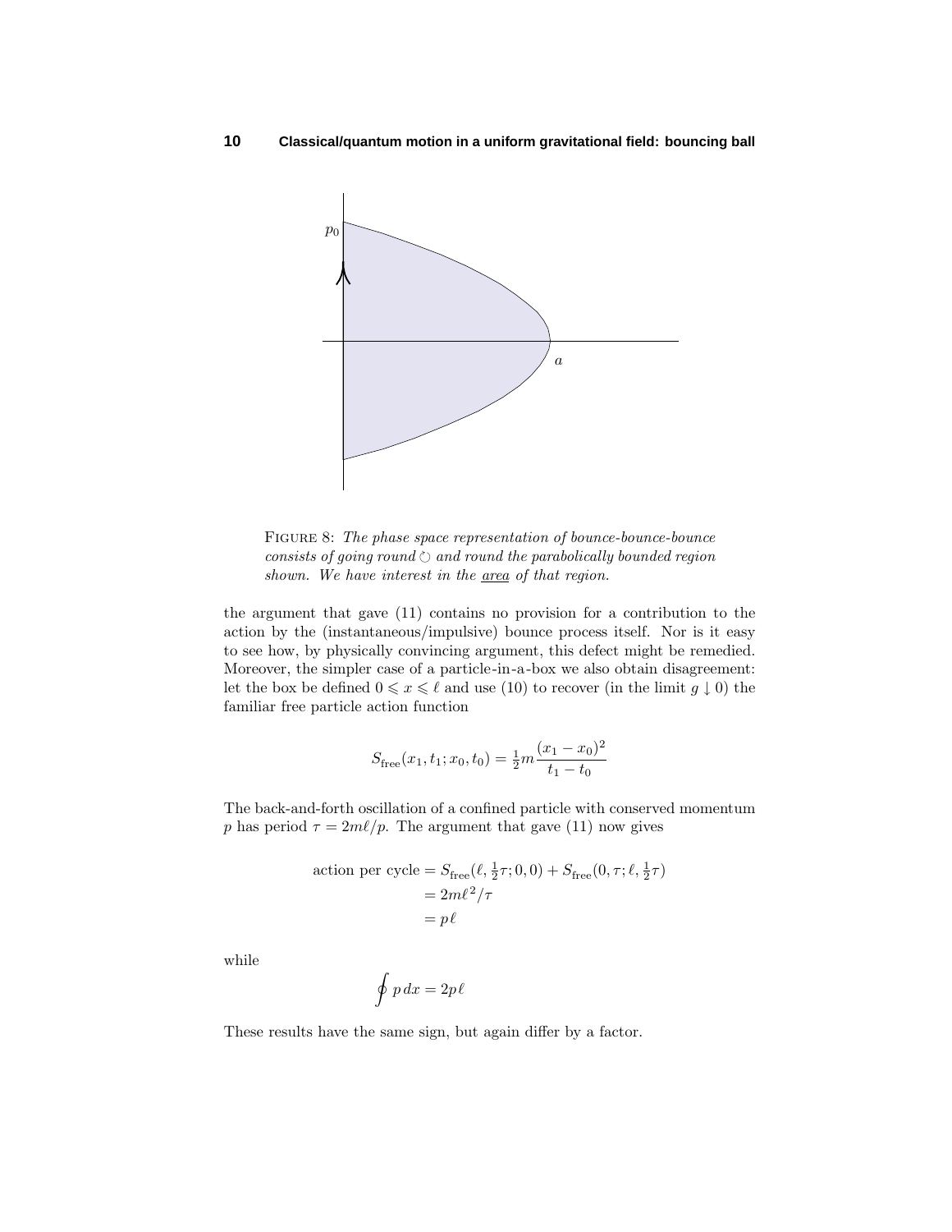FIGURE 8: *The phase space representation of bounce-bounce-bounce consists of going round ↻ and round the parabolically bounded region shown. We have interest in the area of that region.*

the argument that gave (11) contains no provision for a contribution to the action by the (instantaneous/impulsive) bounce process itself. Nor is it easy to see how, by physically convincing argument, this defect might be remedied. Moreover, the simpler case of a particle-in-a-box we also obtain disagreement: let the box be defined $0 \leqslant x \leqslant \ell$ and use (10) to recover (in the limit $g \downarrow 0$) the familiar free particle action function

$$S_{\text{free}}(x_1, t_1; x_0, t_0) = \tfrac{1}{2}m\frac{(x_1 - x_0)^2}{t_1 - t_0}$$

The back-and-forth oscillation of a confined particle with conserved momentum $p$ has period $\tau = 2m\ell/p$. The argument that gave (11) now gives

$$\begin{aligned}
\text{action per cycle} &= S_{\text{free}}(\ell, \tfrac{1}{2}\tau; 0, 0) + S_{\text{free}}(0, \tau; \ell, \tfrac{1}{2}\tau) \\
&= 2m\ell^2/\tau \\
&= p\,\ell
\end{aligned}$$

while

$$\oint p\,dx = 2p\,\ell$$

These results have the same sign, but again differ by a factor.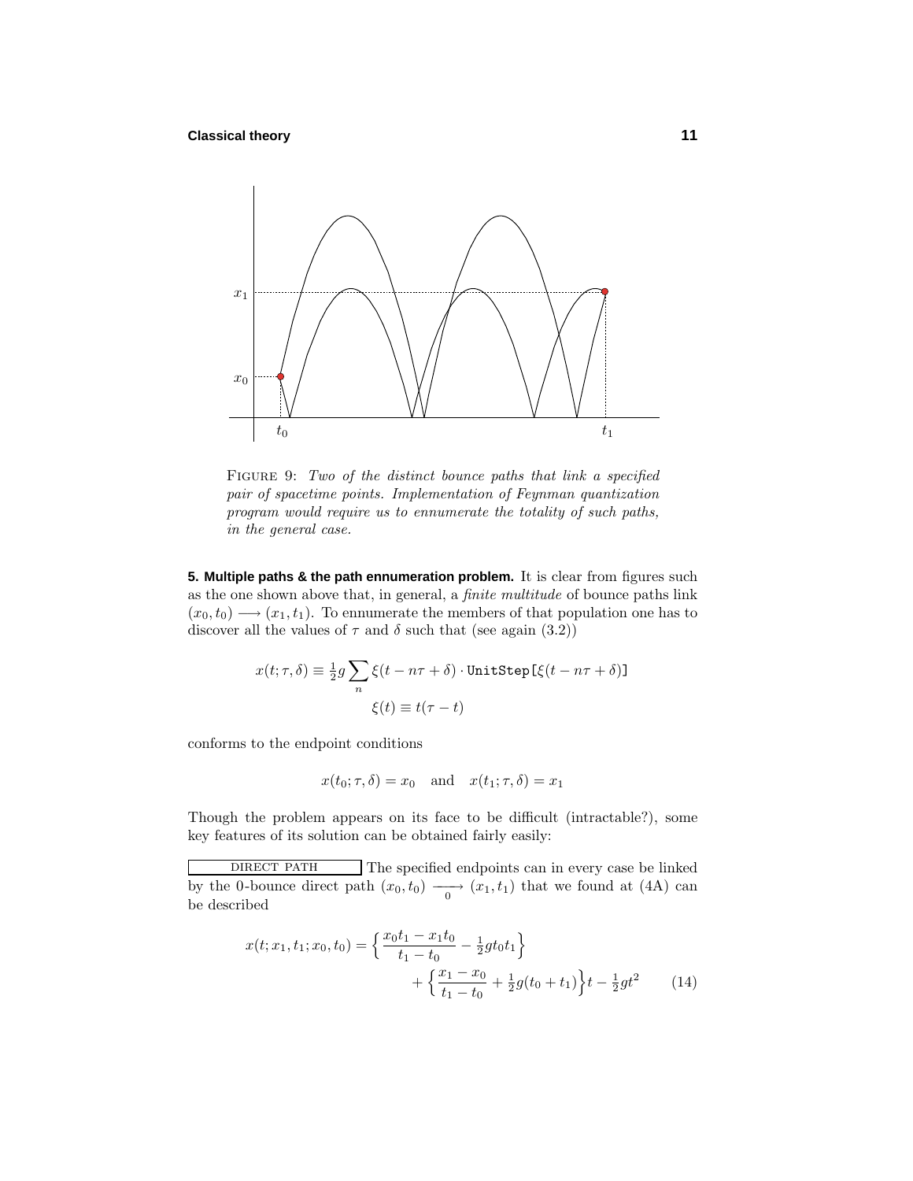FIGURE 9: *Two of the distinct bounce paths that link a specified pair of spacetime points. Implementation of Feynman quantization program would require us to ennumerate the totality of such paths, in the general case.*

**5. Multiple paths & the path ennumeration problem.** It is clear from figures such as the one shown above that, in general, a *finite multitude* of bounce paths link $(x_0, t_0) \longrightarrow (x_1, t_1)$. To ennumerate the members of that population one has to discover all the values of $\tau$ and $\delta$ such that (see again (3.2))

$$x(t; \tau, \delta) \equiv \tfrac{1}{2} g \sum_n \xi(t - n\tau + \delta) \cdot \texttt{UnitStep}[\xi(t - n\tau + \delta)]$$

$$\xi(t) \equiv t(\tau - t)$$

conforms to the endpoint conditions

$$x(t_0; \tau, \delta) = x_0 \quad \text{and} \quad x(t_1; \tau, \delta) = x_1$$

Though the problem appears on its face to be difficult (intractable?), some key features of its solution can be obtained fairly easily:

DIRECT PATH The specified endpoints can in every case be linked by the 0-bounce direct path $(x_0, t_0) \xrightarrow[0]{} (x_1, t_1)$ that we found at (4A) can be described

$$x(t; x_1, t_1; x_0, t_0) = \left\{ \frac{x_0 t_1 - x_1 t_0}{t_1 - t_0} - \tfrac{1}{2} g t_0 t_1 \right\} + \left\{ \frac{x_1 - x_0}{t_1 - t_0} + \tfrac{1}{2} g (t_0 + t_1) \right\} t - \tfrac{1}{2} g t^2 \tag{14}$$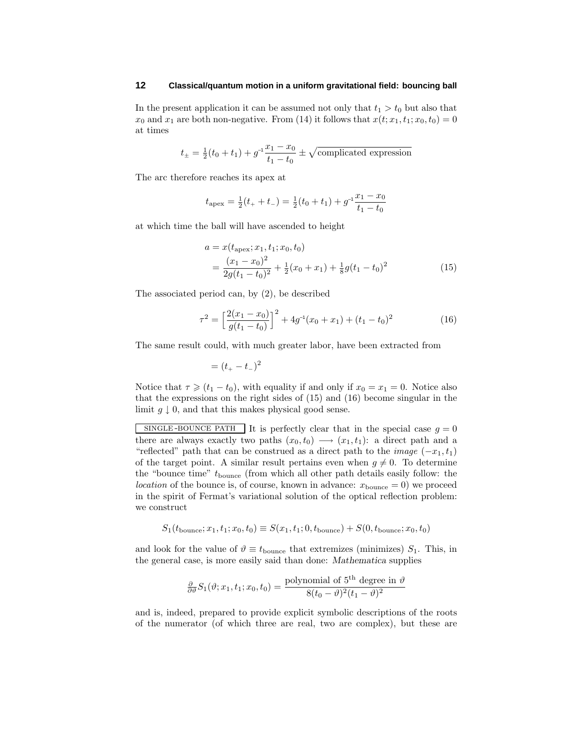In the present application it can be assumed not only that $t_1 > t_0$ but also that $x_0$ and $x_1$ are both non-negative. From (14) it follows that $x(t; x_1, t_1; x_0, t_0) = 0$ at times

$$t_\pm = \tfrac{1}{2}(t_0 + t_1) + g^{-1}\frac{x_1 - x_0}{t_1 - t_0} \pm \sqrt{\text{complicated expression}}$$

The arc therefore reaches its apex at

$$t_{\text{apex}} = \tfrac{1}{2}(t_+ + t_-) = \tfrac{1}{2}(t_0 + t_1) + g^{-1}\frac{x_1 - x_0}{t_1 - t_0}$$

at which time the ball will have ascended to height

$$\begin{aligned} a &= x(t_{\text{apex}}; x_1, t_1; x_0, t_0) \\ &= \frac{(x_1 - x_0)^2}{2g(t_1 - t_0)^2} + \tfrac{1}{2}(x_0 + x_1) + \tfrac{1}{8}g(t_1 - t_0)^2 \end{aligned} \tag{15}$$

The associated period can, by (2), be described

$$\tau^2 = \Big[\frac{2(x_1 - x_0)}{g(t_1 - t_0)}\Big]^2 + 4g^{-1}(x_0 + x_1) + (t_1 - t_0)^2 \tag{16}$$

The same result could, with much greater labor, have been extracted from

$$= (t_+ - t_-)^2$$

Notice that $\tau \geqslant (t_1 - t_0)$, with equality if and only if $x_0 = x_1 = 0$. Notice also that the expressions on the right sides of (15) and (16) become singular in the limit $g \downarrow 0$, and that this makes physical good sense.

**SINGLE-BOUNCE PATH** It is perfectly clear that in the special case $g = 0$ there are always exactly two paths $(x_0, t_0) \longrightarrow (x_1, t_1)$: a direct path and a "reflected" path that can be construed as a direct path to the *image* $(-x_1, t_1)$ of the target point. A similar result pertains even when $g \neq 0$. To determine the "bounce time" $t_{\text{bounce}}$ (from which all other path details easily follow: the *location* of the bounce is, of course, known in advance: $x_{\text{bounce}} = 0$) we proceed in the spirit of Fermat's variational solution of the optical reflection problem: we construct

$$S_1(t_{\text{bounce}}; x_1, t_1; x_0, t_0) \equiv S(x_1, t_1; 0, t_{\text{bounce}}) + S(0, t_{\text{bounce}}; x_0, t_0)$$

and look for the value of $\vartheta \equiv t_{\text{bounce}}$ that extremizes (minimizes) $S_1$. This, in the general case, is more easily said than done: *Mathematica* supplies

$$\tfrac{\partial}{\partial\vartheta}S_1(\vartheta; x_1, t_1; x_0, t_0) = \frac{\text{polynomial of 5}^{\text{th}}\text{ degree in }\vartheta}{8(t_0 - \vartheta)^2(t_1 - \vartheta)^2}$$

and is, indeed, prepared to provide explicit symbolic descriptions of the roots of the numerator (of which three are real, two are complex), but these are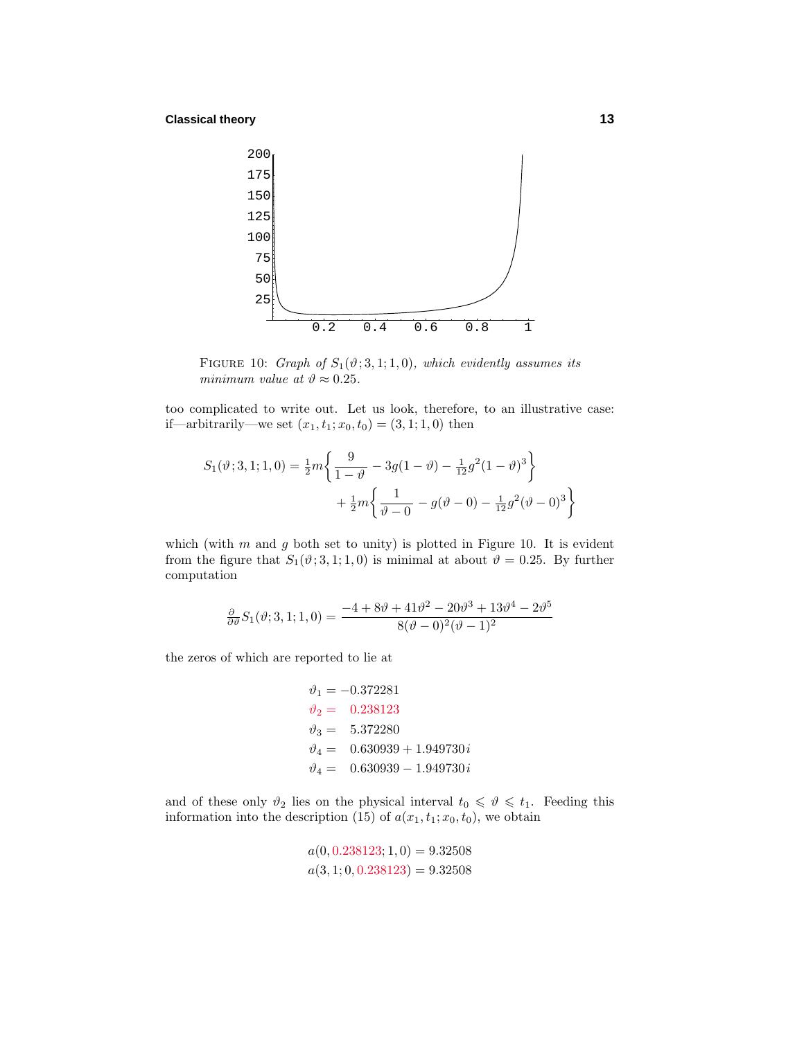FIGURE 10: *Graph of* $S_1(\vartheta; 3, 1; 1, 0)$*, which evidently assumes its minimum value at* $\vartheta \approx 0.25$*.*

too complicated to write out. Let us look, therefore, to an illustrative case: if—arbitrarily—we set $(x_1, t_1; x_0, t_0) = (3, 1; 1, 0)$ then

$$
\begin{aligned}
S_1(\vartheta; 3, 1; 1, 0) = \tfrac{1}{2}m\bigg\{ \frac{9}{1-\vartheta} - 3g(1-\vartheta) - \tfrac{1}{12}g^2(1-\vartheta)^3 \bigg\} \\
+ \tfrac{1}{2}m\bigg\{ \frac{1}{\vartheta - 0} - g(\vartheta - 0) - \tfrac{1}{12}g^2(\vartheta - 0)^3 \bigg\}
\end{aligned}
$$

which (with $m$ and $g$ both set to unity) is plotted in Figure 10. It is evident from the figure that $S_1(\vartheta; 3, 1; 1, 0)$ is minimal at about $\vartheta = 0.25$. By further computation

$$
\tfrac{\partial}{\partial\vartheta} S_1(\vartheta; 3, 1; 1, 0) = \frac{-4 + 8\vartheta + 41\vartheta^2 - 20\vartheta^3 + 13\vartheta^4 - 2\vartheta^5}{8(\vartheta - 0)^2(\vartheta - 1)^2}
$$

the zeros of which are reported to lie at

$$
\begin{aligned}
\vartheta_1 &= -0.372281 \\
\vartheta_2 &= \phantom{-}0.238123 \\
\vartheta_3 &= \phantom{-}5.372280 \\
\vartheta_4 &= \phantom{-}0.630939 + 1.949730\,i \\
\vartheta_4 &= \phantom{-}0.630939 - 1.949730\,i
\end{aligned}
$$

and of these only $\vartheta_2$ lies on the physical interval $t_0 \leqslant \vartheta \leqslant t_1$. Feeding this information into the description (15) of $a(x_1, t_1; x_0, t_0)$, we obtain

$$
\begin{aligned}
a(0, 0.238123; 1, 0) &= 9.32508 \\
a(3, 1; 0, 0.238123) &= 9.32508
\end{aligned}
$$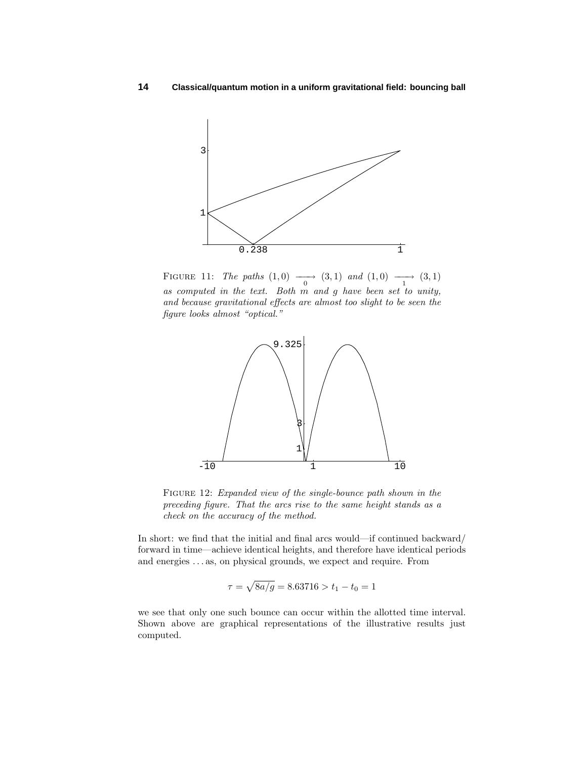FIGURE 11: *The paths* $(1,0) \xrightarrow[0]{} (3,1)$ *and* $(1,0) \xrightarrow[1]{} (3,1)$ *as computed in the text. Both* $m$ *and* $g$ *have been set to unity, and because gravitational effects are almost too slight to be seen the figure looks almost "optical."*

FIGURE 12: *Expanded view of the single-bounce path shown in the preceding figure. That the arcs rise to the same height stands as a check on the accuracy of the method.*

In short: we find that the initial and final arcs would—if continued backward/forward in time—achieve identical heights, and therefore have identical periods and energies ... as, on physical grounds, we expect and require. From

$$\tau = \sqrt{8a/g} = 8.63716 > t_1 - t_0 = 1$$

we see that only one such bounce can occur within the allotted time interval. Shown above are graphical representations of the illustrative results just computed.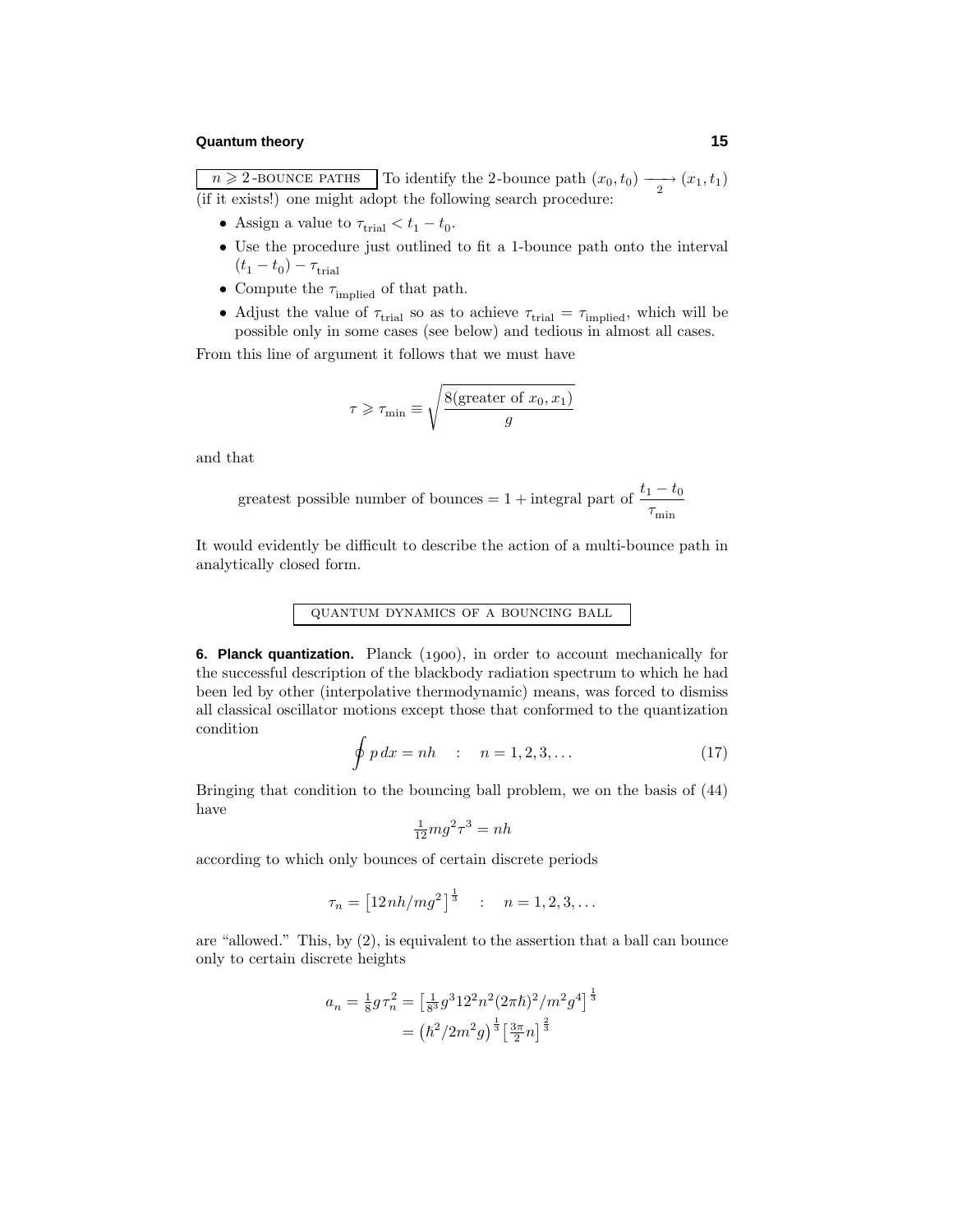**$n \geqslant 2$-BOUNCE PATHS** To identify the 2-bounce path $(x_0, t_0) \xrightarrow[2]{} (x_1, t_1)$ (if it exists!) one might adopt the following search procedure:

- Assign a value to $\tau_{\text{trial}} < t_1 - t_0$.
- Use the procedure just outlined to fit a 1-bounce path onto the interval $(t_1 - t_0) - \tau_{\text{trial}}$
- Compute the $\tau_{\text{implied}}$ of that path.
- Adjust the value of $\tau_{\text{trial}}$ so as to achieve $\tau_{\text{trial}} = \tau_{\text{implied}}$, which will be possible only in some cases (see below) and tedious in almost all cases.

From this line of argument it follows that we must have

$$\tau \geqslant \tau_{\min} \equiv \sqrt{\frac{8(\text{greater of } x_0, x_1)}{g}}$$

and that

$$\text{greatest possible number of bounces} = 1 + \text{integral part of } \frac{t_1 - t_0}{\tau_{\min}}$$

It would evidently be difficult to describe the action of a multi-bounce path in analytically closed form.

## QUANTUM DYNAMICS OF A BOUNCING BALL

**6. Planck quantization.** Planck (1900), in order to account mechanically for the successful description of the blackbody radiation spectrum to which he had been led by other (interpolative thermodynamic) means, was forced to dismiss all classical oscillator motions except those that conformed to the quantization condition

$$\oint p\,dx = nh \quad : \quad n = 1, 2, 3, \ldots \tag{17}$$

Bringing that condition to the bouncing ball problem, we on the basis of (44) have

$$\tfrac{1}{12} m g^2 \tau^3 = nh$$

according to which only bounces of certain discrete periods

$$\tau_n = \left[12nh/mg^2\right]^{\frac{1}{3}} \quad : \quad n = 1, 2, 3, \ldots$$

are "allowed." This, by (2), is equivalent to the assertion that a ball can bounce only to certain discrete heights

$$\begin{aligned} a_n = \tfrac{1}{8} g \tau_n^2 &= \left[\tfrac{1}{8^3} g^3 12^2 n^2 (2\pi\hbar)^2 / m^2 g^4\right]^{\frac{1}{3}} \\ &= \left(\hbar^2/2m^2 g\right)^{\frac{1}{3}} \left[\tfrac{3\pi}{2} n\right]^{\frac{2}{3}} \end{aligned}$$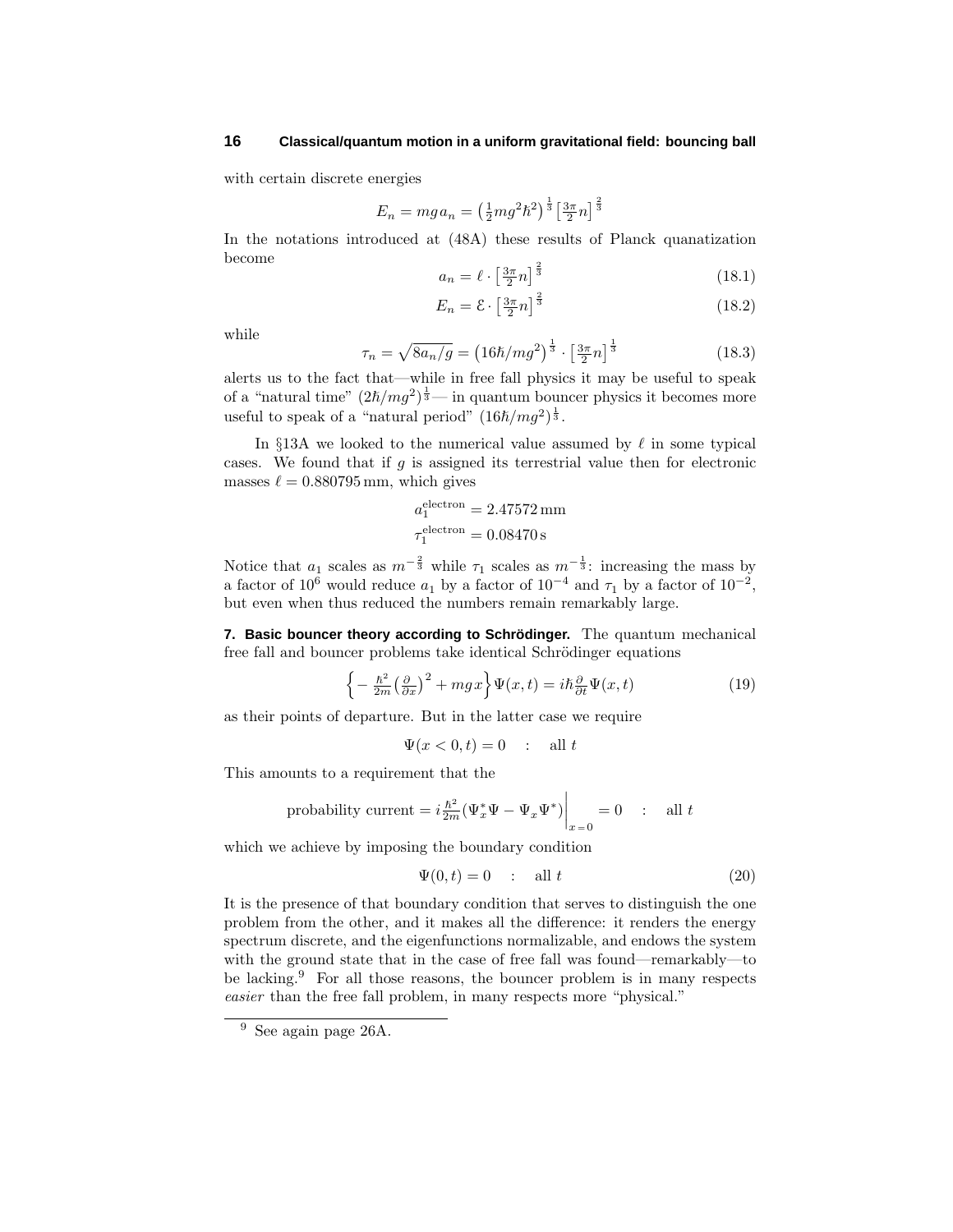with certain discrete energies

$$E_n = mg\,a_n = \left(\tfrac{1}{2}mg^2\hbar^2\right)^{\frac{1}{3}}\left[\tfrac{3\pi}{2}n\right]^{\frac{2}{3}}$$

In the notations introduced at (48A) these results of Planck quanatization become

$$a_n = \ell \cdot \left[\tfrac{3\pi}{2}n\right]^{\frac{2}{3}} \tag{18.1}$$

$$E_n = \mathcal{E} \cdot \left[\tfrac{3\pi}{2}n\right]^{\frac{2}{3}} \tag{18.2}$$

while

$$\tau_n = \sqrt{8a_n/g} = \left(16\hbar/mg^2\right)^{\frac{1}{3}} \cdot \left[\tfrac{3\pi}{2}n\right]^{\frac{1}{3}} \tag{18.3}$$

alerts us to the fact that—while in free fall physics it may be useful to speak of a "natural time" $(2\hbar/mg^2)^{\frac{1}{3}}$— in quantum bouncer physics it becomes more useful to speak of a "natural period" $(16\hbar/mg^2)^{\frac{1}{3}}$.

In §13A we looked to the numerical value assumed by $\ell$ in some typical cases. We found that if $g$ is assigned its terrestrial value then for electronic masses $\ell = 0.880795\,\text{mm}$, which gives

$$a_1^{\text{electron}} = 2.47572\,\text{mm}$$
$$\tau_1^{\text{electron}} = 0.08470\,\text{s}$$

Notice that $a_1$ scales as $m^{-\frac{2}{3}}$ while $\tau_1$ scales as $m^{-\frac{1}{3}}$: increasing the mass by a factor of $10^6$ would reduce $a_1$ by a factor of $10^{-4}$ and $\tau_1$ by a factor of $10^{-2}$, but even when thus reduced the numbers remain remarkably large.

**7. Basic bouncer theory according to Schrödinger.** The quantum mechanical free fall and bouncer problems take identical Schrödinger equations

$$\left\{-\tfrac{\hbar^2}{2m}\left(\tfrac{\partial}{\partial x}\right)^2 + mg\,x\right\}\Psi(x,t) = i\hbar\tfrac{\partial}{\partial t}\Psi(x,t) \tag{19}$$

as their points of departure. But in the latter case we require

$$\Psi(x<0,t) = 0 \quad : \quad \text{all } t$$

This amounts to a requirement that the

$$\text{probability current} = i\tfrac{\hbar^2}{2m}(\Psi_x^*\Psi - \Psi_x\Psi^*)\Big|_{x=0} = 0 \quad : \quad \text{all } t$$

which we achieve by imposing the boundary condition

$$\Psi(0,t) = 0 \quad : \quad \text{all } t \tag{20}$$

It is the presence of that boundary condition that serves to distinguish the one problem from the other, and it makes all the difference: it renders the energy spectrum discrete, and the eigenfunctions normalizable, and endows the system with the ground state that in the case of free fall was found—remarkably—to be lacking.[9] For all those reasons, the bouncer problem is in many respects *easier* than the free fall problem, in many respects more "physical."

[9] See again page 26A.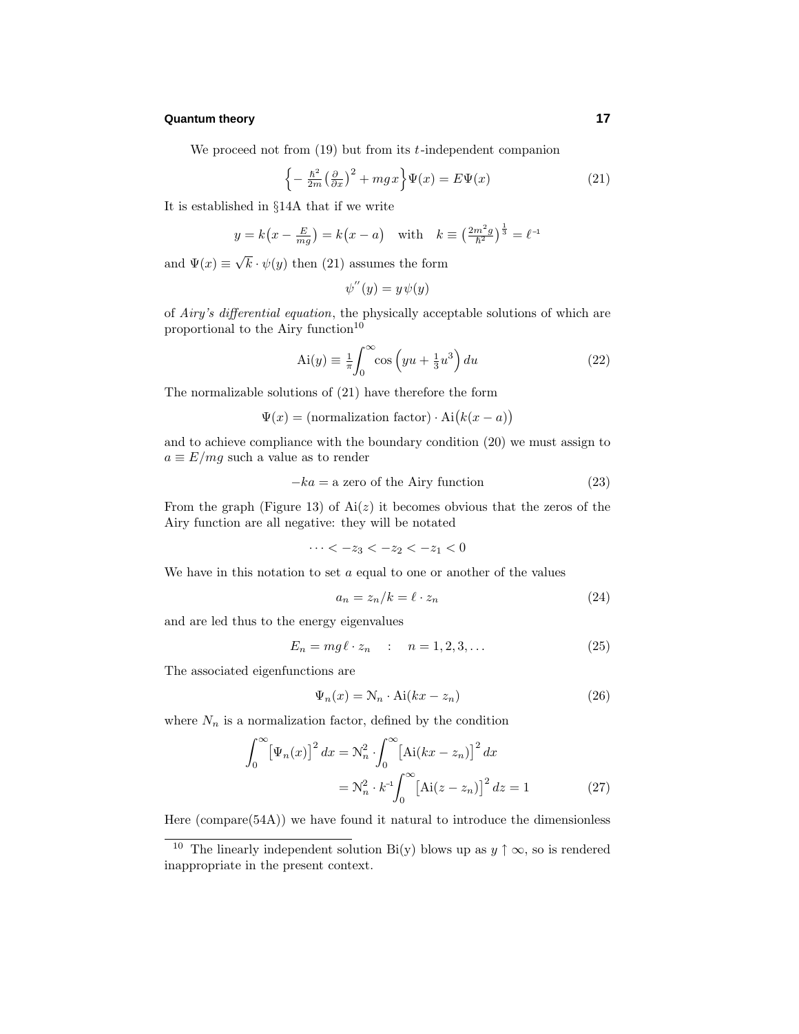We proceed not from (19) but from its $t$-independent companion

$$\Big\{-\tfrac{\hbar^2}{2m}\big(\tfrac{\partial}{\partial x}\big)^2 + mgx\Big\}\Psi(x) = E\Psi(x) \tag{21}$$

It is established in §14A that if we write

$$y = k\big(x - \tfrac{E}{mg}\big) = k\big(x - a\big) \quad \text{with} \quad k \equiv \big(\tfrac{2m^2g}{\hbar^2}\big)^{\frac{1}{3}} = \ell^{-1}$$

and $\Psi(x) \equiv \sqrt{k}\cdot\psi(y)$ then (21) assumes the form

$$\psi''(y) = y\,\psi(y)$$

of *Airy's differential equation*, the physically acceptable solutions of which are proportional to the Airy function[10]

$$\text{Ai}(y) \equiv \tfrac{1}{\pi}\int_0^\infty \cos\Big(yu + \tfrac{1}{3}u^3\Big)\,du \tag{22}$$

The normalizable solutions of (21) have therefore the form

$$\Psi(x) = (\text{normalization factor})\cdot \text{Ai}\big(k(x-a)\big)$$

and to achieve compliance with the boundary condition (20) we must assign to $a \equiv E/mg$ such a value as to render

$$-ka = \text{a zero of the Airy function} \tag{23}$$

From the graph (Figure 13) of $\text{Ai}(z)$ it becomes obvious that the zeros of the Airy function are all negative: they will be notated

$$\cdots < -z_3 < -z_2 < -z_1 < 0$$

We have in this notation to set $a$ equal to one or another of the values

$$a_n = z_n/k = \ell\cdot z_n \tag{24}$$

and are led thus to the energy eigenvalues

$$E_n = mg\,\ell\cdot z_n \quad : \quad n = 1,2,3,\ldots \tag{25}$$

The associated eigenfunctions are

$$\Psi_n(x) = \mathcal{N}_n\cdot \text{Ai}(kx - z_n) \tag{26}$$

where $N_n$ is a normalization factor, defined by the condition

$$\begin{aligned}\int_0^\infty \big[\Psi_n(x)\big]^2\,dx &= \mathcal{N}_n^2\cdot\int_0^\infty \big[\text{Ai}(kx - z_n)\big]^2\,dx \\ &= \mathcal{N}_n^2\cdot k^{-1}\int_0^\infty \big[\text{Ai}(z - z_n)\big]^2\,dz = 1\end{aligned} \tag{27}$$

Here (compare(54A)) we have found it natural to introduce the dimensionless

---

[10] The linearly independent solution Bi(y) blows up as $y \uparrow \infty$, so is rendered inappropriate in the present context.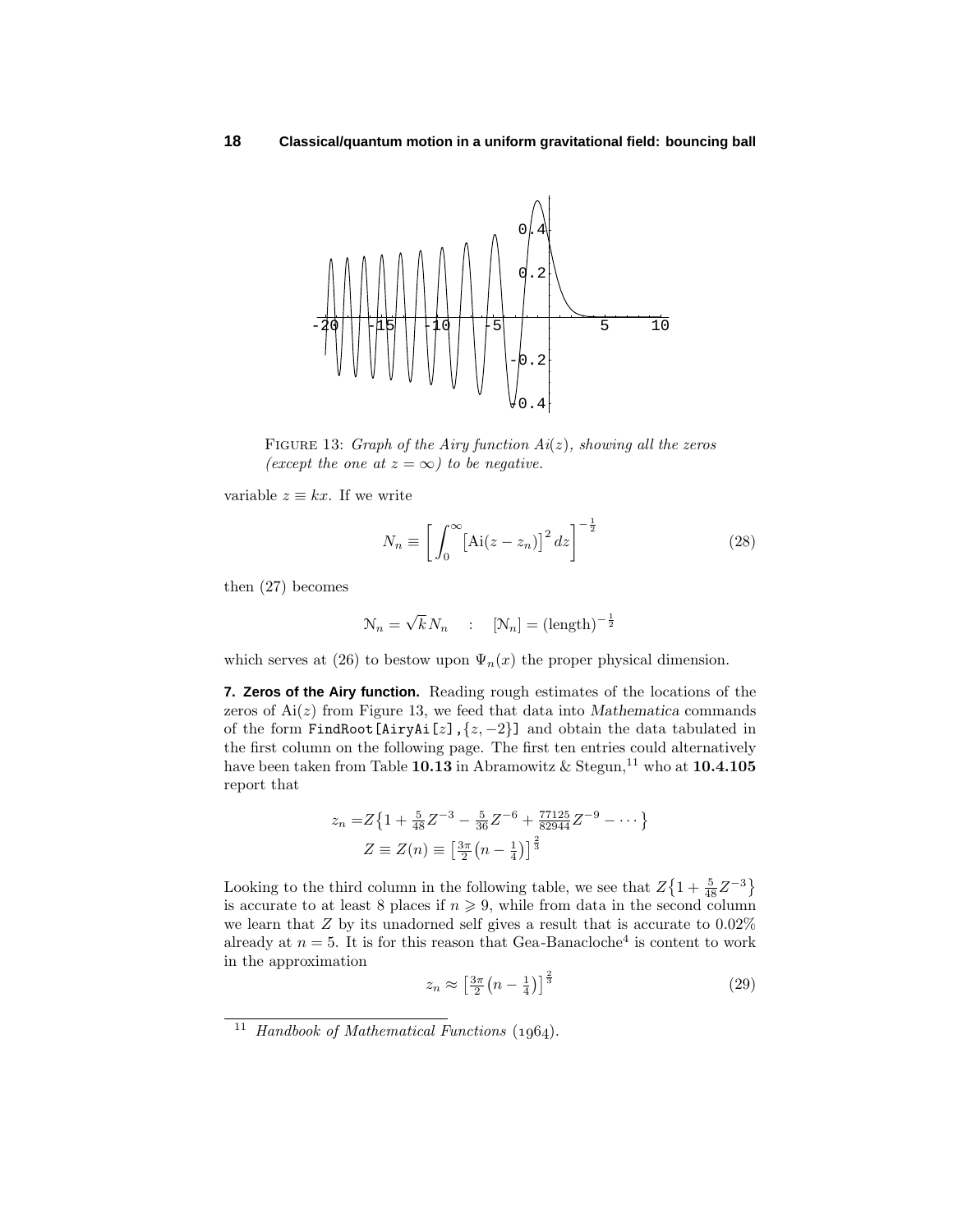FIGURE 13: *Graph of the Airy function $Ai(z)$, showing all the zeros (except the one at $z = \infty$) to be negative.*

variable $z \equiv kx$. If we write

$$N_n \equiv \left[ \int_0^\infty \left[\text{Ai}(z - z_n)\right]^2 dz \right]^{-\frac{1}{2}} \tag{28}$$

then (27) becomes

$$\mathcal{N}_n = \sqrt{k}\, N_n \quad : \quad [\mathcal{N}_n] = (\text{length})^{-\frac{1}{2}}$$

which serves at (26) to bestow upon $\Psi_n(x)$ the proper physical dimension.

**7. Zeros of the Airy function.** Reading rough estimates of the locations of the zeros of $\text{Ai}(z)$ from Figure 13, we feed that data into *Mathematica* commands of the form `FindRoot[AiryAi[z],{z,-2}]` and obtain the data tabulated in the first column on the following page. The first ten entries could alternatively have been taken from Table **10.13** in Abramowitz & Stegun,[11] who at **10.4.105** report that

$$\begin{aligned} z_n =& Z\left\{1 + \tfrac{5}{48}Z^{-3} - \tfrac{5}{36}Z^{-6} + \tfrac{77125}{82944}Z^{-9} - \cdots\right\} \\ & Z \equiv Z(n) \equiv \left[\tfrac{3\pi}{2}\left(n - \tfrac{1}{4}\right)\right]^{\frac{2}{3}} \end{aligned}$$

Looking to the third column in the following table, we see that $Z\{1 + \frac{5}{48}Z^{-3}\}$ is accurate to at least 8 places if $n \geqslant 9$, while from data in the second column we learn that $Z$ by its unadorned self gives a result that is accurate to 0.02% already at $n = 5$. It is for this reason that Gea-Banacloche[4] is content to work in the approximation

$$z_n \approx \left[\tfrac{3\pi}{2}\left(n - \tfrac{1}{4}\right)\right]^{\frac{2}{3}} \tag{29}$$

[11] *Handbook of Mathematical Functions* (1964).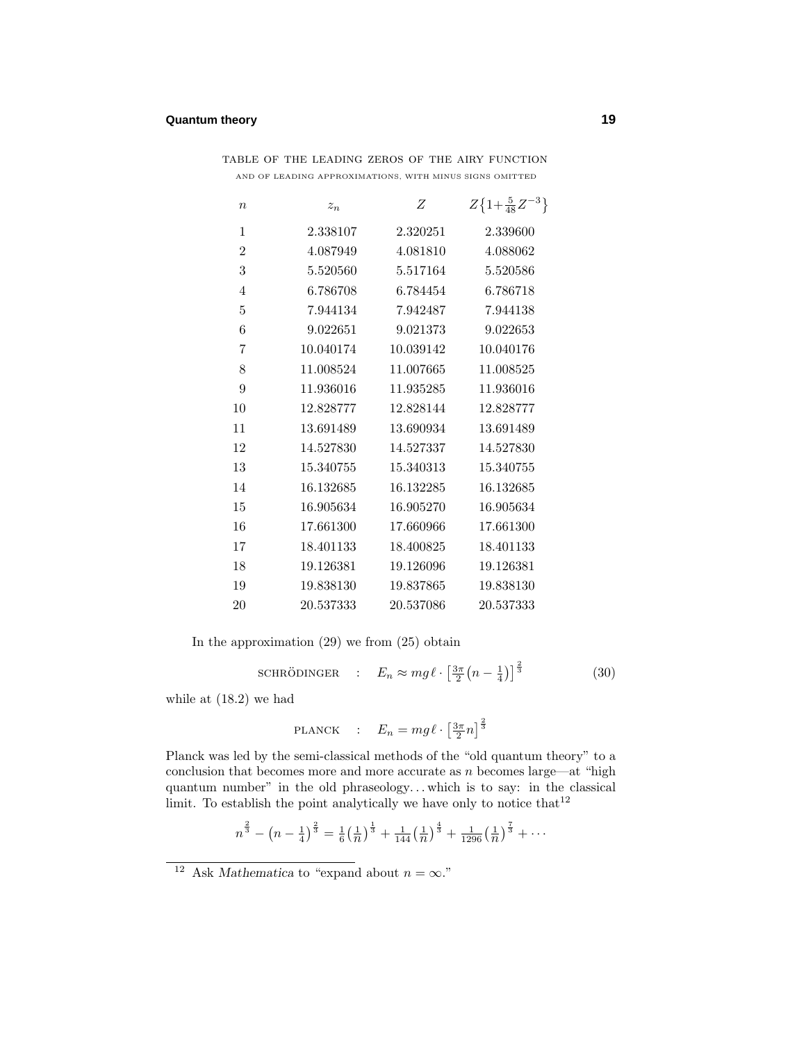TABLE OF THE LEADING ZEROS OF THE AIRY FUNCTION AND OF LEADING APPROXIMATIONS, WITH MINUS SIGNS OMITTED

| $n$ | $z_n$ | $Z$ | $Z\big\{1+\frac{5}{48}Z^{-3}\big\}$ |
|---|---|---|---|
| 1 | 2.338107 | 2.320251 | 2.339600 |
| 2 | 4.087949 | 4.081810 | 4.088062 |
| 3 | 5.520560 | 5.517164 | 5.520586 |
| 4 | 6.786708 | 6.784454 | 6.786718 |
| 5 | 7.944134 | 7.942487 | 7.944138 |
| 6 | 9.022651 | 9.021373 | 9.022653 |
| 7 | 10.040174 | 10.039142 | 10.040176 |
| 8 | 11.008524 | 11.007665 | 11.008525 |
| 9 | 11.936016 | 11.935285 | 11.936016 |
| 10 | 12.828777 | 12.828144 | 12.828777 |
| 11 | 13.691489 | 13.690934 | 13.691489 |
| 12 | 14.527830 | 14.527337 | 14.527830 |
| 13 | 15.340755 | 15.340313 | 15.340755 |
| 14 | 16.132685 | 16.132285 | 16.132685 |
| 15 | 16.905634 | 16.905270 | 16.905634 |
| 16 | 17.661300 | 17.660966 | 17.661300 |
| 17 | 18.401133 | 18.400825 | 18.401133 |
| 18 | 19.126381 | 19.126096 | 19.126381 |
| 19 | 19.838130 | 19.837865 | 19.838130 |
| 20 | 20.537333 | 20.537086 | 20.537333 |

In the approximation (29) we from (25) obtain

$$\text{SCHRÖDINGER} \quad : \quad E_n \approx mg\ell \cdot \left[\tfrac{3\pi}{2}\left(n - \tfrac{1}{4}\right)\right]^{\frac{2}{3}} \tag{30}$$

while at (18.2) we had

$$\text{PLANCK} \quad : \quad E_n = mg\ell \cdot \left[\tfrac{3\pi}{2}n\right]^{\frac{2}{3}}$$

Planck was led by the semi-classical methods of the "old quantum theory" to a conclusion that becomes more and more accurate as $n$ becomes large—at "high quantum number" in the old phraseology... which is to say: in the classical limit. To establish the point analytically we have only to notice that[12]

$$n^{\frac{2}{3}} - \left(n - \tfrac{1}{4}\right)^{\frac{2}{3}} = \tfrac{1}{6}\left(\tfrac{1}{n}\right)^{\frac{1}{3}} + \tfrac{1}{144}\left(\tfrac{1}{n}\right)^{\frac{4}{3}} + \tfrac{1}{1296}\left(\tfrac{1}{n}\right)^{\frac{7}{3}} + \cdots$$

---

[12] Ask *Mathematica* to "expand about $n = \infty$."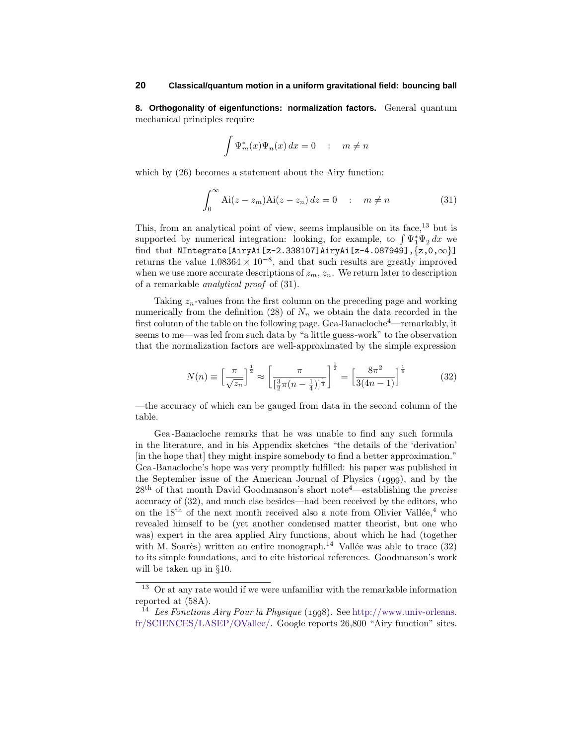**8. Orthogonality of eigenfunctions: normalization factors.** General quantum mechanical principles require

$$\int \Psi_m^*(x)\Psi_n(x)\,dx = 0 \quad : \quad m \neq n$$

which by (26) becomes a statement about the Airy function:

$$\int_0^\infty \text{Ai}(z - z_m)\text{Ai}(z - z_n)\,dz = 0 \quad : \quad m \neq n \tag{31}$$

This, from an analytical point of view, seems implausible on its face,[13] but is supported by numerical integration: looking, for example, to $\int \Psi_1^*\Psi_2\,dx$ we find that `NIntegrate[AiryAi[z-2.338107]AiryAi[z-4.087949],{z,0,∞}]` returns the value $1.08364 \times 10^{-8}$, and that such results are greatly improved when we use more accurate descriptions of $z_m$, $z_n$. We return later to description of a remarkable *analytical proof* of (31).

Taking $z_n$-values from the first column on the preceding page and working numerically from the definition (28) of $N_n$ we obtain the data recorded in the first column of the table on the following page. Gea-Banacloche[4]—remarkably, it seems to me—was led from such data by "a little guess-work" to the observation that the normalization factors are well-approximated by the simple expression

$$N(n) \equiv \Big[\frac{\pi}{\sqrt{z_n}}\Big]^{\frac{1}{2}} \approx \left[\frac{\pi}{[\frac{3}{2}\pi(n-\frac{1}{4})]^{\frac{1}{3}}}\right]^{\frac{1}{2}} = \Big[\frac{8\pi^2}{3(4n-1)}\Big]^{\frac{1}{6}} \tag{32}$$

—the accuracy of which can be gauged from data in the second column of the table.

Gea-Banacloche remarks that he was unable to find any such formula in the literature, and in his Appendix sketches "the details of the 'derivation' [in the hope that] they might inspire somebody to find a better approximation." Gea-Banacloche's hope was very promptly fulfilled: his paper was published in the September issue of the American Journal of Physics (1999), and by the 28th of that month David Goodmanson's short note[4]—establishing the *precise* accuracy of (32), and much else besides—had been received by the editors, who on the 18th of the next month received also a note from Olivier Vallée,[4] who revealed himself to be (yet another condensed matter theorist, but one who was) expert in the area applied Airy functions, about which he had (together with M. Soarès) written an entire monograph.[14] Vallée was able to trace (32) to its simple foundations, and to cite historical references. Goodmanson's work will be taken up in §10.

---

[13] Or at any rate would if we were unfamiliar with the remarkable information reported at (58A).

[14] *Les Fonctions Airy Pour la Physique* (1998). See http://www.univ-orleans.fr/SCIENCES/LASEP/OVallee/. Google reports 26,800 "Airy function" sites.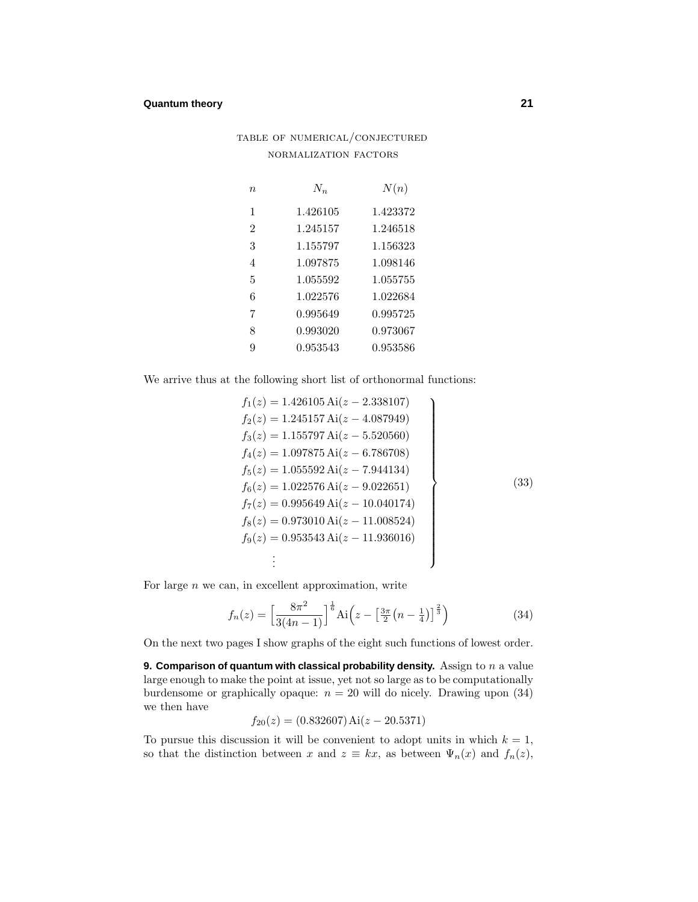TABLE OF NUMERICAL/CONJECTURED NORMALIZATION FACTORS

| $n$ | $N_n$ | $N(n)$ |
|---|---|---|
| 1 | 1.426105 | 1.423372 |
| 2 | 1.245157 | 1.246518 |
| 3 | 1.155797 | 1.156323 |
| 4 | 1.097875 | 1.098146 |
| 5 | 1.055592 | 1.055755 |
| 6 | 1.022576 | 1.022684 |
| 7 | 0.995649 | 0.995725 |
| 8 | 0.993020 | 0.973067 |
| 9 | 0.953543 | 0.953586 |

We arrive thus at the following short list of orthonormal functions:

$$
\left.\begin{aligned}
f_1(z) &= 1.426105\,\mathrm{Ai}(z - 2.338107)\\
f_2(z) &= 1.245157\,\mathrm{Ai}(z - 4.087949)\\
f_3(z) &= 1.155797\,\mathrm{Ai}(z - 5.520560)\\
f_4(z) &= 1.097875\,\mathrm{Ai}(z - 6.786708)\\
f_5(z) &= 1.055592\,\mathrm{Ai}(z - 7.944134)\\
f_6(z) &= 1.022576\,\mathrm{Ai}(z - 9.022651)\\
f_7(z) &= 0.995649\,\mathrm{Ai}(z - 10.040174)\\
f_8(z) &= 0.973010\,\mathrm{Ai}(z - 11.008524)\\
f_9(z) &= 0.953543\,\mathrm{Ai}(z - 11.936016)\\
&\;\;\vdots
\end{aligned}\right\}
\tag{33}
$$

For large $n$ we can, in excellent approximation, write

$$
f_n(z) = \Big[\frac{8\pi^2}{3(4n-1)}\Big]^{\frac{1}{6}}\mathrm{Ai}\Big(z - \big[\tfrac{3\pi}{2}\big(n-\tfrac{1}{4}\big)\big]^{\frac{2}{3}}\Big) \tag{34}
$$

On the next two pages I show graphs of the eight such functions of lowest order.

**9. Comparison of quantum with classical probability density.** Assign to $n$ a value large enough to make the point at issue, yet not so large as to be computationally burdensome or graphically opaque: $n = 20$ will do nicely. Drawing upon (34) we then have

$$
f_{20}(z) = (0.832607)\,\mathrm{Ai}(z - 20.5371)
$$

To pursue this discussion it will be convenient to adopt units in which $k = 1$, so that the distinction between $x$ and $z \equiv kx$, as between $\Psi_n(x)$ and $f_n(z)$,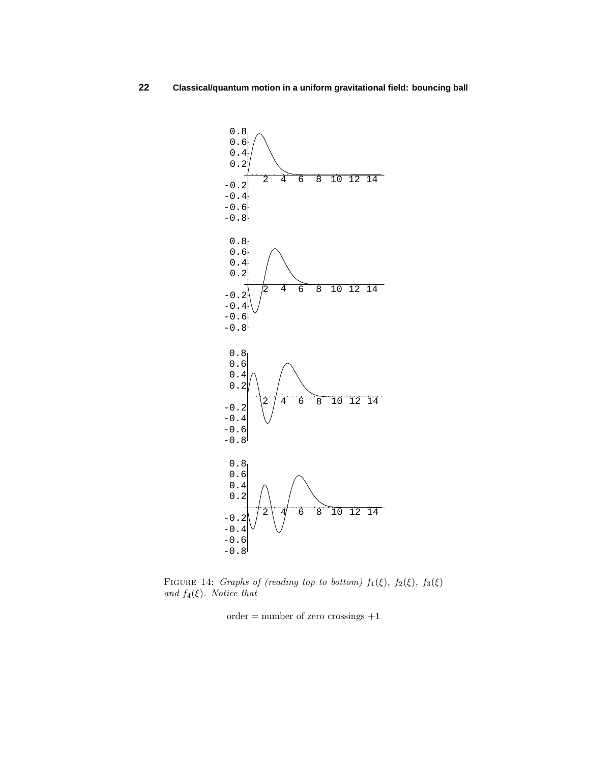FIGURE 14: *Graphs of (reading top to bottom) $f_1(\xi)$, $f_2(\xi)$, $f_3(\xi)$ and $f_4(\xi)$. Notice that*

$$\text{order} = \text{number of zero crossings} + 1$$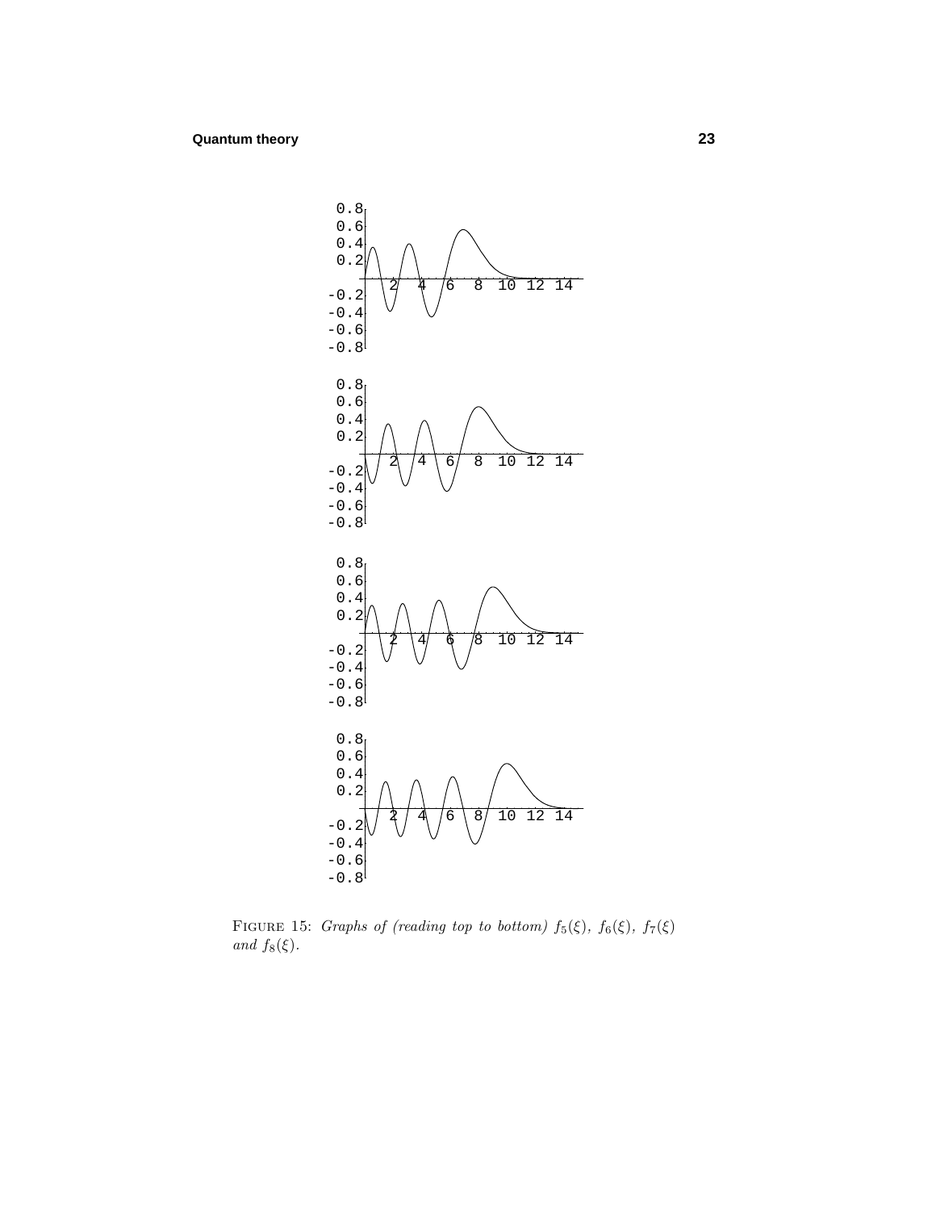FIGURE 15: *Graphs of (reading top to bottom) $f_5(\xi)$, $f_6(\xi)$, $f_7(\xi)$ and $f_8(\xi)$.*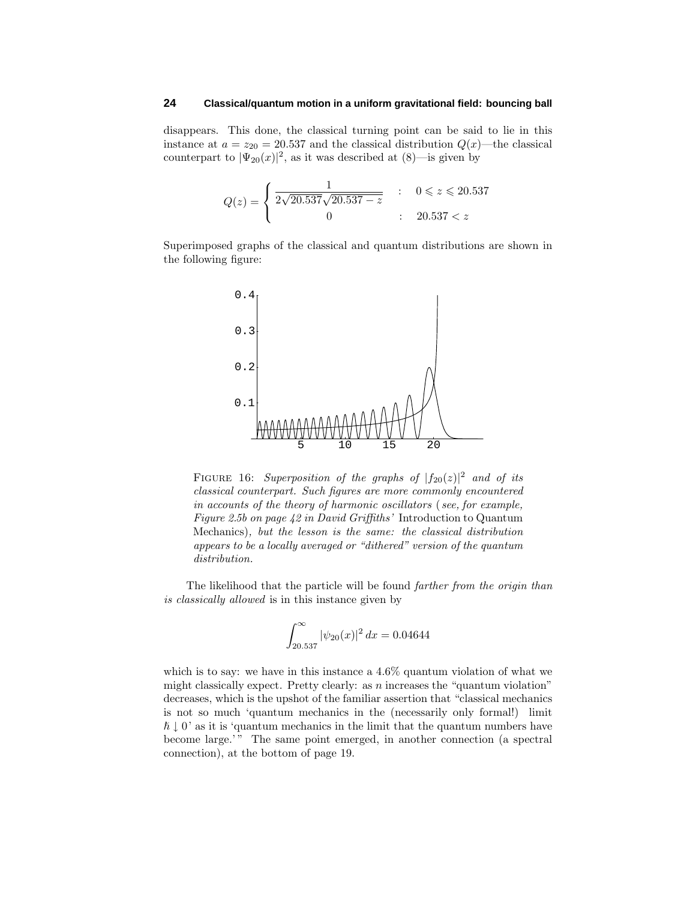disappears. This done, the classical turning point can be said to lie in this instance at $a = z_{20} = 20.537$ and the classical distribution $Q(x)$—the classical counterpart to $|\Psi_{20}(x)|^2$, as it was described at (8)—is given by

$$Q(z) = \begin{cases} \dfrac{1}{2\sqrt{20.537}\sqrt{20.537 - z}} & : \quad 0 \leqslant z \leqslant 20.537 \\ 0 & : \quad 20.537 < z \end{cases}$$

Superimposed graphs of the classical and quantum distributions are shown in the following figure:

FIGURE 16: *Superposition of the graphs of $|f_{20}(z)|^2$ and of its classical counterpart. Such figures are more commonly encountered in accounts of the theory of harmonic oscillators (see, for example, Figure 2.5b on page 42 in David Griffiths'* Introduction to Quantum Mechanics*), but the lesson is the same: the classical distribution appears to be a locally averaged or "dithered" version of the quantum distribution.*

The likelihood that the particle will be found *farther from the origin than is classically allowed* is in this instance given by

$$\int_{20.537}^{\infty} |\psi_{20}(x)|^2 \, dx = 0.04644$$

which is to say: we have in this instance a 4.6% quantum violation of what we might classically expect. Pretty clearly: as $n$ increases the "quantum violation" decreases, which is the upshot of the familiar assertion that "classical mechanics is not so much 'quantum mechanics in the (necessarily only formal!) limit $\hbar \downarrow 0$' as it is 'quantum mechanics in the limit that the quantum numbers have become large.'" The same point emerged, in another connection (a spectral connection), at the bottom of page 19.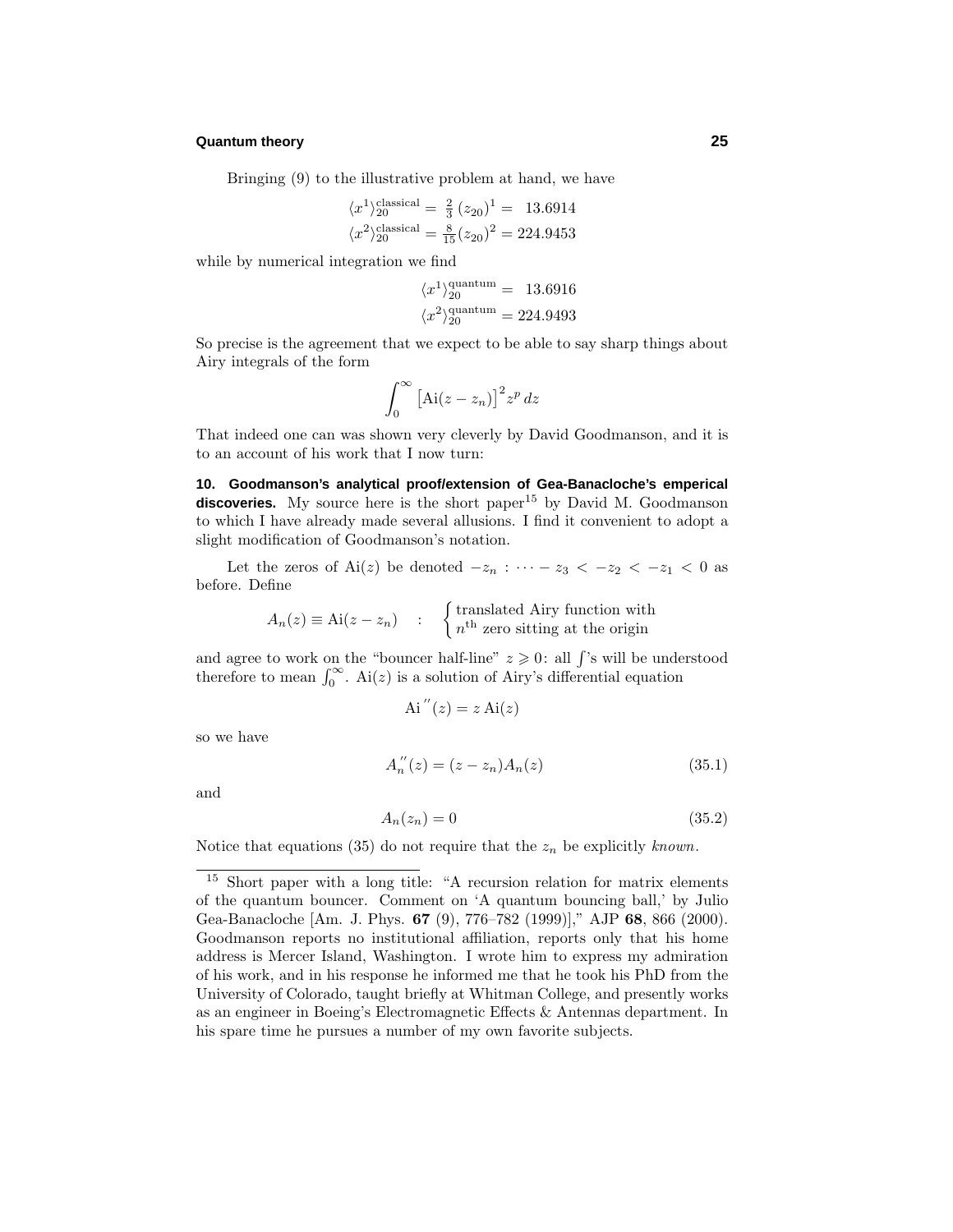Bringing (9) to the illustrative problem at hand, we have

$$
\begin{aligned}
\langle x^1\rangle_{20}^{\text{classical}} &= \tfrac{2}{3}\,(z_{20})^1 = \;\;13.6914\\
\langle x^2\rangle_{20}^{\text{classical}} &= \tfrac{8}{15}(z_{20})^2 = 224.9453
\end{aligned}
$$

while by numerical integration we find

$$
\begin{aligned}
\langle x^1\rangle_{20}^{\text{quantum}} &= \;\;13.6916\\
\langle x^2\rangle_{20}^{\text{quantum}} &= 224.9493
\end{aligned}
$$

So precise is the agreement that we expect to be able to say sharp things about Airy integrals of the form

$$
\int_0^\infty \big[\text{Ai}(z-z_n)\big]^2 z^p\,dz
$$

That indeed one can was shown very cleverly by David Goodmanson, and it is to an account of his work that I now turn:

**10. Goodmanson's analytical proof/extension of Gea-Banacloche's emperical discoveries.** My source here is the short paper[15] by David M. Goodmanson to which I have already made several allusions. I find it convenient to adopt a slight modification of Goodmanson's notation.

Let the zeros of $\text{Ai}(z)$ be denoted $-z_n : \cdots - z_3 < -z_2 < -z_1 < 0$ as before. Define

$$
A_n(z) \equiv \text{Ai}(z-z_n) \quad : \quad \begin{cases}\text{translated Airy function with}\\ n^{\text{th}} \text{ zero sitting at the origin}\end{cases}
$$

and agree to work on the "bouncer half-line" $z \geqslant 0$: all $\int$'s will be understood therefore to mean $\int_0^\infty$. $\text{Ai}(z)$ is a solution of Airy's differential equation

$$
\text{Ai}\,''(z) = z\,\text{Ai}(z)
$$

so we have

$$
A_n''(z) = (z - z_n)A_n(z) \tag{35.1}
$$

and

$$
A_n(z_n) = 0 \tag{35.2}
$$

Notice that equations (35) do not require that the $z_n$ be explicitly *known*.

---

[15] Short paper with a long title: "A recursion relation for matrix elements of the quantum bouncer. Comment on 'A quantum bouncing ball,' by Julio Gea-Banacloche [Am. J. Phys. **67** (9), 776–782 (1999)]," AJP **68**, 866 (2000). Goodmanson reports no institutional affiliation, reports only that his home address is Mercer Island, Washington. I wrote him to express my admiration of his work, and in his response he informed me that he took his PhD from the University of Colorado, taught briefly at Whitman College, and presently works as an engineer in Boeing's Electromagnetic Effects & Antennas department. In his spare time he pursues a number of my own favorite subjects.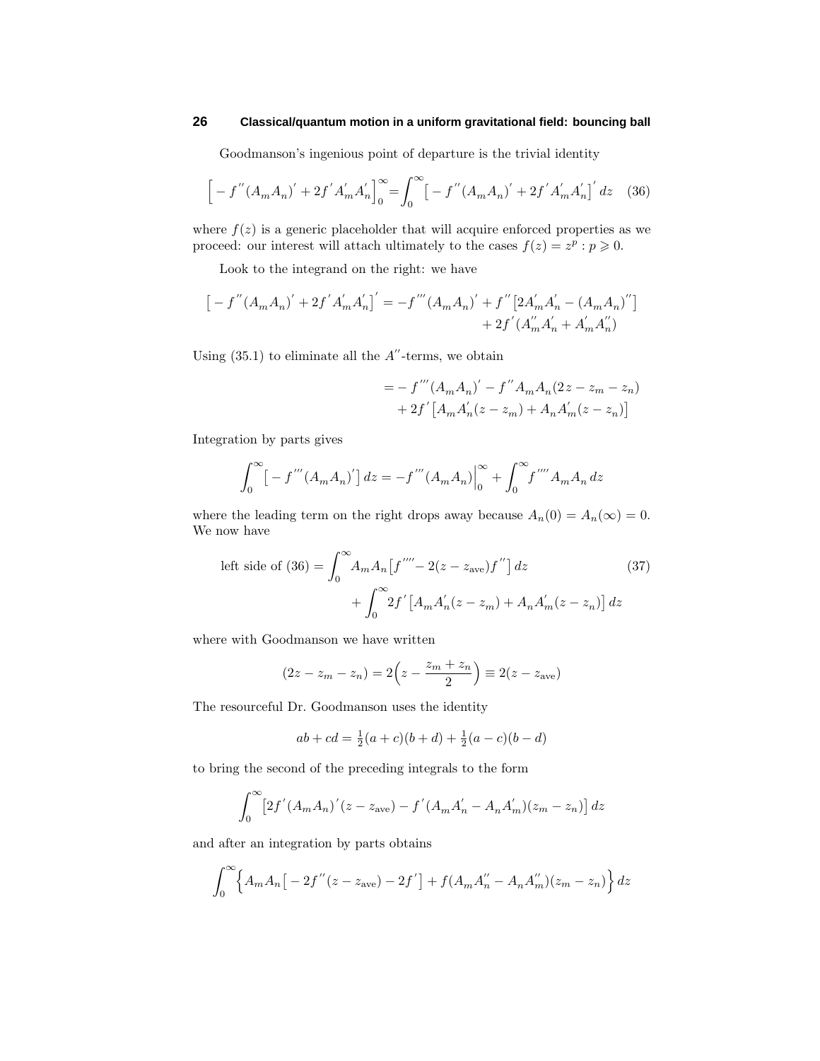Goodmanson's ingenious point of departure is the trivial identity

$$\Big[-f^{''}(A_mA_n)^{'}+2f^{'}A_m^{'}A_n^{'}\Big]_0^\infty=\int_0^\infty\big[-f^{''}(A_mA_n)^{'}+2f^{'}A_m^{'}A_n^{'}\big]^{'}\,dz \tag{36}$$

where $f(z)$ is a generic placeholder that will acquire enforced properties as we proceed: our interest will attach ultimately to the cases $f(z)=z^p : p\geqslant 0$.

Look to the integrand on the right: we have

$$\begin{aligned}\big[-f^{''}(A_mA_n)^{'}+2f^{'}A_m^{'}A_n^{'}\big]^{'}=-f^{'''}(A_mA_n)^{'}&+f^{''}\big[2A_m^{'}A_n^{'}-(A_mA_n)^{''}\big]\\&+2f^{'}(A_m^{''}A_n^{'}+A_m^{'}A_n^{''})\end{aligned}$$

Using (35.1) to eliminate all the $A^{''}$-terms, we obtain

$$\begin{aligned}&=-f^{'''}(A_mA_n)^{'}-f^{''}A_mA_n(2z-z_m-z_n)\\&\quad+2f^{'}\big[A_mA_n^{'}(z-z_m)+A_nA_m^{'}(z-z_n)\big]\end{aligned}$$

Integration by parts gives

$$\int_0^\infty\big[-f^{'''}(A_mA_n)^{'}\big]\,dz=-f^{'''}(A_mA_n)\Big|_0^\infty+\int_0^\infty f^{''''}A_mA_n\,dz$$

where the leading term on the right drops away because $A_n(0)=A_n(\infty)=0$. We now have

$$\begin{aligned}\text{left side of (36)}&=\int_0^\infty A_mA_n\big[f^{''''}-2(z-z_{\text{ave}})f^{''}\big]\,dz \qquad (37)\\&\quad+\int_0^\infty 2f^{'}\big[A_mA_n^{'}(z-z_m)+A_nA_m^{'}(z-z_n)\big]\,dz\end{aligned}$$

where with Goodmanson we have written

$$(2z-z_m-z_n)=2\Big(z-\frac{z_m+z_n}{2}\Big)\equiv 2(z-z_{\text{ave}})$$

The resourceful Dr. Goodmanson uses the identity

$$ab+cd=\tfrac{1}{2}(a+c)(b+d)+\tfrac{1}{2}(a-c)(b-d)$$

to bring the second of the preceding integrals to the form

$$\int_0^\infty\big[2f^{'}(A_mA_n)^{'}(z-z_{\text{ave}})-f^{'}(A_mA_n^{'}-A_nA_m^{'})(z_m-z_n)\big]\,dz$$

and after an integration by parts obtains

$$\int_0^\infty\Big\{A_mA_n\big[-2f^{''}(z-z_{\text{ave}})-2f^{'}\big]+f(A_mA_n^{''}-A_nA_m^{''})(z_m-z_n)\Big\}\,dz$$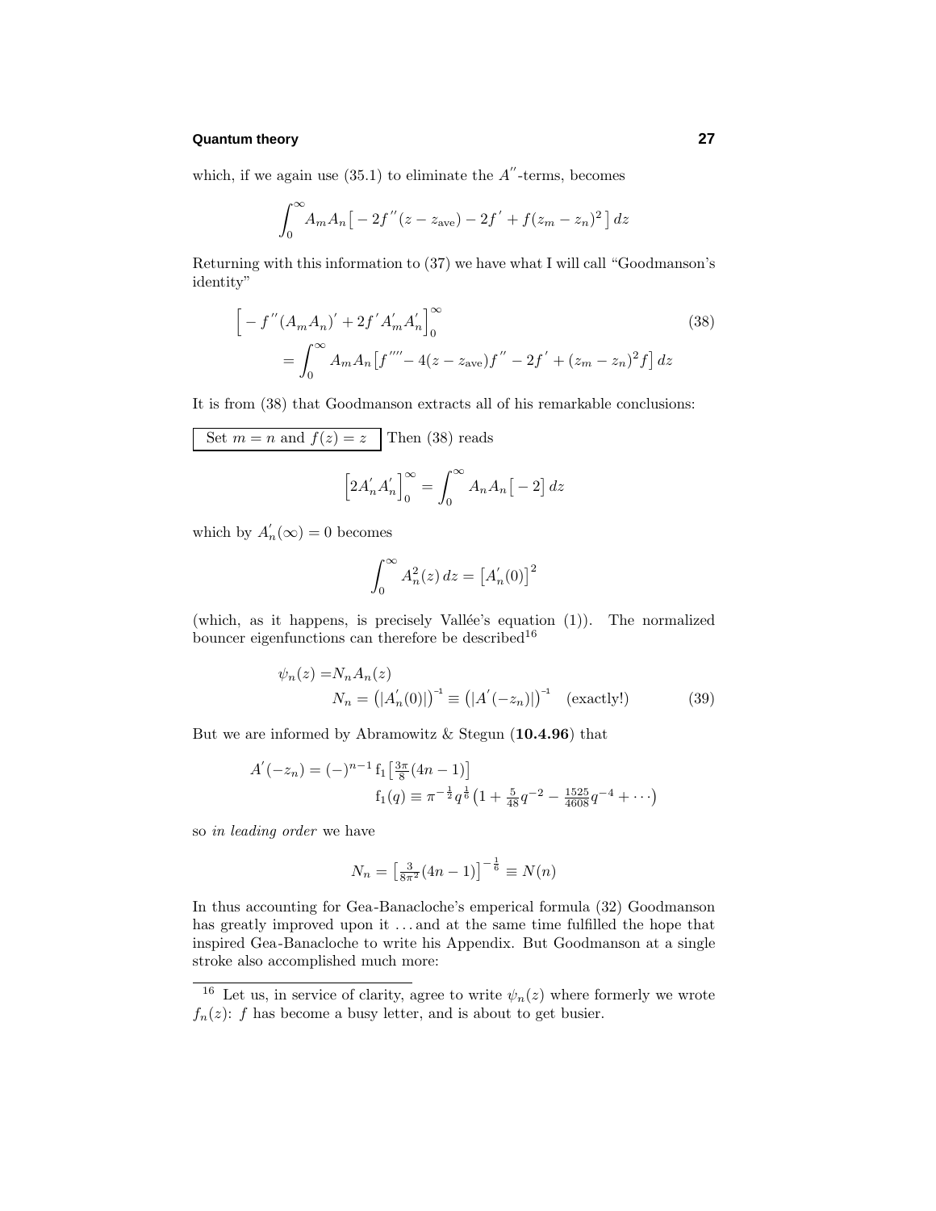which, if we again use (35.1) to eliminate the $A''$-terms, becomes

$$\int_0^\infty A_m A_n \big[ -2f''(z - z_{\text{ave}}) - 2f' + f(z_m - z_n)^2 \big]\, dz$$

Returning with this information to (37) we have what I will call "Goodmanson's identity"

$$\begin{aligned}
\Big[ -f''(A_m A_n)' + 2f' A_m' A_n' \Big]_0^\infty & \qquad\qquad\qquad\qquad\qquad (38)\\
= \int_0^\infty A_m A_n \big[ f'''' - 4(z - z_{\text{ave}})f'' - 2f' + (z_m - z_n)^2 f \big]\, dz &
\end{aligned}$$

It is from (38) that Goodmanson extracts all of his remarkable conclusions:

Set $m = n$ and $f(z) = z$ Then (38) reads

$$\Big[ 2A_n' A_n' \Big]_0^\infty = \int_0^\infty A_n A_n \big[ -2 \big]\, dz$$

which by $A_n'(\infty) = 0$ becomes

$$\int_0^\infty A_n^2(z)\, dz = \big[ A_n'(0) \big]^2$$

(which, as it happens, is precisely Vallée's equation (1)). The normalized bouncer eigenfunctions can therefore be described[16]

$$\begin{aligned}
\psi_n(z) &= N_n A_n(z) \\
N_n &= \big( |A_n'(0)| \big)^{-1} \equiv \big( |A'(-z_n)| \big)^{-1} \quad \text{(exactly!)} \qquad (39)
\end{aligned}$$

But we are informed by Abramowitz & Stegun (**10.4.96**) that

$$\begin{aligned}
A'(-z_n) = (-)^{n-1}\, \mathrm{f}_1\big[ \tfrac{3\pi}{8}(4n-1) \big] & \\
\mathrm{f}_1(q) \equiv \pi^{-\frac{1}{2}} q^{\frac{1}{6}} \big( 1 + \tfrac{5}{48} q^{-2} - \tfrac{1525}{4608} q^{-4} + \cdots \big) &
\end{aligned}$$

so *in leading order* we have

$$N_n = \big[ \tfrac{3}{8\pi^2}(4n-1) \big]^{-\frac{1}{6}} \equiv N(n)$$

In thus accounting for Gea-Banacloche's emperical formula (32) Goodmanson has greatly improved upon it . . . and at the same time fulfilled the hope that inspired Gea-Banacloche to write his Appendix. But Goodmanson at a single stroke also accomplished much more:

---

[16] Let us, in service of clarity, agree to write $\psi_n(z)$ where formerly we wrote $f_n(z)$: $f$ has become a busy letter, and is about to get busier.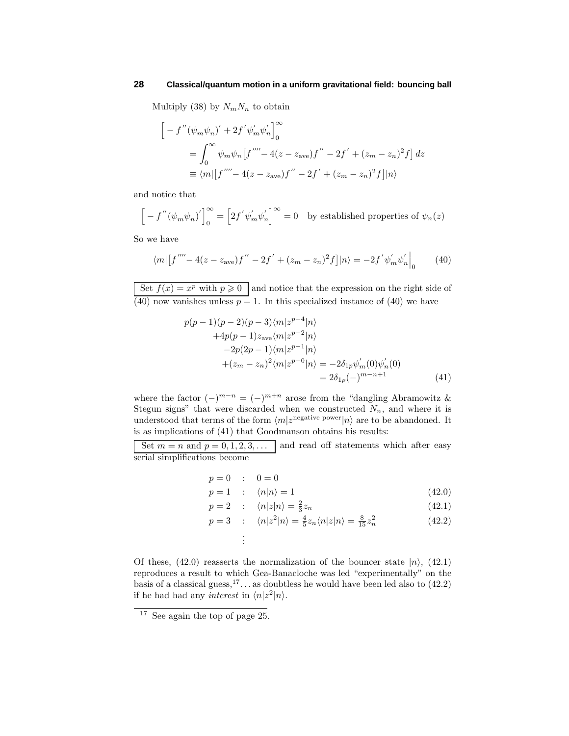Multiply (38) by $N_m N_n$ to obtain

$$\Big[-f^{''}(\psi_m\psi_n)^{'}+2f^{'}\psi_m^{'}\psi_n^{'}\Big]_0^\infty$$
$$=\int_0^\infty \psi_m\psi_n\big[f^{''''}-4(z-z_{\text{ave}})f^{''}-2f^{'}+(z_m-z_n)^2 f\big]\,dz$$
$$\equiv \langle m|\big[f^{''''}-4(z-z_{\text{ave}})f^{''}-2f^{'}+(z_m-z_n)^2 f\big]|n\rangle$$

and notice that

$$\Big[-f^{''}(\psi_m\psi_n)^{'}\Big]_0^\infty=\Big[2f^{'}\psi_m^{'}\psi_n^{'}\Big]^\infty=0 \quad \text{by established properties of } \psi_n(z)$$

So we have

$$\langle m|\big[f^{''''}-4(z-z_{\text{ave}})f^{''}-2f^{'}+(z_m-z_n)^2 f\big]|n\rangle=-2f^{'}\psi_m^{'}\psi_n^{'}\Big|_0 \tag{40}$$

Set $f(x)=x^p$ with $p\geqslant 0$ and notice that the expression on the right side of (40) now vanishes unless $p=1$. In this specialized instance of (40) we have

$$\begin{aligned}
p(p-1)(p-2)(p-3)&\langle m|z^{p-4}|n\rangle\\
+4p(p-1)z_{\text{ave}}&\langle m|z^{p-2}|n\rangle\\
-2p(2p-1)&\langle m|z^{p-1}|n\rangle\\
+(z_m-z_n)^2&\langle m|z^{p-0}|n\rangle=-2\delta_{1p}\psi_m^{'}(0)\psi_n^{'}(0)\\
&=2\delta_{1p}(-)^{m-n+1}
\end{aligned} \tag{41}$$

where the factor $(-)^{m-n}=(-)^{m+n}$ arose from the "dangling Abramowitz & Stegun signs" that were discarded when we constructed $N_n$, and where it is understood that terms of the form $\langle m|z^{\text{negative power}}|n\rangle$ are to be abandoned. It is as implications of (41) that Goodmanson obtains his results:

Set $m=n$ and $p=0,1,2,3,\dots$ and read off statements which after easy serial simplifications become

$$p=0 \quad : \quad 0=0$$
$$p=1 \quad : \quad \langle n|n\rangle=1 \tag{42.0}$$
$$p=2 \quad : \quad \langle n|z|n\rangle=\tfrac{2}{3}z_n \tag{42.1}$$
$$p=3 \quad : \quad \langle n|z^2|n\rangle=\tfrac{4}{5}z_n\langle n|z|n\rangle=\tfrac{8}{15}z_n^2 \tag{42.2}$$
$$\vdots$$

Of these, (42.0) reasserts the normalization of the bouncer state $|n\rangle$, (42.1) reproduces a result to which Gea-Banacloche was led "experimentally" on the basis of a classical guess,[17]... as doubtless he would have been led also to (42.2) if he had had any *interest* in $\langle n|z^2|n\rangle$.

[17] See again the top of page 25.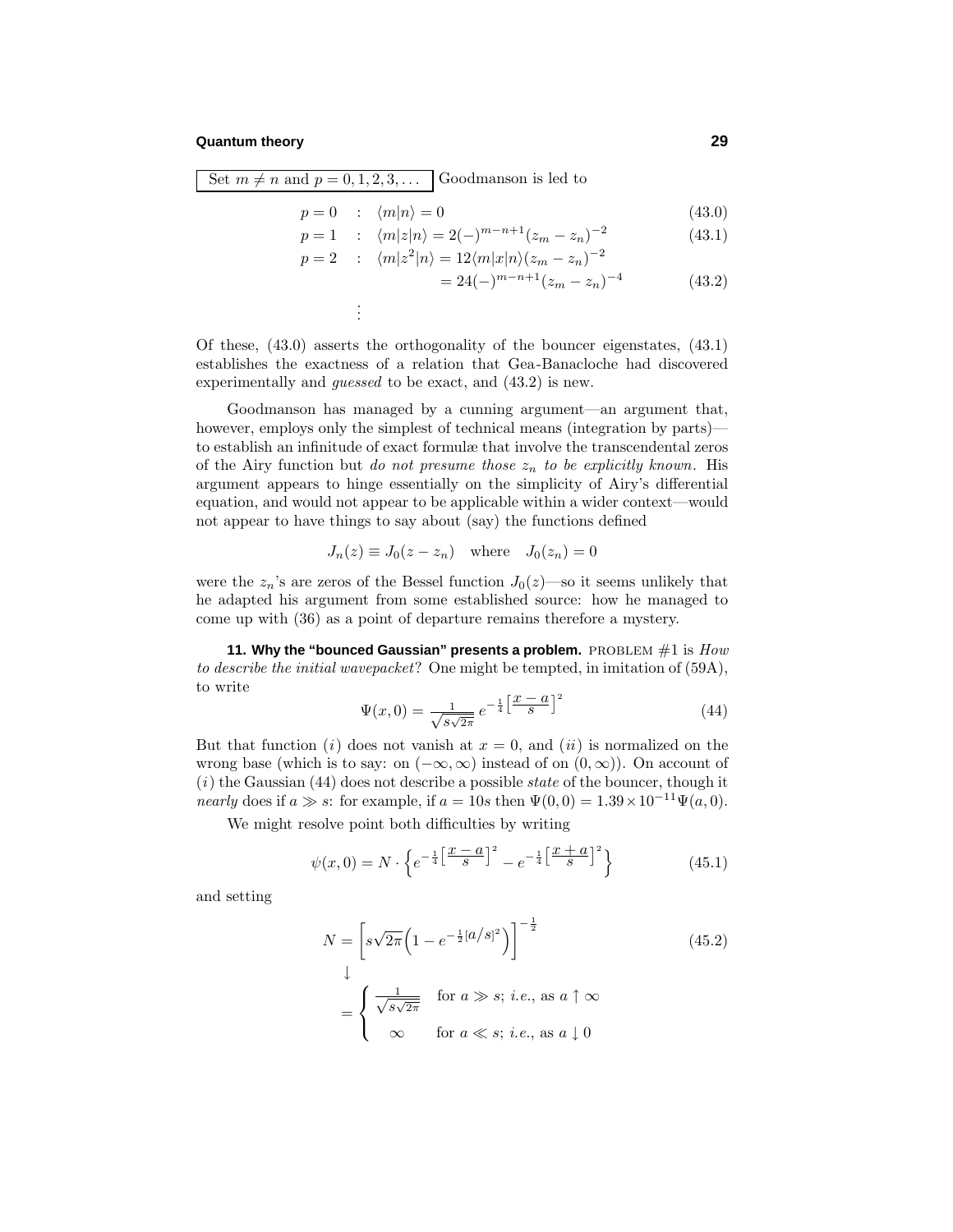Set $m \neq n$ and $p = 0, 1, 2, 3, \ldots$ Goodmanson is led to

$$
\begin{aligned}
p = 0 \quad &: \quad \langle m|n\rangle = 0 & (43.0)\\
p = 1 \quad &: \quad \langle m|z|n\rangle = 2(-)^{m-n+1}(z_m - z_n)^{-2} & (43.1)\\
p = 2 \quad &: \quad \langle m|z^2|n\rangle = 12\langle m|x|n\rangle(z_m - z_n)^{-2} & \\
&\qquad\qquad\quad = 24(-)^{m-n+1}(z_m - z_n)^{-4} & (43.2)\\
&\vdots
\end{aligned}
$$

Of these, (43.0) asserts the orthogonality of the bouncer eigenstates, (43.1) establishes the exactness of a relation that Gea-Banacloche had discovered experimentally and *guessed* to be exact, and (43.2) is new.

Goodmanson has managed by a cunning argument—an argument that, however, employs only the simplest of technical means (integration by parts)—to establish an infinitude of exact formulæ that involve the transcendental zeros of the Airy function but *do not presume those $z_n$ to be explicitly known*. His argument appears to hinge essentially on the simplicity of Airy's differential equation, and would not appear to be applicable within a wider context—would not appear to have things to say about (say) the functions defined

$$
J_n(z) \equiv J_0(z - z_n) \quad \text{where} \quad J_0(z_n) = 0
$$

were the $z_n$'s are zeros of the Bessel function $J_0(z)$—so it seems unlikely that he adapted his argument from some established source: how he managed to come up with (36) as a point of departure remains therefore a mystery.

**11. Why the "bounced Gaussian" presents a problem.** PROBLEM #1 is *How to describe the initial wavepacket*? One might be tempted, in imitation of (59A), to write

$$
\Psi(x, 0) = \frac{1}{\sqrt{s\sqrt{2\pi}}}\, e^{-\frac{1}{4}\left[\frac{x-a}{s}\right]^2} \tag{44}
$$

But that function ($i$) does not vanish at $x = 0$, and ($ii$) is normalized on the wrong base (which is to say: on $(-\infty, \infty)$ instead of on $(0, \infty)$). On account of ($i$) the Gaussian (44) does not describe a possible *state* of the bouncer, though it *nearly* does if $a \gg s$: for example, if $a = 10s$ then $\Psi(0, 0) = 1.39 \times 10^{-11}\Psi(a, 0)$.

We might resolve point both difficulties by writing

$$
\psi(x, 0) = N \cdot \left\{ e^{-\frac{1}{4}\left[\frac{x-a}{s}\right]^2} - e^{-\frac{1}{4}\left[\frac{x+a}{s}\right]^2} \right\} \tag{45.1}
$$

and setting

$$
\begin{aligned}
N &= \left[ s\sqrt{2\pi}\left(1 - e^{-\frac{1}{2}[a/s]^2}\right)\right]^{-\frac{1}{2}} \qquad (45.2)\\
&\downarrow\\
&= \begin{cases} \dfrac{1}{\sqrt{s\sqrt{2\pi}}} & \text{for } a \gg s;\ \textit{i.e.}, \text{ as } a \uparrow \infty \\[2ex] \infty & \text{for } a \ll s;\ \textit{i.e.}, \text{ as } a \downarrow 0 \end{cases}
\end{aligned}
$$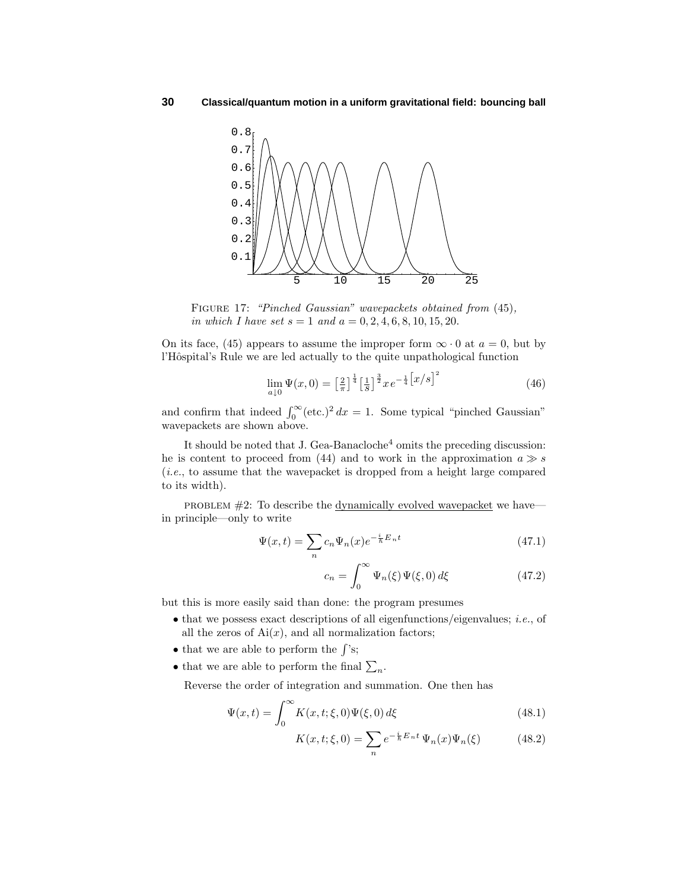FIGURE 17: *"Pinched Gaussian" wavepackets obtained from* (45), *in which I have set* $s = 1$ *and* $a = 0, 2, 4, 6, 8, 10, 15, 20$.

On its face, (45) appears to assume the improper form $\infty \cdot 0$ at $a = 0$, but by l'Hôspital's Rule we are led actually to the quite unpathological function

$$\lim_{a\downarrow 0} \Psi(x,0) = \left[\tfrac{2}{\pi}\right]^{\frac{1}{4}} \left[\tfrac{1}{s}\right]^{\frac{3}{2}} x\, e^{-\frac{1}{4}\left[x/s\right]^2} \tag{46}$$

and confirm that indeed $\int_0^\infty (\text{etc.})^2\, dx = 1$. Some typical "pinched Gaussian" wavepackets are shown above.

It should be noted that J. Gea-Banacloche[4] omits the preceding discussion: he is content to proceed from (44) and to work in the approximation $a \gg s$ (*i.e.*, to assume that the wavepacket is dropped from a height large compared to its width).

PROBLEM #2: To describe the dynamically evolved wavepacket we have—in principle—only to write

$$\Psi(x,t) = \sum_n c_n \Psi_n(x) e^{-\frac{i}{\hbar}E_n t} \tag{47.1}$$

$$c_n = \int_0^\infty \Psi_n(\xi)\, \Psi(\xi,0)\, d\xi \tag{47.2}$$

but this is more easily said than done: the program presumes

- that we possess exact descriptions of all eigenfunctions/eigenvalues; *i.e.*, of all the zeros of $\text{Ai}(x)$, and all normalization factors;
- that we are able to perform the $\int$'s;
- that we are able to perform the final $\sum_n$.

Reverse the order of integration and summation. One then has

$$\Psi(x,t) = \int_0^\infty K(x,t;\xi,0)\Psi(\xi,0)\, d\xi \tag{48.1}$$

$$K(x,t;\xi,0) = \sum_n e^{-\frac{i}{\hbar}E_n t}\, \Psi_n(x)\Psi_n(\xi) \tag{48.2}$$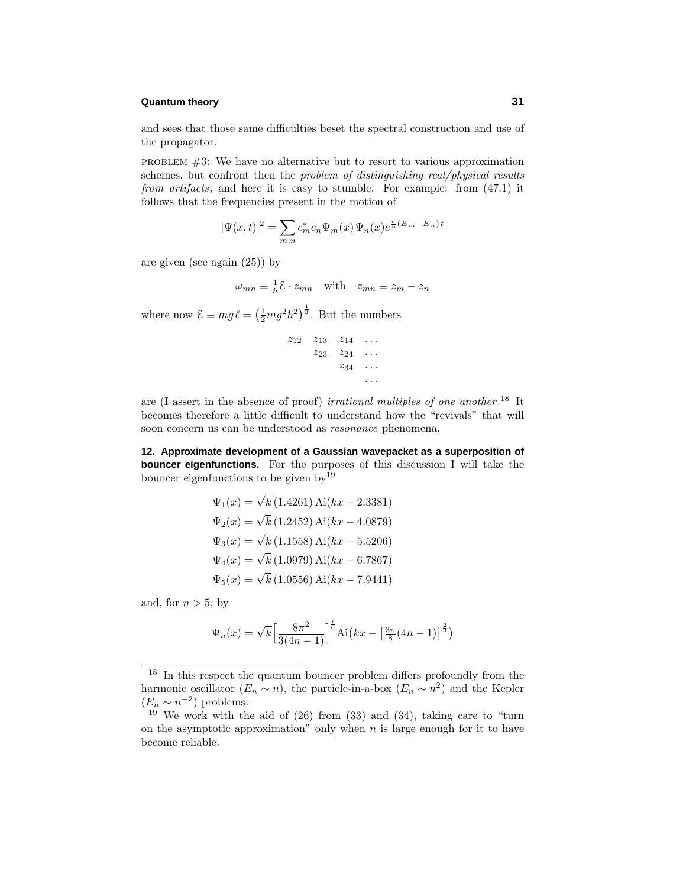and sees that those same difficulties beset the spectral construction and use of the propagator.

PROBLEM #3: We have no alternative but to resort to various approximation schemes, but confront then the *problem of distinguishing real/physical results from artifacts*, and here it is easy to stumble. For example: from (47.1) it follows that the frequencies present in the motion of

$$|\Psi(x,t)|^2 = \sum_{m,n} c_m^* c_n \Psi_m(x)\,\Psi_n(x) e^{\frac{i}{\hbar}(E_m - E_n)t}$$

are given (see again (25)) by

$$\omega_{mn} \equiv \tfrac{1}{\hbar}\mathcal{E}\cdot z_{mn} \quad \text{with} \quad z_{mn} \equiv z_m - z_n$$

where now $\mathcal{E} \equiv mg\ell = \left(\frac{1}{2}mg^2\hbar^2\right)^{\frac{1}{3}}$. But the numbers

$$\begin{matrix} z_{12} & z_{13} & z_{14} & \dots \\ & z_{23} & z_{24} & \dots \\ & & z_{34} & \dots \\ & & & \dots \end{matrix}$$

are (I assert in the absence of proof) *irrational multiples of one another*.[18] It becomes therefore a little difficult to understand how the "revivals" that will soon concern us can be understood as *resonance* phenomena.

**12. Approximate development of a Gaussian wavepacket as a superposition of bouncer eigenfunctions.** For the purposes of this discussion I will take the bouncer eigenfunctions to be given by[19]

$$\begin{aligned}
\Psi_1(x) &= \sqrt{k}\,(1.4261)\,\mathrm{Ai}(kx - 2.3381)\\
\Psi_2(x) &= \sqrt{k}\,(1.2452)\,\mathrm{Ai}(kx - 4.0879)\\
\Psi_3(x) &= \sqrt{k}\,(1.1558)\,\mathrm{Ai}(kx - 5.5206)\\
\Psi_4(x) &= \sqrt{k}\,(1.0979)\,\mathrm{Ai}(kx - 6.7867)\\
\Psi_5(x) &= \sqrt{k}\,(1.0556)\,\mathrm{Ai}(kx - 7.9441)
\end{aligned}$$

and, for $n > 5$, by

$$\Psi_n(x) = \sqrt{k}\Big[\frac{8\pi^2}{3(4n-1)}\Big]^{\frac{1}{6}}\mathrm{Ai}\big(kx - \big[\tfrac{3\pi}{8}(4n-1)\big]^{\frac{2}{3}}\big)$$

---

[18] In this respect the quantum bouncer problem differs profoundly from the harmonic oscillator ($E_n \sim n$), the particle-in-a-box ($E_n \sim n^2$) and the Kepler ($E_n \sim n^{-2}$) problems.

[19] We work with the aid of (26) from (33) and (34), taking care to "turn on the asymptotic approximation" only when $n$ is large enough for it to have become reliable.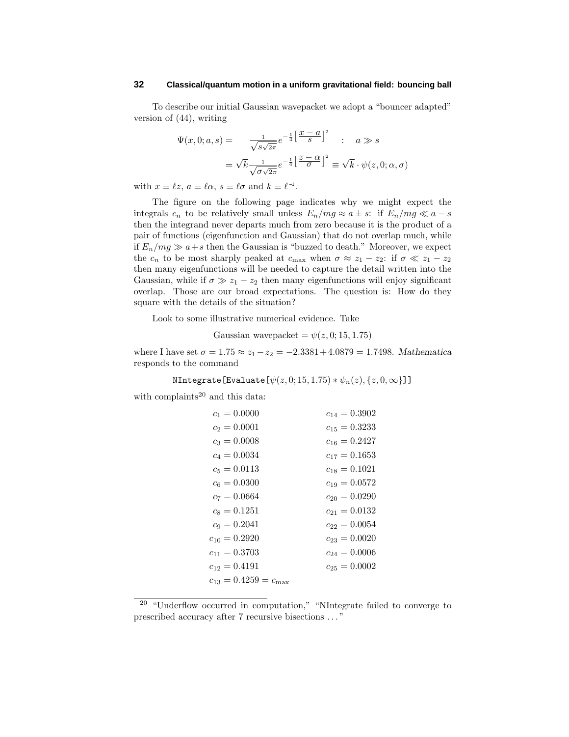To describe our initial Gaussian wavepacket we adopt a "bouncer adapted" version of (44), writing

$$
\begin{aligned}
\Psi(x,0;a,s) &= \frac{1}{\sqrt{s\sqrt{2\pi}}}e^{-\frac{1}{4}\left[\frac{x-a}{s}\right]^2} \quad : \quad a \gg s \\
&= \sqrt{k}\frac{1}{\sqrt{\sigma\sqrt{2\pi}}}e^{-\frac{1}{4}\left[\frac{z-\alpha}{\sigma}\right]^2} \equiv \sqrt{k}\cdot\psi(z,0;\alpha,\sigma)
\end{aligned}
$$

with $x \equiv \ell z$, $a \equiv \ell\alpha$, $s \equiv \ell\sigma$ and $k \equiv \ell^{-1}$.

The figure on the following page indicates why we might expect the integrals $c_n$ to be relatively small unless $E_n/mg \approx a \pm s$: if $E_n/mg \ll a - s$ then the integrand never departs much from zero because it is the product of a pair of functions (eigenfunction and Gaussian) that do not overlap much, while if $E_n/mg \gg a+s$ then the Gaussian is "buzzed to death." Moreover, we expect the $c_n$ to be most sharply peaked at $c_{\text{max}}$ when $\sigma \approx z_1 - z_2$: if $\sigma \ll z_1 - z_2$ then many eigenfunctions will be needed to capture the detail written into the Gaussian, while if $\sigma \gg z_1 - z_2$ then many eigenfunctions will enjoy significant overlap. Those are our broad expectations. The question is: How do they square with the details of the situation?

Look to some illustrative numerical evidence. Take

$$
\text{Gaussian wavepacket} = \psi(z,0;15,1.75)
$$

where I have set $\sigma = 1.75 \approx z_1 - z_2 = -2.3381 + 4.0879 = 1.7498$. *Mathematica* responds to the command

$$
\texttt{NIntegrate[Evaluate[}\psi(z,0;15,1.75) * \psi_n(z), \{z,0,\infty\}\texttt{]]}
$$

with complaints[20] and this data:

| | |
|---|---|
| $c_1 = 0.0000$ | $c_{14} = 0.3902$ |
| $c_2 = 0.0001$ | $c_{15} = 0.3233$ |
| $c_3 = 0.0008$ | $c_{16} = 0.2427$ |
| $c_4 = 0.0034$ | $c_{17} = 0.1653$ |
| $c_5 = 0.0113$ | $c_{18} = 0.1021$ |
| $c_6 = 0.0300$ | $c_{19} = 0.0572$ |
| $c_7 = 0.0664$ | $c_{20} = 0.0290$ |
| $c_8 = 0.1251$ | $c_{21} = 0.0132$ |
| $c_9 = 0.2041$ | $c_{22} = 0.0054$ |
| $c_{10} = 0.2920$ | $c_{23} = 0.0020$ |
| $c_{11} = 0.3703$ | $c_{24} = 0.0006$ |
| $c_{12} = 0.4191$ | $c_{25} = 0.0002$ |
| $c_{13} = 0.4259 = c_{\text{max}}$ | |

[20] "Underflow occurred in computation," "NIntegrate failed to converge to prescribed accuracy after 7 recursive bisections ..."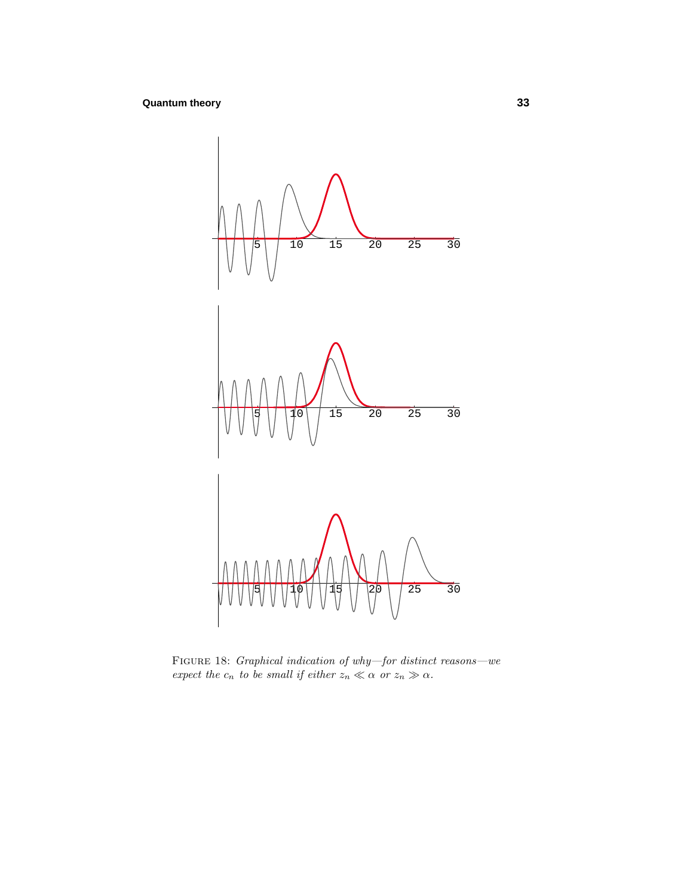FIGURE 18: *Graphical indication of why—for distinct reasons—we expect the $c_n$ to be small if either $z_n \ll \alpha$ or $z_n \gg \alpha$.*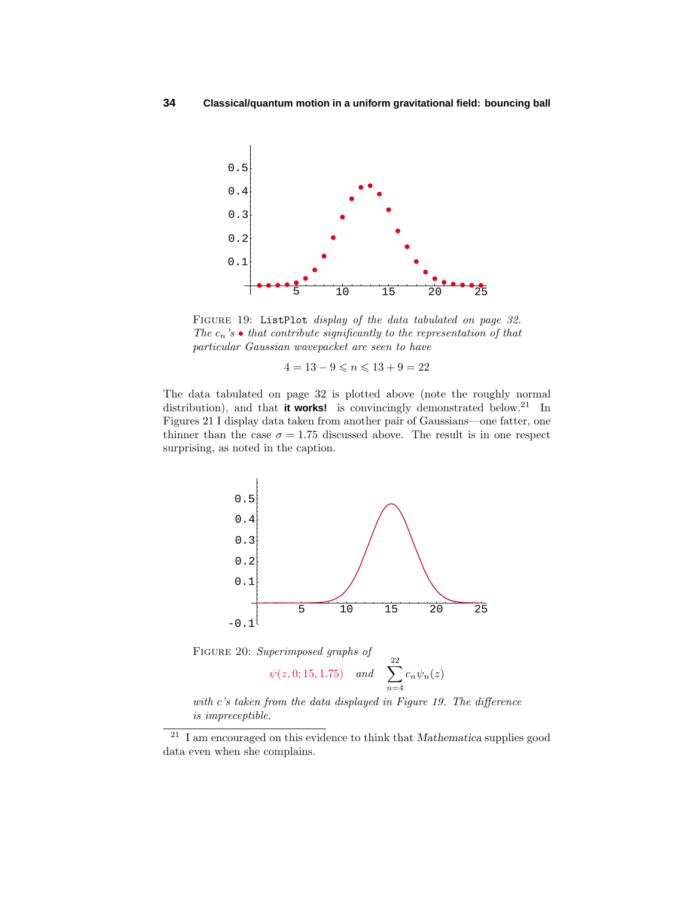FIGURE 19: `ListPlot` *display of the data tabulated on page 32. The* $c_n$*'s* • *that contribute significantly to the representation of that particular Gaussian wavepacket are seen to have*

$$4 = 13 - 9 \leqslant n \leqslant 13 + 9 = 22$$

The data tabulated on page 32 is plotted above (note the roughly normal distribution), and that **it works!** is convincingly demonstrated below.[21] In Figures 21 I display data taken from another pair of Gaussians—one fatter, one thinner than the case $\sigma = 1.75$ discussed above. The result is in one respect surprising, as noted in the caption.

FIGURE 20: *Superimposed graphs of*

$$\psi(z, 0; 15, 1.75) \quad \text{and} \quad \sum_{n=4}^{22} c_n \psi_n(z)$$

*with c's taken from the data displayed in Figure 19. The difference is impreceptible.*

[21] I am encouraged on this evidence to think that *Mathematica* supplies good data even when she complains.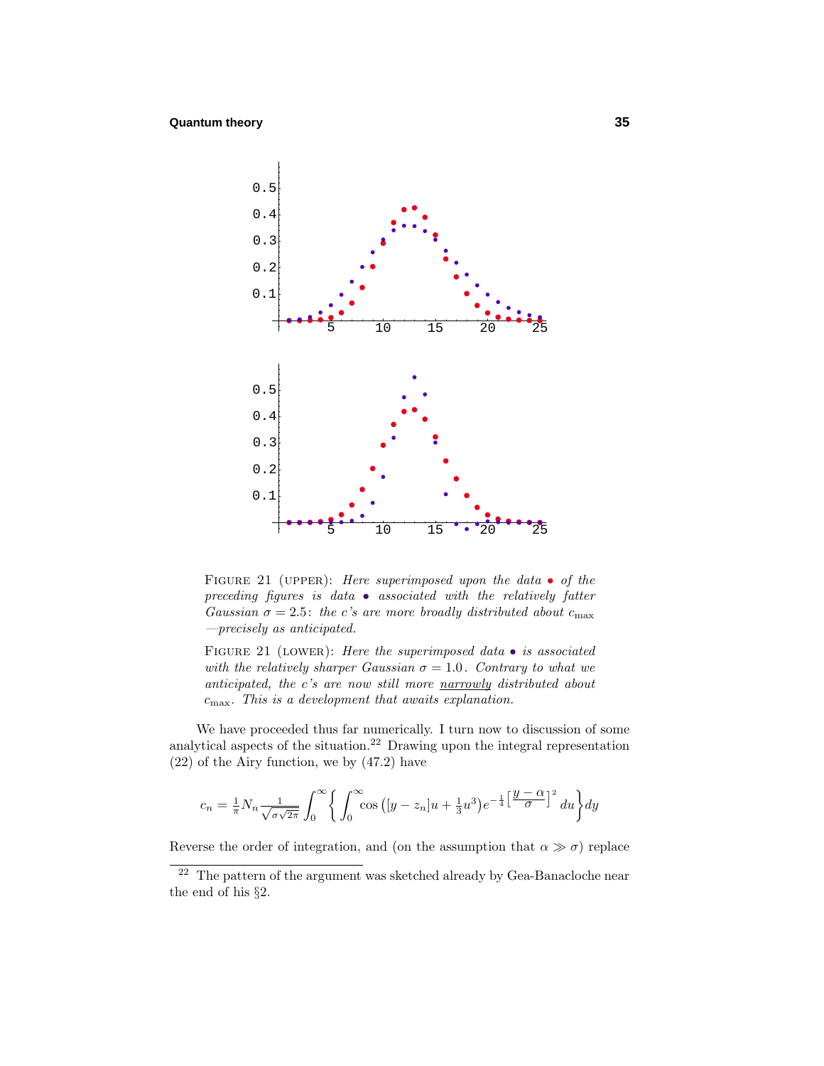FIGURE 21 (UPPER): *Here superimposed upon the data* • *of the preceding figures is data* • *associated with the relatively fatter Gaussian* $\sigma = 2.5$: *the c's are more broadly distributed about* $c_{\max}$ *—precisely as anticipated.*

FIGURE 21 (LOWER): *Here the superimposed data* • *is associated with the relatively sharper Gaussian* $\sigma = 1.0$. *Contrary to what we anticipated, the c's are now still more* narrowly *distributed about* $c_{\max}$. *This is a development that awaits explanation.*

We have proceeded thus far numerically. I turn now to discussion of some analytical aspects of the situation.[22] Drawing upon the integral representation (22) of the Airy function, we by (47.2) have

$$c_n = \tfrac{1}{\pi} N_n \frac{1}{\sqrt{\sigma\sqrt{2\pi}}} \int_0^\infty \left\{ \int_0^\infty \cos\left([y - z_n]u + \tfrac{1}{3}u^3\right) e^{-\frac{1}{4}\left[\frac{y-\alpha}{\sigma}\right]^2} du \right\} dy$$

Reverse the order of integration, and (on the assumption that $\alpha \gg \sigma$) replace

[22] The pattern of the argument was sketched already by Gea-Banacloche near the end of his §2.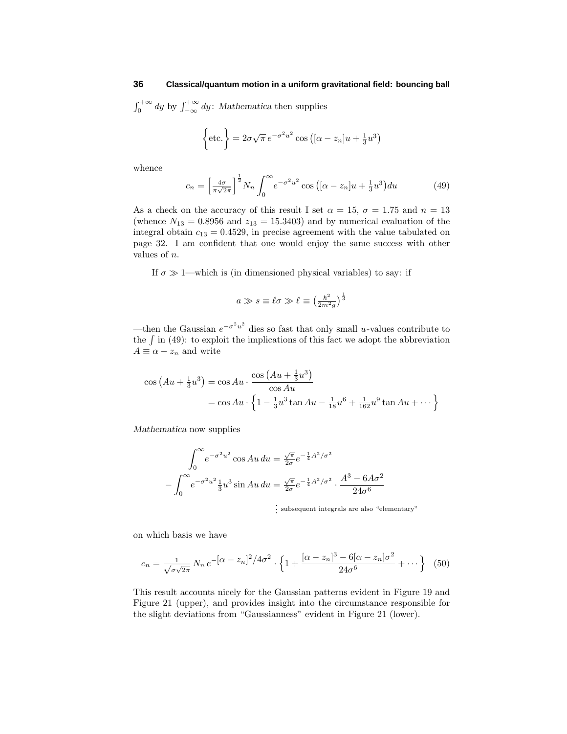$\int_0^{+\infty} dy$ by $\int_{-\infty}^{+\infty} dy$: *Mathematica* then supplies

$$\Big\{\text{etc.}\Big\} = 2\sigma\sqrt{\pi}\, e^{-\sigma^2 u^2} \cos\left([\alpha - z_n]u + \tfrac{1}{3}u^3\right)$$

whence

$$c_n = \left[\tfrac{4\sigma}{\pi\sqrt{2\pi}}\right]^{\frac{1}{2}} N_n \int_0^\infty e^{-\sigma^2 u^2} \cos\left([\alpha - z_n]u + \tfrac{1}{3}u^3\right) du \tag{49}$$

As a check on the accuracy of this result I set $\alpha = 15$, $\sigma = 1.75$ and $n = 13$ (whence $N_{13} = 0.8956$ and $z_{13} = 15.3403$) and by numerical evaluation of the integral obtain $c_{13} = 0.4529$, in precise agreement with the value tabulated on page 32. I am confident that one would enjoy the same success with other values of $n$.

If $\sigma \gg 1$—which is (in dimensioned physical variables) to say: if

$$a \gg s \equiv \ell\sigma \gg \ell \equiv \left(\tfrac{\hbar^2}{2m^2 g}\right)^{\frac{1}{3}}$$

—then the Gaussian $e^{-\sigma^2 u^2}$ dies so fast that only small $u$-values contribute to the $\int$ in (49): to exploit the implications of this fact we adopt the abbreviation $A \equiv \alpha - z_n$ and write

$$\begin{aligned}
\cos\left(Au + \tfrac{1}{3}u^3\right) &= \cos Au \cdot \frac{\cos\left(Au + \tfrac{1}{3}u^3\right)}{\cos Au} \\
&= \cos Au \cdot \left\{1 - \tfrac{1}{3}u^3 \tan Au - \tfrac{1}{18}u^6 + \tfrac{1}{162}u^9 \tan Au + \cdots\right\}
\end{aligned}$$

*Mathematica* now supplies

$$\begin{aligned}
\int_0^\infty e^{-\sigma^2 u^2} \cos Au\, du &= \tfrac{\sqrt{\pi}}{2\sigma} e^{-\frac{1}{4}A^2/\sigma^2} \\
-\int_0^\infty e^{-\sigma^2 u^2} \tfrac{1}{3}u^3 \sin Au\, du &= \tfrac{\sqrt{\pi}}{2\sigma} e^{-\frac{1}{4}A^2/\sigma^2} \cdot \frac{A^3 - 6A\sigma^2}{24\sigma^6} \\
&\quad \vdots \text{ subsequent integrals are also "elementary"}
\end{aligned}$$

on which basis we have

$$c_n = \tfrac{1}{\sqrt{\sigma\sqrt{2\pi}}}\, N_n\, e^{-[\alpha - z_n]^2/4\sigma^2} \cdot \left\{1 + \frac{[\alpha - z_n]^3 - 6[\alpha - z_n]\sigma^2}{24\sigma^6} + \cdots\right\} \tag{50}$$

This result accounts nicely for the Gaussian patterns evident in Figure 19 and Figure 21 (upper), and provides insight into the circumstance responsible for the slight deviations from "Gaussianness" evident in Figure 21 (lower).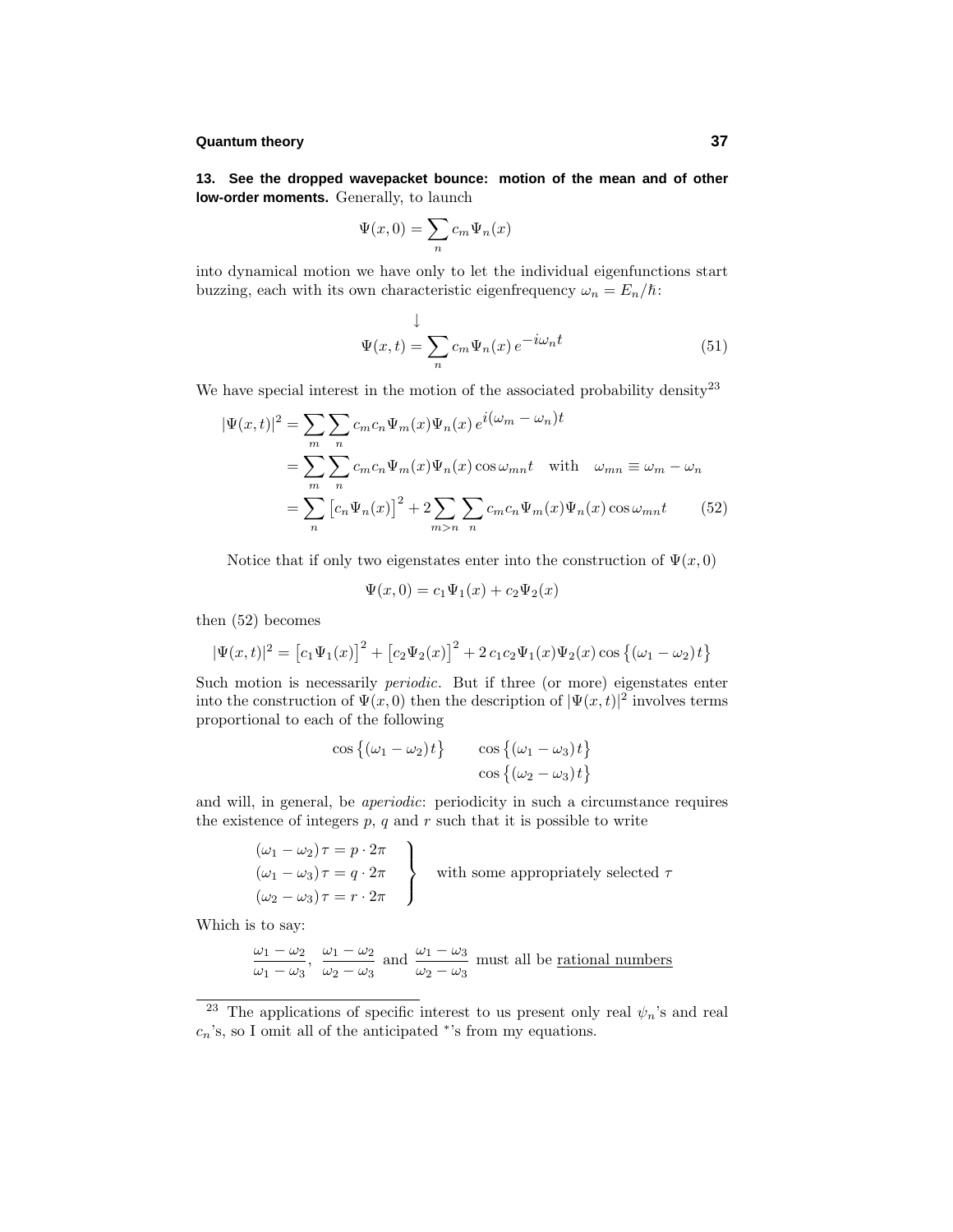**13. See the dropped wavepacket bounce: motion of the mean and of other low-order moments.** Generally, to launch

$$\Psi(x,0) = \sum_n c_m \Psi_n(x)$$

into dynamical motion we have only to let the individual eigenfunctions start buzzing, each with its own characteristic eigenfrequency $\omega_n = E_n/\hbar$:

$$\downarrow$$

$$\Psi(x,t) = \sum_n c_m \Psi_n(x)\, e^{-i\omega_n t} \tag{51}$$

We have special interest in the motion of the associated probability density[23]

$$\begin{aligned}
|\Psi(x,t)|^2 &= \sum_m \sum_n c_m c_n \Psi_m(x)\Psi_n(x)\, e^{i(\omega_m - \omega_n)t} \\
&= \sum_m \sum_n c_m c_n \Psi_m(x)\Psi_n(x) \cos\omega_{mn} t \quad \text{with} \quad \omega_{mn} \equiv \omega_m - \omega_n \\
&= \sum_n \big[c_n \Psi_n(x)\big]^2 + 2\sum_{m>n}\sum_n c_m c_n \Psi_m(x)\Psi_n(x)\cos\omega_{mn} t
\end{aligned} \tag{52}$$

Notice that if only two eigenstates enter into the construction of $\Psi(x,0)$

$$\Psi(x,0) = c_1\Psi_1(x) + c_2\Psi_2(x)$$

then (52) becomes

$$|\Psi(x,t)|^2 = \big[c_1\Psi_1(x)\big]^2 + \big[c_2\Psi_2(x)\big]^2 + 2\,c_1c_2\Psi_1(x)\Psi_2(x)\cos\big\{(\omega_1 - \omega_2)t\big\}$$

Such motion is necessarily *periodic*. But if three (or more) eigenstates enter into the construction of $\Psi(x,0)$ then the description of $|\Psi(x,t)|^2$ involves terms proportional to each of the following

$$\begin{aligned}
\cos\big\{(\omega_1 - \omega_2)t\big\} \qquad &\cos\big\{(\omega_1 - \omega_3)t\big\} \\
&\cos\big\{(\omega_2 - \omega_3)t\big\}
\end{aligned}$$

and will, in general, be *aperiodic*: periodicity in such a circumstance requires the existence of integers $p$, $q$ and $r$ such that it is possible to write

$$\left.\begin{aligned}
(\omega_1 - \omega_2)\tau &= p\cdot 2\pi \\
(\omega_1 - \omega_3)\tau &= q\cdot 2\pi \\
(\omega_2 - \omega_3)\tau &= r\cdot 2\pi
\end{aligned}\right\} \quad \text{with some appropriately selected } \tau$$

Which is to say:

$$\frac{\omega_1 - \omega_2}{\omega_1 - \omega_3},\ \frac{\omega_1 - \omega_2}{\omega_2 - \omega_3} \text{ and } \frac{\omega_1 - \omega_3}{\omega_2 - \omega_3} \text{ must all be } \underline{\text{rational numbers}}$$

---

[23] The applications of specific interest to us present only real $\psi_n$'s and real $c_n$'s, so I omit all of the anticipated $^*$'s from my equations.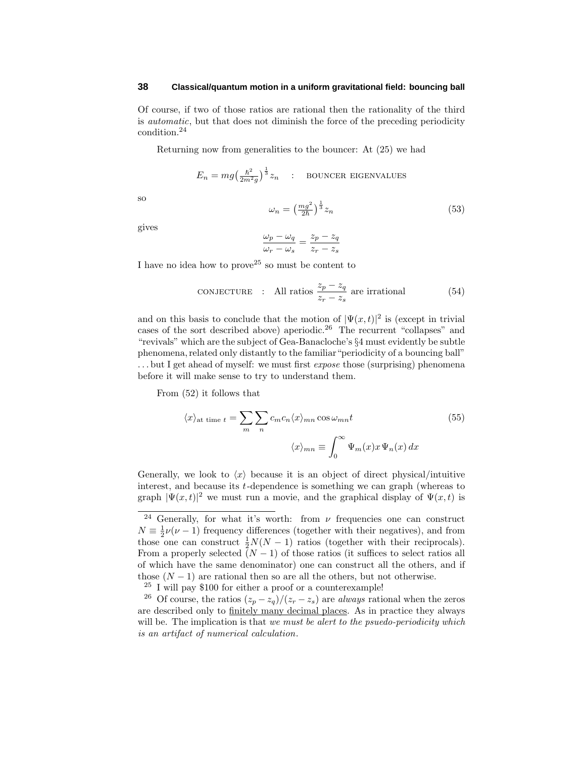Of course, if two of those ratios are rational then the rationality of the third is *automatic*, but that does not diminish the force of the preceding periodicity condition.[24]

Returning now from generalities to the bouncer: At (25) we had

$$E_n = mg\left(\tfrac{\hbar^2}{2m^2g}\right)^{\frac{1}{3}} z_n \quad : \quad \text{BOUNCER EIGENVALUES}$$

so

$$\omega_n = \left(\tfrac{mg^2}{2\hbar}\right)^{\frac{1}{3}} z_n \tag{53}$$

gives

$$\frac{\omega_p - \omega_q}{\omega_r - \omega_s} = \frac{z_p - z_q}{z_r - z_s}$$

I have no idea how to prove[25] so must be content to

$$\text{CONJECTURE} \quad : \quad \text{All ratios } \frac{z_p - z_q}{z_r - z_s} \text{ are irrational} \tag{54}$$

and on this basis to conclude that the motion of $|\Psi(x,t)|^2$ is (except in trivial cases of the sort described above) aperiodic.[26] The recurrent "collapses" and "revivals" which are the subject of Gea-Banacloche's §4 must evidently be subtle phenomena, related only distantly to the familiar "periodicity of a bouncing ball" ... but I get ahead of myself: we must first *expose* those (surprising) phenomena before it will make sense to try to understand them.

From (52) it follows that

$$\langle x \rangle_{\text{at time } t} = \sum_m \sum_n c_m c_n \langle x \rangle_{mn} \cos \omega_{mn} t \tag{55}$$

$$\langle x \rangle_{mn} \equiv \int_0^\infty \Psi_m(x) x \, \Psi_n(x) \, dx$$

Generally, we look to $\langle x \rangle$ because it is an object of direct physical/intuitive interest, and because its $t$-dependence is something we can graph (whereas to graph $|\Psi(x,t)|^2$ we must run a movie, and the graphical display of $\Psi(x,t)$ is

---

[24] Generally, for what it's worth: from $\nu$ frequencies one can construct $N \equiv \frac{1}{2}\nu(\nu - 1)$ frequency differences (together with their negatives), and from those one can construct $\frac{1}{2}N(N-1)$ ratios (together with their reciprocals). From a properly selected $(N-1)$ of those ratios (it suffices to select ratios all of which have the same denominator) one can construct all the others, and if those $(N-1)$ are rational then so are all the others, but not otherwise.

[25] I will pay \$100 for either a proof or a counterexample!

[26] Of course, the ratios $(z_p - z_q)/(z_r - z_s)$ are *always* rational when the zeros are described only to finitely many decimal places. As in practice they always will be. The implication is that *we must be alert to the psuedo-periodicity which is an artifact of numerical calculation.*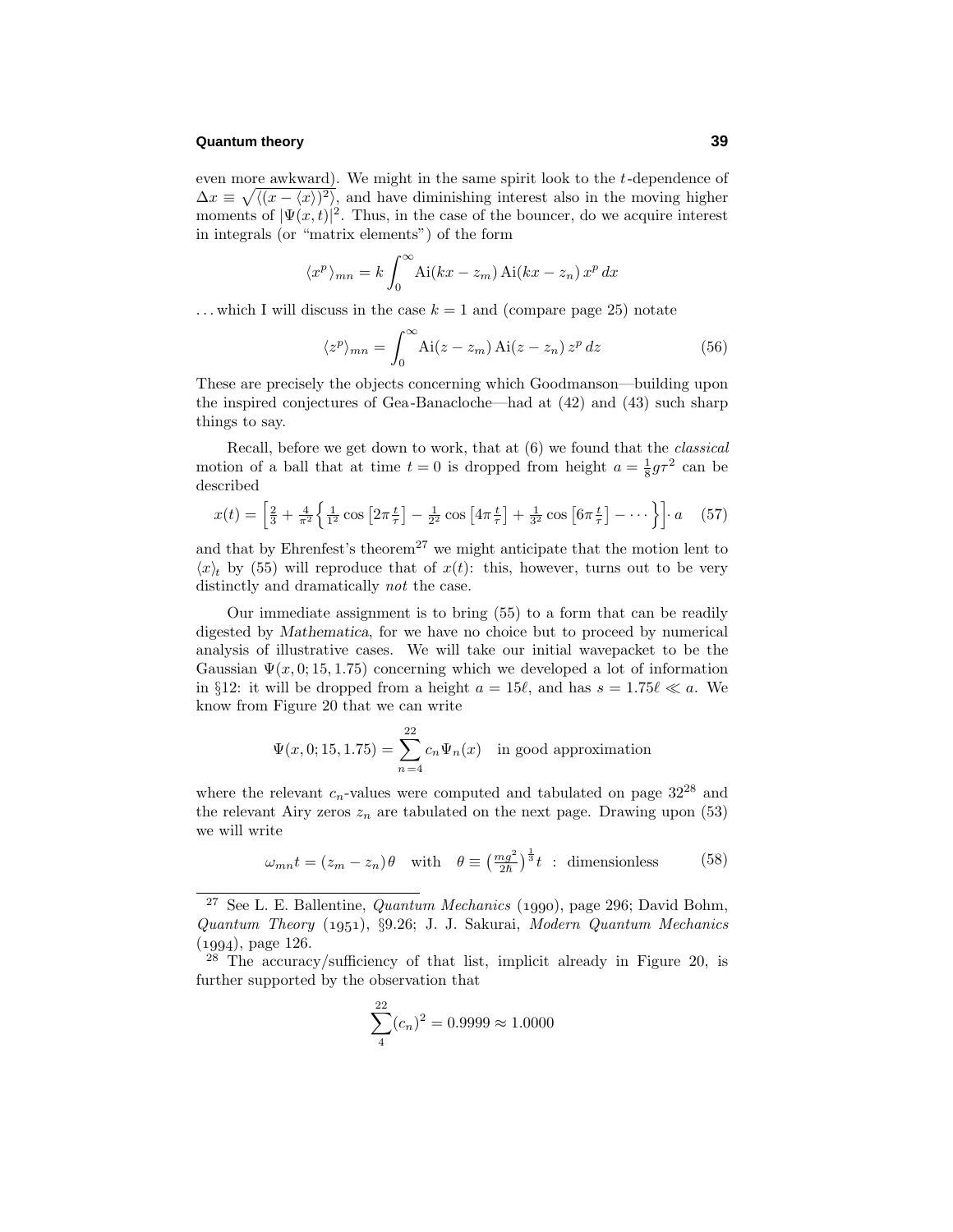even more awkward). We might in the same spirit look to the $t$-dependence of $\Delta x \equiv \sqrt{\langle (x - \langle x \rangle)^2 \rangle}$, and have diminishing interest also in the moving higher moments of $|\Psi(x,t)|^2$. Thus, in the case of the bouncer, do we acquire interest in integrals (or "matrix elements") of the form

$$\langle x^p \rangle_{mn} = k \int_0^\infty \text{Ai}(kx - z_m)\,\text{Ai}(kx - z_n)\, x^p\, dx$$

...which I will discuss in the case $k = 1$ and (compare page 25) notate

$$\langle z^p \rangle_{mn} = \int_0^\infty \text{Ai}(z - z_m)\,\text{Ai}(z - z_n)\, z^p\, dz \tag{56}$$

These are precisely the objects concerning which Goodmanson—building upon the inspired conjectures of Gea-Banacloche—had at (42) and (43) such sharp things to say.

Recall, before we get down to work, that at (6) we found that the *classical* motion of a ball that at time $t = 0$ is dropped from height $a = \frac{1}{8} g\tau^2$ can be described

$$x(t) = \Big[\tfrac{2}{3} + \tfrac{4}{\pi^2}\Big\{\tfrac{1}{1^2}\cos\big[2\pi\tfrac{t}{\tau}\big] - \tfrac{1}{2^2}\cos\big[4\pi\tfrac{t}{\tau}\big] + \tfrac{1}{3^2}\cos\big[6\pi\tfrac{t}{\tau}\big] - \cdots\Big\}\Big]\cdot a \tag{57}$$

and that by Ehrenfest's theorem[27] we might anticipate that the motion lent to $\langle x \rangle_t$ by (55) will reproduce that of $x(t)$: this, however, turns out to be very distinctly and dramatically *not* the case.

Our immediate assignment is to bring (55) to a form that can be readily digested by *Mathematica*, for we have no choice but to proceed by numerical analysis of illustrative cases. We will take our initial wavepacket to be the Gaussian $\Psi(x, 0; 15, 1.75)$ concerning which we developed a lot of information in §12: it will be dropped from a height $a = 15\ell$, and has $s = 1.75\ell \ll a$. We know from Figure 20 that we can write

$$\Psi(x, 0; 15, 1.75) = \sum_{n=4}^{22} c_n \Psi_n(x) \quad \text{in good approximation}$$

where the relevant $c_n$-values were computed and tabulated on page 32[28] and the relevant Airy zeros $z_n$ are tabulated on the next page. Drawing upon (53) we will write

$$\omega_{mn} t = (z_m - z_n)\theta \quad \text{with} \quad \theta \equiv \big(\tfrac{mg^2}{2\hbar}\big)^{\frac{1}{3}} t \ : \ \text{dimensionless} \tag{58}$$

---

[27] See L. E. Ballentine, *Quantum Mechanics* (1990), page 296; David Bohm, *Quantum Theory* (1951), §9.26; J. J. Sakurai, *Modern Quantum Mechanics* (1994), page 126.

[28] The accuracy/sufficiency of that list, implicit already in Figure 20, is further supported by the observation that

$$\sum_4^{22} (c_n)^2 = 0.9999 \approx 1.0000$$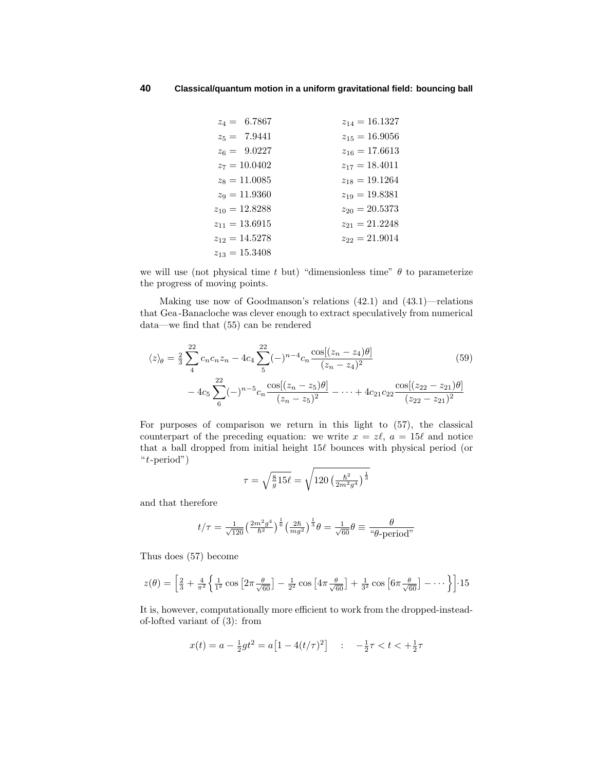$$
\begin{aligned}
z_4 &= \phantom{0}6.7867 & \qquad z_{14} &= 16.1327 \\
z_5 &= \phantom{0}7.9441 & z_{15} &= 16.9056 \\
z_6 &= \phantom{0}9.0227 & z_{16} &= 17.6613 \\
z_7 &= 10.0402 & z_{17} &= 18.4011 \\
z_8 &= 11.0085 & z_{18} &= 19.1264 \\
z_9 &= 11.9360 & z_{19} &= 19.8381 \\
z_{10} &= 12.8288 & z_{20} &= 20.5373 \\
z_{11} &= 13.6915 & z_{21} &= 21.2248 \\
z_{12} &= 14.5278 & z_{22} &= 21.9014 \\
z_{13} &= 15.3408 & &
\end{aligned}
$$

we will use (not physical time $t$ but) "dimensionless time" $\theta$ to parameterize the progress of moving points.

Making use now of Goodmanson's relations (42.1) and (43.1)—relations that Gea-Banacloche was clever enough to extract speculatively from numerical data—we find that (55) can be rendered

$$
\begin{aligned}
\langle z\rangle_\theta = \tfrac{2}{3}\sum_4^{22} c_n c_n z_n - 4c_4\sum_5^{22}(-)^{n-4}c_n\frac{\cos[(z_n-z_4)\theta]}{(z_n-z_4)^2} \qquad\qquad (59)\\
-4c_5\sum_6^{22}(-)^{n-5}c_n\frac{\cos[(z_n-z_5)\theta]}{(z_n-z_5)^2} - \cdots + 4c_{21}c_{22}\frac{\cos[(z_{22}-z_{21})\theta]}{(z_{22}-z_{21})^2}
\end{aligned}
$$

For purposes of comparison we return in this light to (57), the classical counterpart of the preceding equation: we write $x = z\ell$, $a = 15\ell$ and notice that a ball dropped from initial height $15\ell$ bounces with physical period (or "$t$-period")

$$
\tau = \sqrt{\tfrac{8}{g}15\ell} = \sqrt{120\left(\tfrac{\hbar^2}{2m^2g^4}\right)^{\frac{1}{3}}}
$$

and that therefore

$$
t/\tau = \tfrac{1}{\sqrt{120}}\left(\tfrac{2m^2g^4}{\hbar^2}\right)^{\frac{1}{6}}\left(\tfrac{2\hbar}{mg^2}\right)^{\frac{1}{3}}\theta = \tfrac{1}{\sqrt{60}}\theta \equiv \frac{\theta}{\text{“}\theta\text{-period”}}
$$

Thus does (57) become

$$
z(\theta) = \Big[\tfrac{2}{3} + \tfrac{4}{\pi^2}\Big\{\tfrac{1}{1^2}\cos\big[2\pi\tfrac{\theta}{\sqrt{60}}\big] - \tfrac{1}{2^2}\cos\big[4\pi\tfrac{\theta}{\sqrt{60}}\big] + \tfrac{1}{3^2}\cos\big[6\pi\tfrac{\theta}{\sqrt{60}}\big] - \cdots\Big\}\Big]\cdot 15
$$

It is, however, computationally more efficient to work from the dropped-instead-of-lofted variant of (3): from

$$
x(t) = a - \tfrac{1}{2}gt^2 = a\big[1 - 4(t/\tau)^2\big] \quad : \quad -\tfrac{1}{2}\tau < t < +\tfrac{1}{2}\tau
$$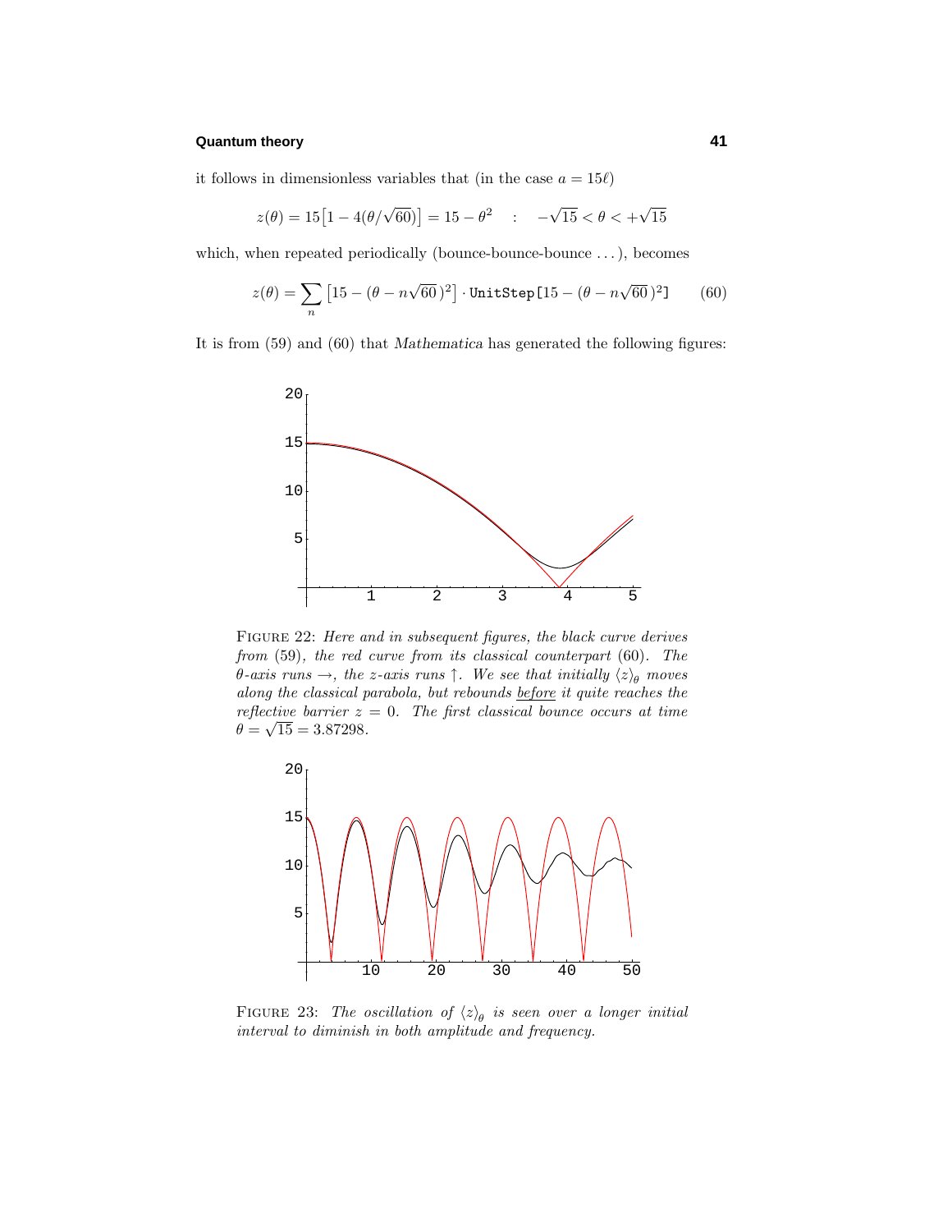it follows in dimensionless variables that (in the case $a = 15\ell$)

$$z(\theta) = 15\big[1 - 4(\theta/\sqrt{60})\big] = 15 - \theta^2 \quad : \quad -\sqrt{15} < \theta < +\sqrt{15}$$

which, when repeated periodically (bounce-bounce-bounce ...), becomes

$$z(\theta) = \sum_n \big[15 - (\theta - n\sqrt{60}\,)^2\big] \cdot \texttt{UnitStep[}15 - (\theta - n\sqrt{60}\,)^2\texttt{]} \tag{60}$$

It is from (59) and (60) that *Mathematica* has generated the following figures:

FIGURE 22: *Here and in subsequent figures, the black curve derives from* (59)*, the red curve from its classical counterpart* (60)*. The* $\theta$*-axis runs* $\rightarrow$*, the* $z$*-axis runs* $\uparrow$*. We see that initially* $\langle z\rangle_\theta$ *moves along the classical parabola, but rebounds* before *it quite reaches the reflective barrier* $z = 0$*. The first classical bounce occurs at time* $\theta = \sqrt{15} = 3.87298$.

FIGURE 23: *The oscillation of* $\langle z\rangle_\theta$ *is seen over a longer initial interval to diminish in both amplitude and frequency.*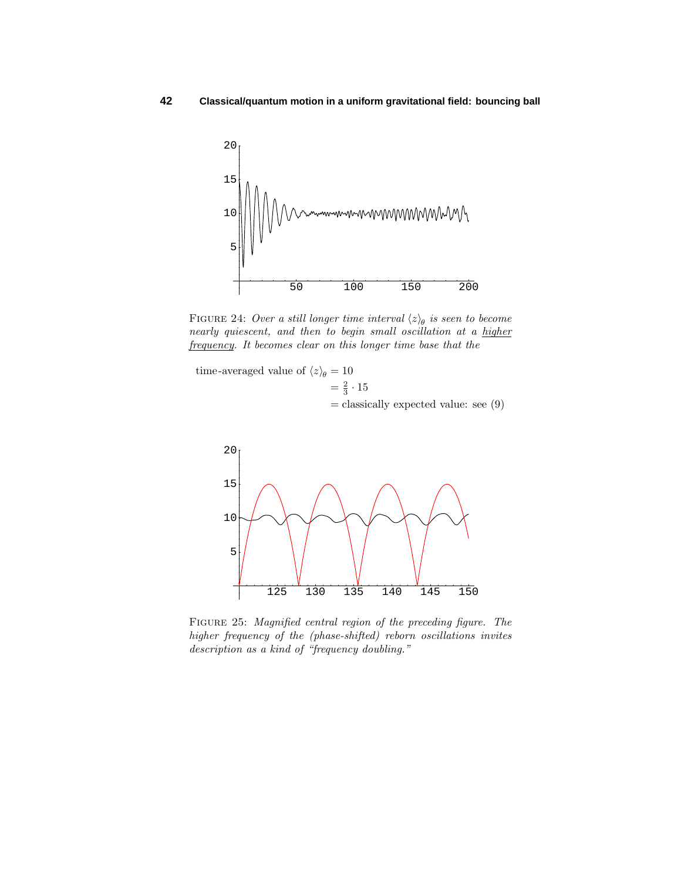FIGURE 24: *Over a still longer time interval $\langle z\rangle_\theta$ is seen to become nearly quiescent, and then to begin small oscillation at a* <u>*higher frequency*</u>*. It becomes clear on this longer time base that the*

$$\begin{aligned}\text{time-averaged value of } \langle z\rangle_\theta &= 10\\ &= \tfrac{2}{3}\cdot 15\\ &= \text{classically expected value: see (9)}\end{aligned}$$

FIGURE 25: *Magnified central region of the preceding figure. The higher frequency of the (phase-shifted) reborn oscillations invites description as a kind of "frequency doubling."*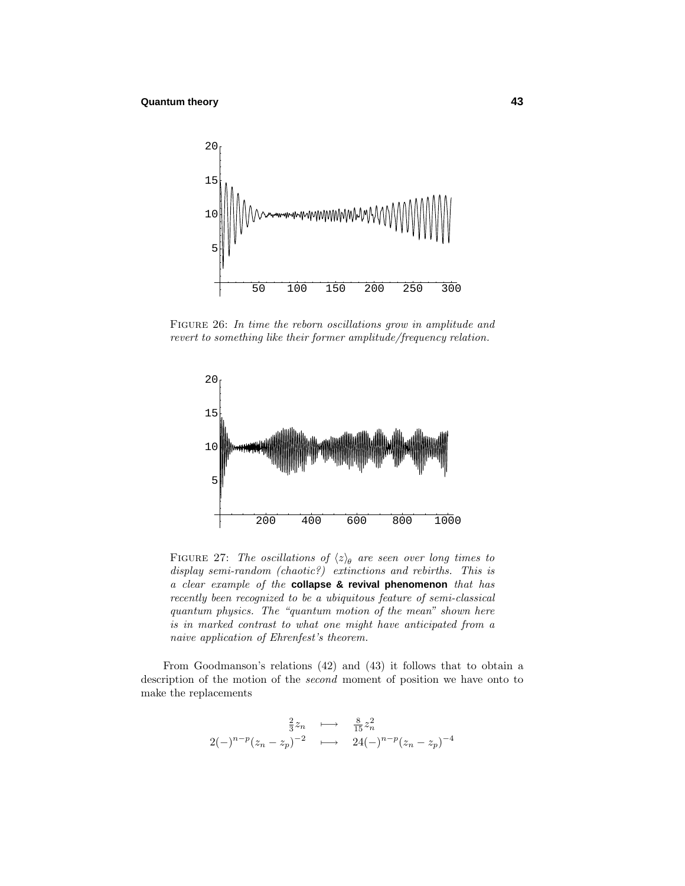FIGURE 26: *In time the reborn oscillations grow in amplitude and revert to something like their former amplitude/frequency relation.*

FIGURE 27: *The oscillations of $\langle z \rangle_\theta$ are seen over long times to display semi-random (chaotic?) extinctions and rebirths. This is a clear example of the* **collapse & revival phenomenon** *that has recently been recognized to be a ubiquitous feature of semi-classical quantum physics. The "quantum motion of the mean" shown here is in marked contrast to what one might have anticipated from a naive application of Ehrenfest's theorem.*

From Goodmanson's relations (42) and (43) it follows that to obtain a description of the motion of the *second* moment of position we have onto to make the replacements

$$
\begin{aligned}
\tfrac{2}{3} z_n &\longmapsto \tfrac{8}{15} z_n^2 \\
2(-)^{n-p}(z_n - z_p)^{-2} &\longmapsto 24(-)^{n-p}(z_n - z_p)^{-4}
\end{aligned}
$$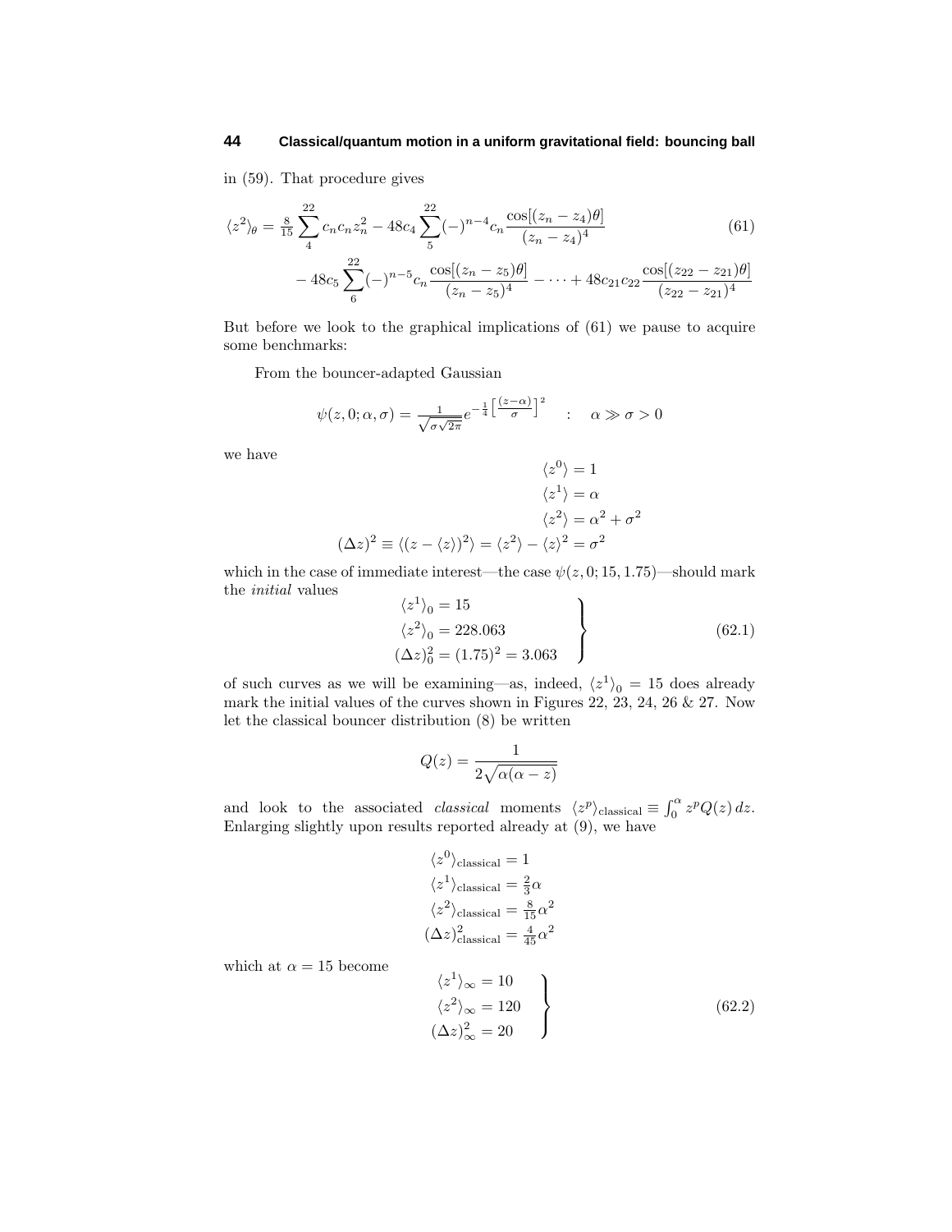in (59). That procedure gives

$$
\begin{aligned}
\langle z^2\rangle_\theta = \tfrac{8}{15}\sum_4^{22} c_n c_n z_n^2 - 48c_4\sum_5^{22}(-)^{n-4}c_n\frac{\cos[(z_n-z_4)\theta]}{(z_n-z_4)^4} \\
- 48c_5\sum_6^{22}(-)^{n-5}c_n\frac{\cos[(z_n-z_5)\theta]}{(z_n-z_5)^4} - \cdots + 48c_{21}c_{22}\frac{\cos[(z_{22}-z_{21})\theta]}{(z_{22}-z_{21})^4}
\end{aligned}
\tag{61}
$$

But before we look to the graphical implications of (61) we pause to acquire some benchmarks:

From the bouncer-adapted Gaussian

$$
\psi(z,0;\alpha,\sigma) = \frac{1}{\sqrt{\sigma\sqrt{2\pi}}}e^{-\frac{1}{4}\left[\frac{(z-\alpha)}{\sigma}\right]^2} \quad : \quad \alpha \gg \sigma > 0
$$

we have

$$
\begin{aligned}
\langle z^0\rangle &= 1\\
\langle z^1\rangle &= \alpha\\
\langle z^2\rangle &= \alpha^2+\sigma^2\\
(\Delta z)^2 \equiv \langle (z-\langle z\rangle)^2\rangle = \langle z^2\rangle - \langle z\rangle^2 &= \sigma^2
\end{aligned}
$$

which in the case of immediate interest—the case $\psi(z,0;15,1.75)$—should mark the *initial* values

$$
\left.
\begin{aligned}
\langle z^1\rangle_0 &= 15\\
\langle z^2\rangle_0 &= 228.063\\
(\Delta z)_0^2 = (1.75)^2 &= 3.063
\end{aligned}
\right\}
\tag{62.1}
$$

of such curves as we will be examining—as, indeed, $\langle z^1\rangle_0 = 15$ does already mark the initial values of the curves shown in Figures 22, 23, 24, 26 & 27. Now let the classical bouncer distribution (8) be written

$$
Q(z) = \frac{1}{2\sqrt{\alpha(\alpha - z)}}
$$

and look to the associated *classical* moments $\langle z^p\rangle_\text{classical} \equiv \int_0^\alpha z^p Q(z)\,dz$. Enlarging slightly upon results reported already at (9), we have

$$
\begin{aligned}
\langle z^0\rangle_\text{classical} &= 1\\
\langle z^1\rangle_\text{classical} &= \tfrac{2}{3}\alpha\\
\langle z^2\rangle_\text{classical} &= \tfrac{8}{15}\alpha^2\\
(\Delta z)^2_\text{classical} &= \tfrac{4}{45}\alpha^2
\end{aligned}
$$

which at $\alpha = 15$ become

$$
\left.
\begin{aligned}
\langle z^1\rangle_\infty &= 10\\
\langle z^2\rangle_\infty &= 120\\
(\Delta z)^2_\infty &= 20
\end{aligned}
\right\}
\tag{62.2}
$$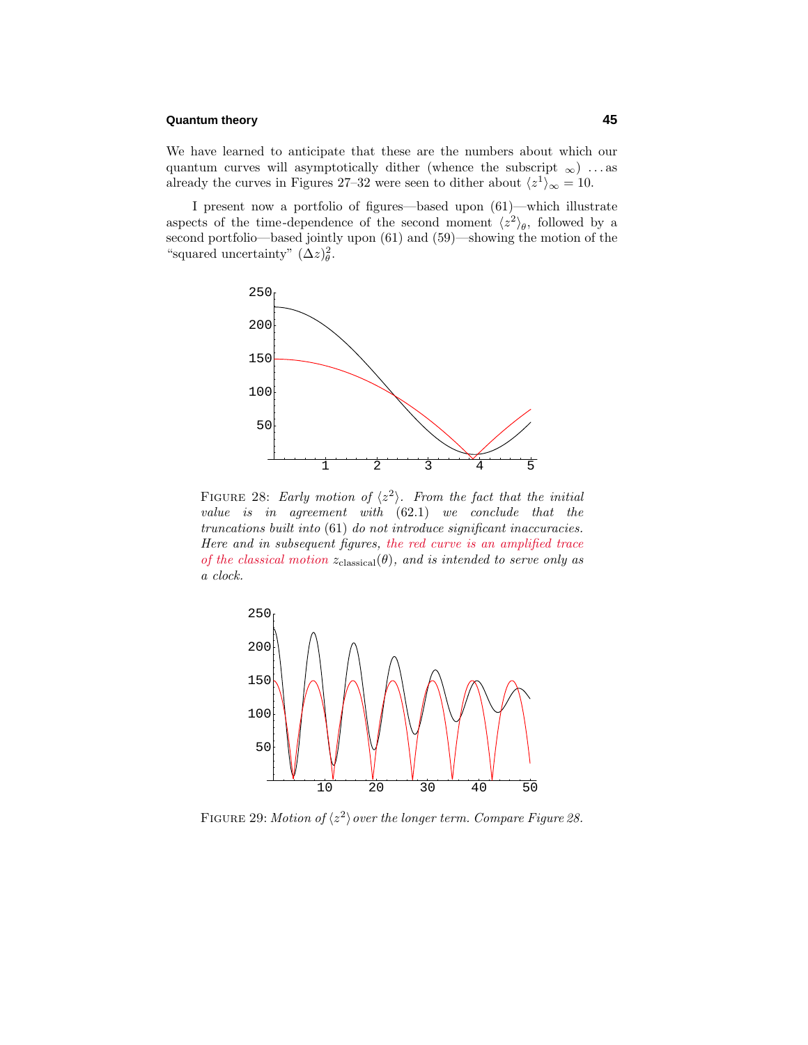We have learned to anticipate that these are the numbers about which our quantum curves will asymptotically dither (whence the subscript $_\infty$) . . . as already the curves in Figures 27–32 were seen to dither about $\langle z^1\rangle_\infty = 10$.

I present now a portfolio of figures—based upon (61)—which illustrate aspects of the time-dependence of the second moment $\langle z^2\rangle_\theta$, followed by a second portfolio—based jointly upon (61) and (59)—showing the motion of the "squared uncertainty" $(\Delta z)^2_\theta$.

FIGURE 28: *Early motion of* $\langle z^2\rangle$. *From the fact that the initial value is in agreement with* (62.1) *we conclude that the truncations built into* (61) *do not introduce significant inaccuracies. Here and in subsequent figures, the red curve is an amplified trace of the classical motion* $z_{\text{classical}}(\theta)$, *and is intended to serve only as a clock.*

FIGURE 29: *Motion of* $\langle z^2\rangle$ *over the longer term. Compare Figure 28.*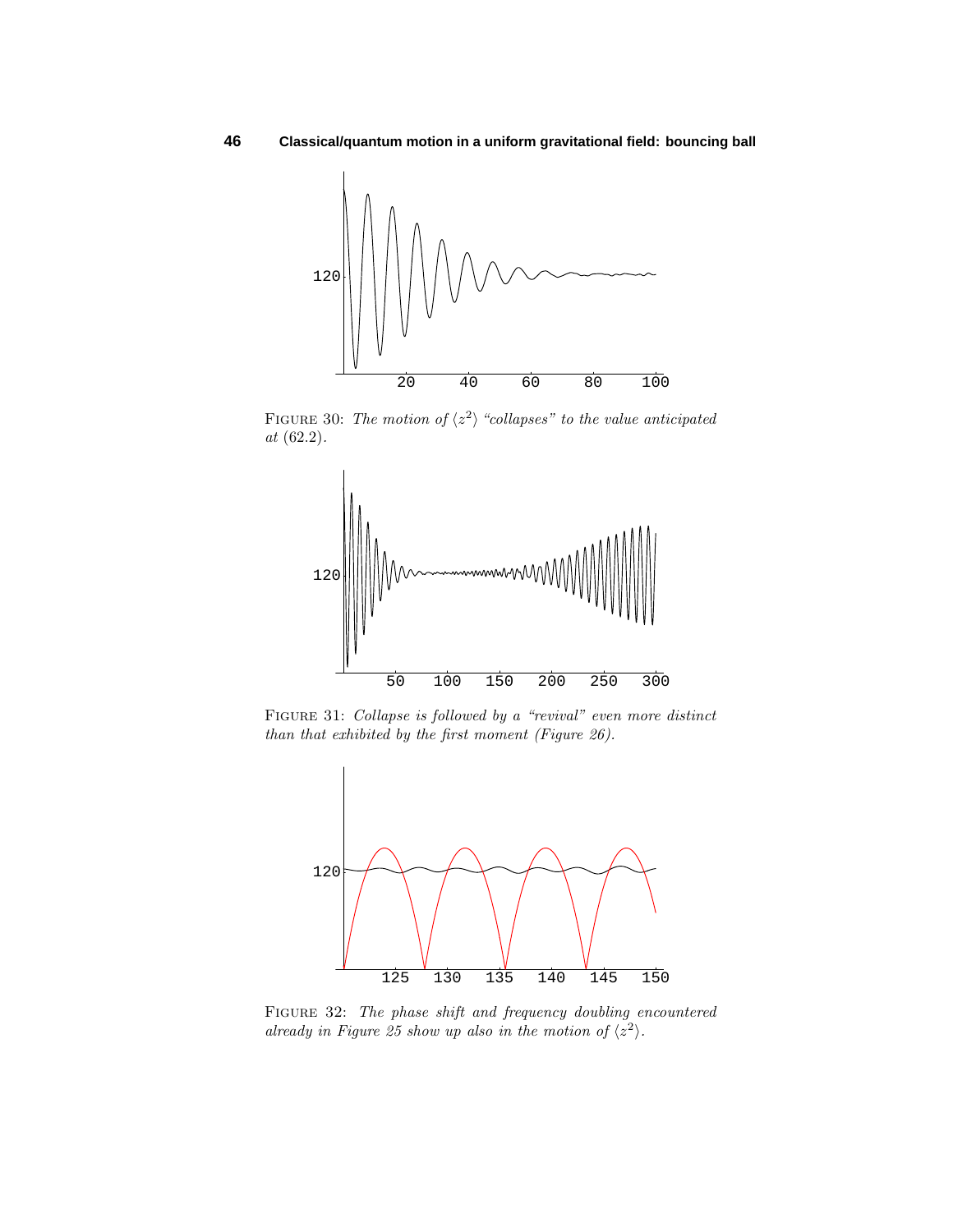FIGURE 30: *The motion of $\langle z^2 \rangle$ "collapses" to the value anticipated at* (62.2).

FIGURE 31: *Collapse is followed by a "revival" even more distinct than that exhibited by the first moment (Figure 26).*

FIGURE 32: *The phase shift and frequency doubling encountered already in Figure 25 show up also in the motion of $\langle z^2 \rangle$.*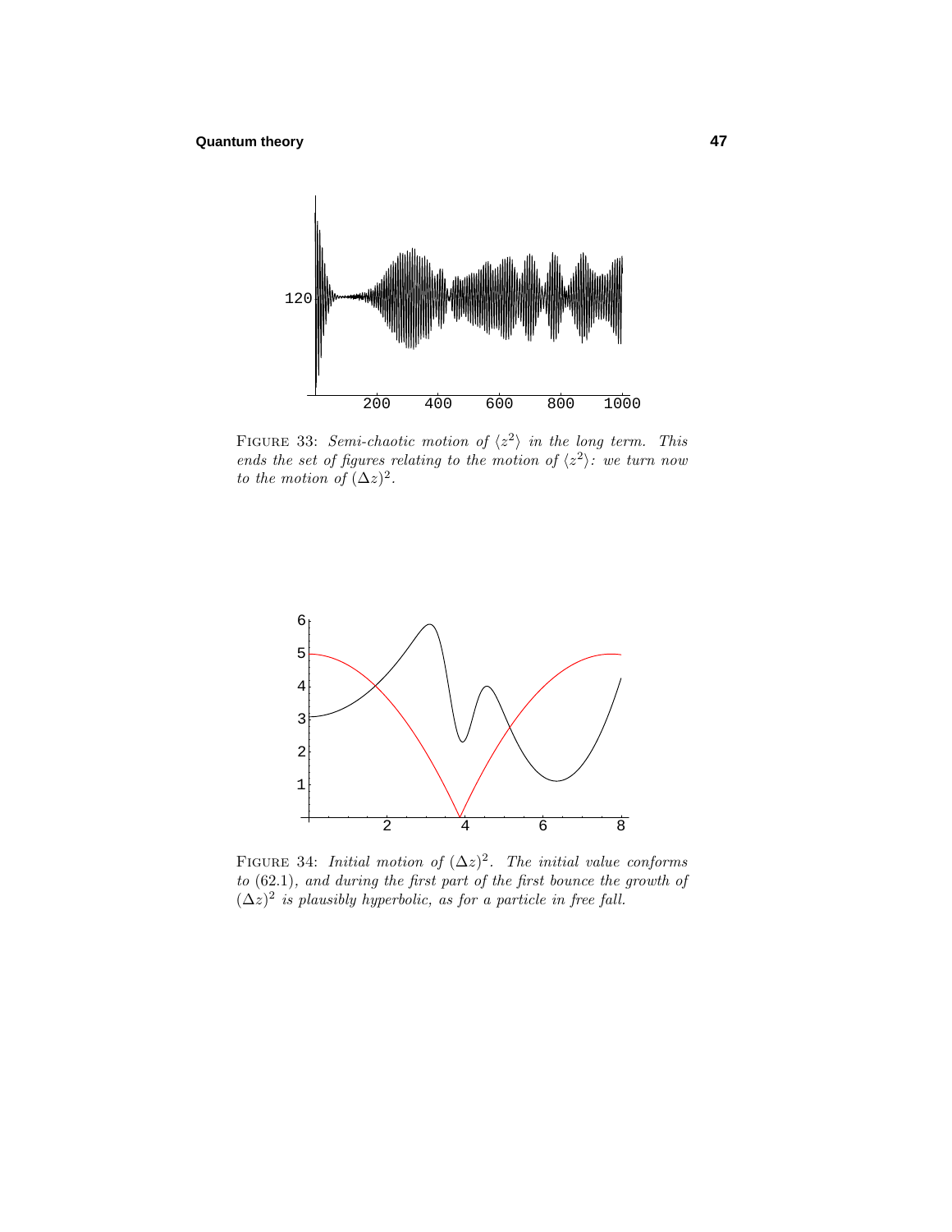FIGURE 33: *Semi-chaotic motion of $\langle z^2\rangle$ in the long term. This ends the set of figures relating to the motion of $\langle z^2\rangle$: we turn now to the motion of $(\Delta z)^2$.*

FIGURE 34: *Initial motion of $(\Delta z)^2$. The initial value conforms to* (62.1)*, and during the first part of the first bounce the growth of $(\Delta z)^2$ is plausibly hyperbolic, as for a particle in free fall.*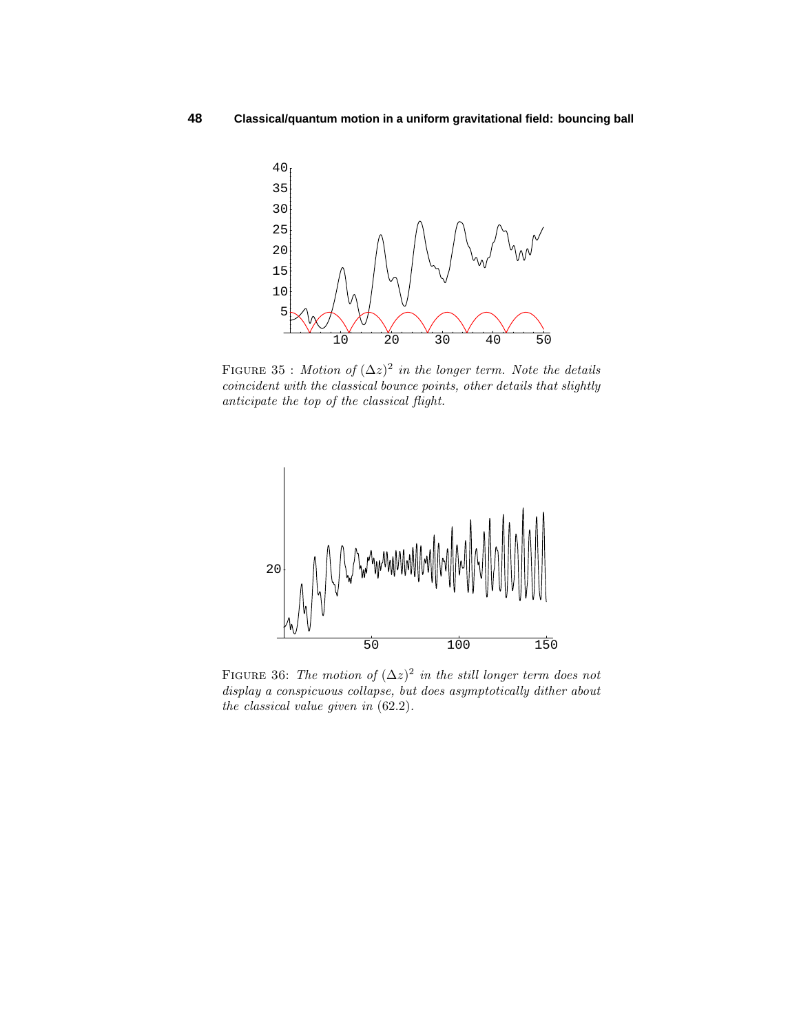FIGURE 35 : *Motion of $(\Delta z)^2$ in the longer term. Note the details coincident with the classical bounce points, other details that slightly anticipate the top of the classical flight.*

FIGURE 36: *The motion of $(\Delta z)^2$ in the still longer term does not display a conspicuous collapse, but does asymptotically dither about the classical value given in* (62.2).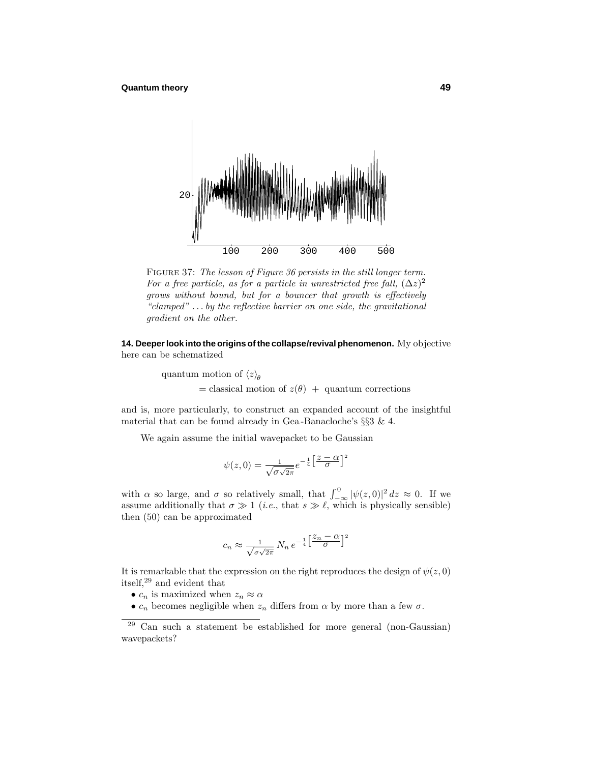20

100 200 300 400 500

FIGURE 37: *The lesson of Figure 36 persists in the still longer term. For a free particle, as for a particle in unrestricted free fall, $(\Delta z)^2$ grows without bound, but for a bouncer that growth is effectively "clamped" ... by the reflective barrier on one side, the gravitational gradient on the other.*

**14. Deeper look into the origins of the collapse/revival phenomenon.** My objective here can be schematized

$$\begin{aligned}\text{quantum motion of } \langle z\rangle_\theta \\ &= \text{classical motion of } z(\theta) \;+\; \text{quantum corrections}\end{aligned}$$

and is, more particularly, to construct an expanded account of the insightful material that can be found already in Gea-Banacloche's §§3 & 4.

We again assume the initial wavepacket to be Gaussian

$$\psi(z,0) = \frac{1}{\sqrt{\sigma\sqrt{2\pi}}}e^{-\frac{1}{4}\left[\frac{z-\alpha}{\sigma}\right]^2}$$

with $\alpha$ so large, and $\sigma$ so relatively small, that $\int_{-\infty}^{0}|\psi(z,0)|^2\,dz \approx 0$. If we assume additionally that $\sigma \gg 1$ (*i.e.*, that $s \gg \ell$, which is physically sensible) then (50) can be approximated

$$c_n \approx \frac{1}{\sqrt{\sigma\sqrt{2\pi}}}\,N_n\,e^{-\frac{1}{4}\left[\frac{z_n-\alpha}{\sigma}\right]^2}$$

It is remarkable that the expression on the right reproduces the design of $\psi(z,0)$ itself,[29] and evident that

- $c_n$ is maximized when $z_n \approx \alpha$
- $c_n$ becomes negligible when $z_n$ differs from $\alpha$ by more than a few $\sigma$.

---

[29] Can such a statement be established for more general (non-Gaussian) wavepackets?